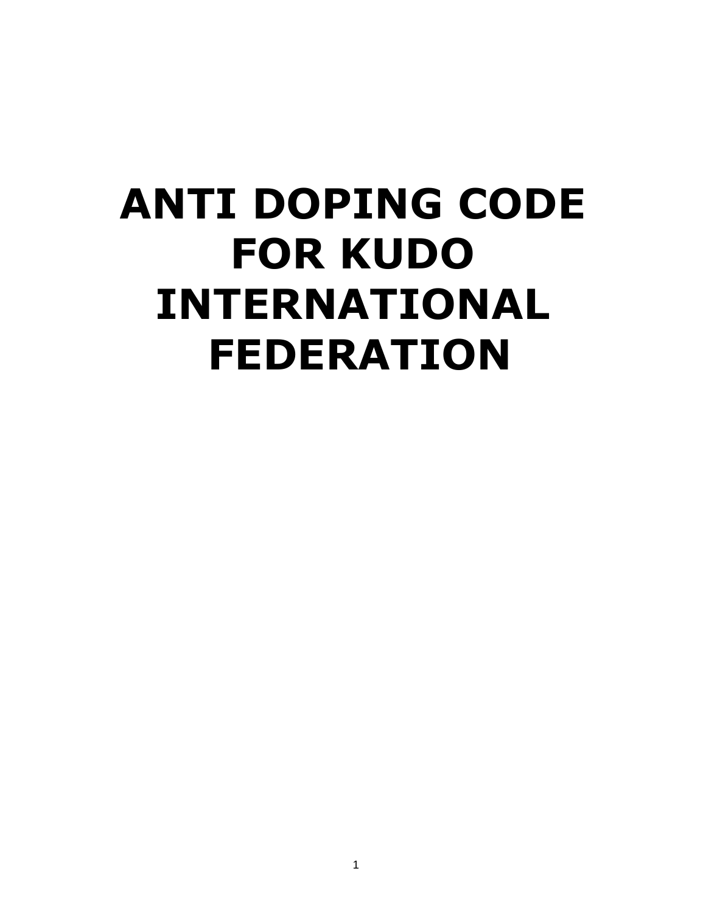# ANTI DOPING CODE FOR KUDO INTERNATIONAL FEDERATION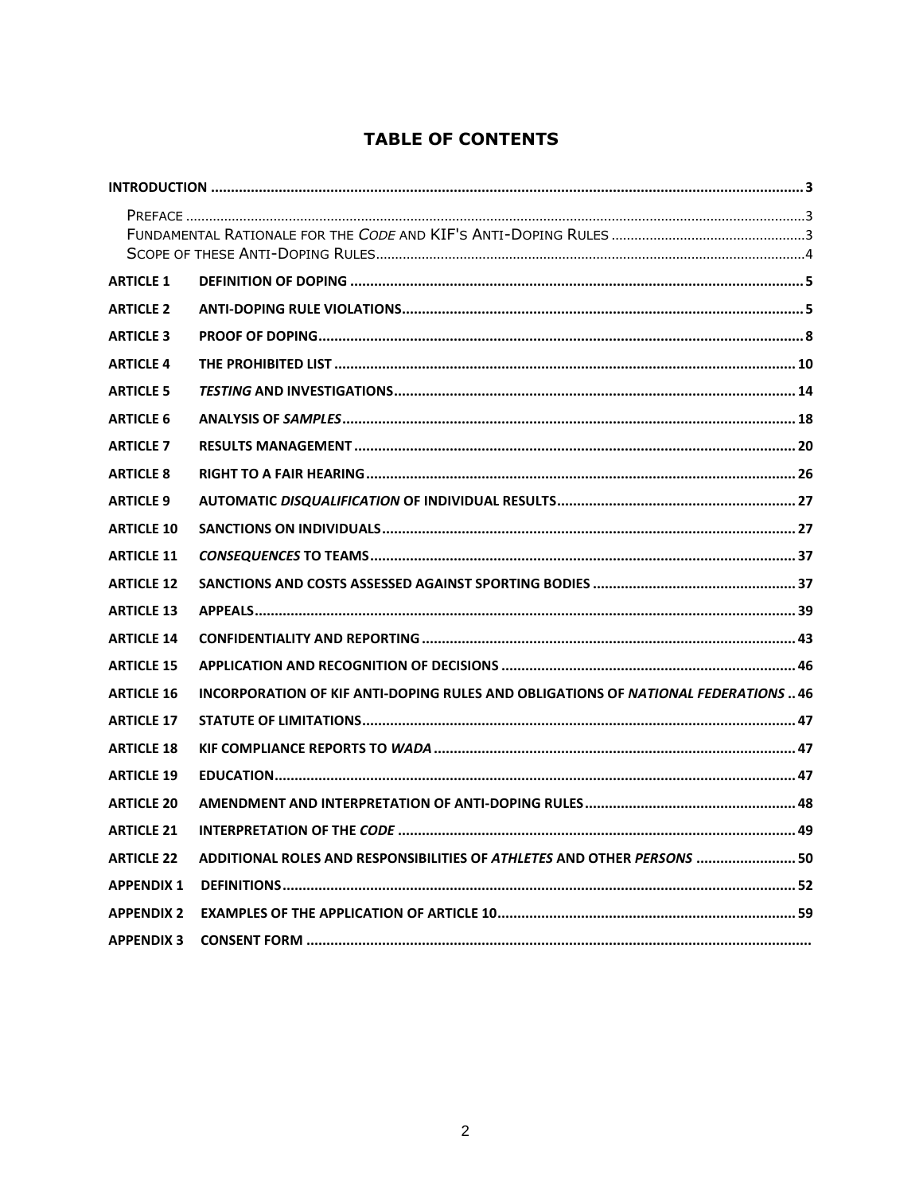# TABLE OF CONTENTS

**INTRODUCTION** ..... 3

- Preface ..... 3
- Fundamental Rationale for the *Code* and KIF's Anti-Doping Rules ..... 3
- Scope of these Anti-Doping Rules ..... 4

| | | |
|---|---|---|
| **ARTICLE 1** | **DEFINITION OF DOPING** | **5** |
| **ARTICLE 2** | **ANTI-DOPING RULE VIOLATIONS** | **5** |
| **ARTICLE 3** | **PROOF OF DOPING** | **8** |
| **ARTICLE 4** | **THE PROHIBITED LIST** | **10** |
| **ARTICLE 5** | ***TESTING* AND INVESTIGATIONS** | **14** |
| **ARTICLE 6** | **ANALYSIS OF *SAMPLES*** | **18** |
| **ARTICLE 7** | **RESULTS MANAGEMENT** | **20** |
| **ARTICLE 8** | **RIGHT TO A FAIR HEARING** | **26** |
| **ARTICLE 9** | **AUTOMATIC *DISQUALIFICATION* OF INDIVIDUAL RESULTS** | **27** |
| **ARTICLE 10** | **SANCTIONS ON INDIVIDUALS** | **27** |
| **ARTICLE 11** | ***CONSEQUENCES* TO TEAMS** | **37** |
| **ARTICLE 12** | **SANCTIONS AND COSTS ASSESSED AGAINST SPORTING BODIES** | **37** |
| **ARTICLE 13** | **APPEALS** | **39** |
| **ARTICLE 14** | **CONFIDENTIALITY AND REPORTING** | **43** |
| **ARTICLE 15** | **APPLICATION AND RECOGNITION OF DECISIONS** | **46** |
| **ARTICLE 16** | **INCORPORATION OF KIF ANTI-DOPING RULES AND OBLIGATIONS OF *NATIONAL FEDERATIONS*** | **46** |
| **ARTICLE 17** | **STATUTE OF LIMITATIONS** | **47** |
| **ARTICLE 18** | **KIF COMPLIANCE REPORTS TO *WADA*** | **47** |
| **ARTICLE 19** | **EDUCATION** | **47** |
| **ARTICLE 20** | **AMENDMENT AND INTERPRETATION OF ANTI-DOPING RULES** | **48** |
| **ARTICLE 21** | **INTERPRETATION OF THE *CODE*** | **49** |
| **ARTICLE 22** | **ADDITIONAL ROLES AND RESPONSIBILITIES OF *ATHLETES* AND OTHER *PERSONS*** | **50** |
| **APPENDIX 1** | **DEFINITIONS** | **52** |
| **APPENDIX 2** | **EXAMPLES OF THE APPLICATION OF ARTICLE 10** | **59** |
| **APPENDIX 3** | **CONSENT FORM** | |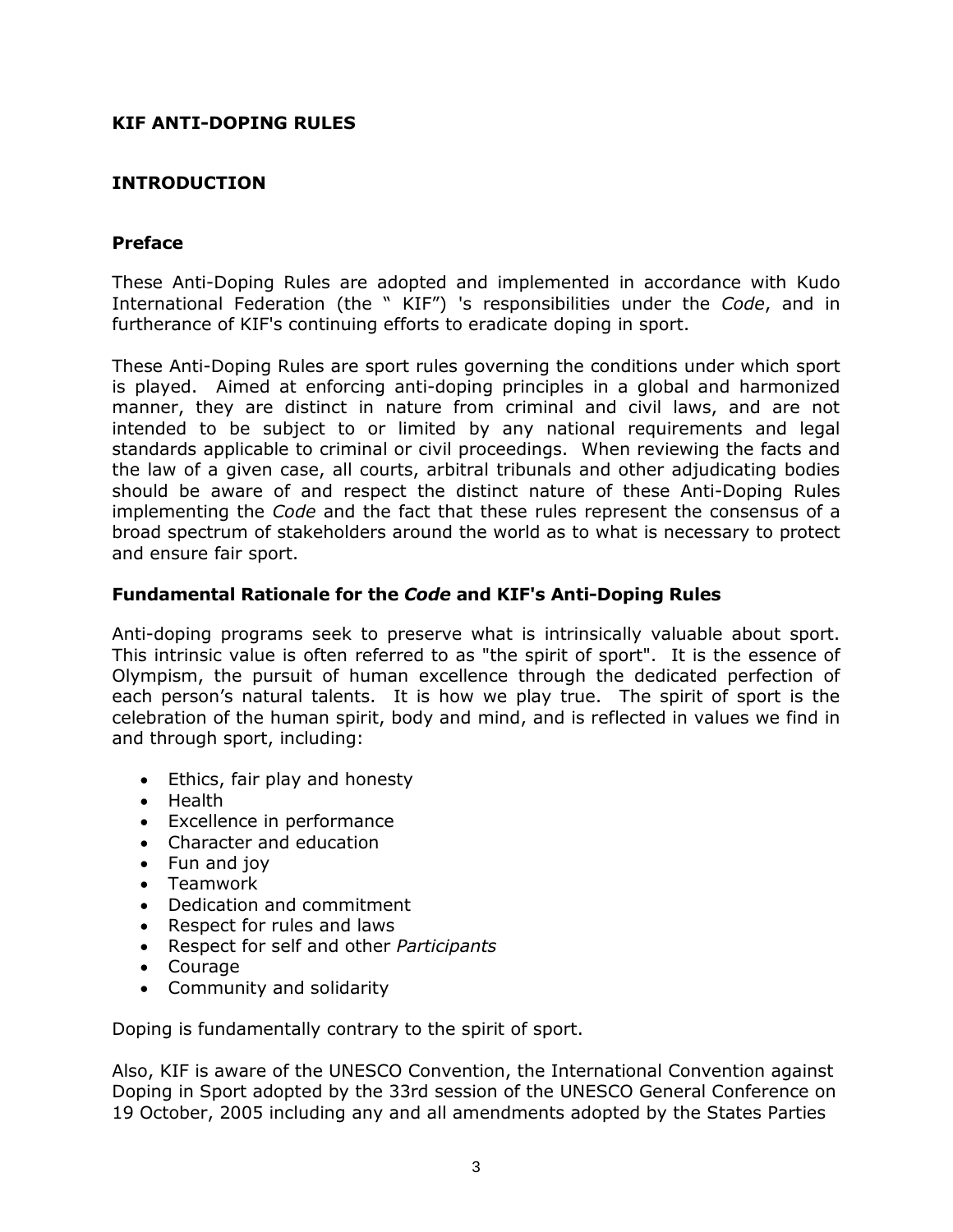## KIF ANTI-DOPING RULES

## INTRODUCTION

### Preface

These Anti-Doping Rules are adopted and implemented in accordance with Kudo International Federation (the " KIF") 's responsibilities under the *Code*, and in furtherance of KIF's continuing efforts to eradicate doping in sport.

These Anti-Doping Rules are sport rules governing the conditions under which sport is played. Aimed at enforcing anti-doping principles in a global and harmonized manner, they are distinct in nature from criminal and civil laws, and are not intended to be subject to or limited by any national requirements and legal standards applicable to criminal or civil proceedings. When reviewing the facts and the law of a given case, all courts, arbitral tribunals and other adjudicating bodies should be aware of and respect the distinct nature of these Anti-Doping Rules implementing the *Code* and the fact that these rules represent the consensus of a broad spectrum of stakeholders around the world as to what is necessary to protect and ensure fair sport.

### Fundamental Rationale for the *Code* and KIF's Anti-Doping Rules

Anti-doping programs seek to preserve what is intrinsically valuable about sport. This intrinsic value is often referred to as "the spirit of sport". It is the essence of Olympism, the pursuit of human excellence through the dedicated perfection of each person's natural talents. It is how we play true. The spirit of sport is the celebration of the human spirit, body and mind, and is reflected in values we find in and through sport, including:

- Ethics, fair play and honesty
- Health
- Excellence in performance
- Character and education
- Fun and joy
- Teamwork
- Dedication and commitment
- Respect for rules and laws
- Respect for self and other *Participants*
- Courage
- Community and solidarity

Doping is fundamentally contrary to the spirit of sport.

Also, KIF is aware of the UNESCO Convention, the International Convention against Doping in Sport adopted by the 33rd session of the UNESCO General Conference on 19 October, 2005 including any and all amendments adopted by the States Parties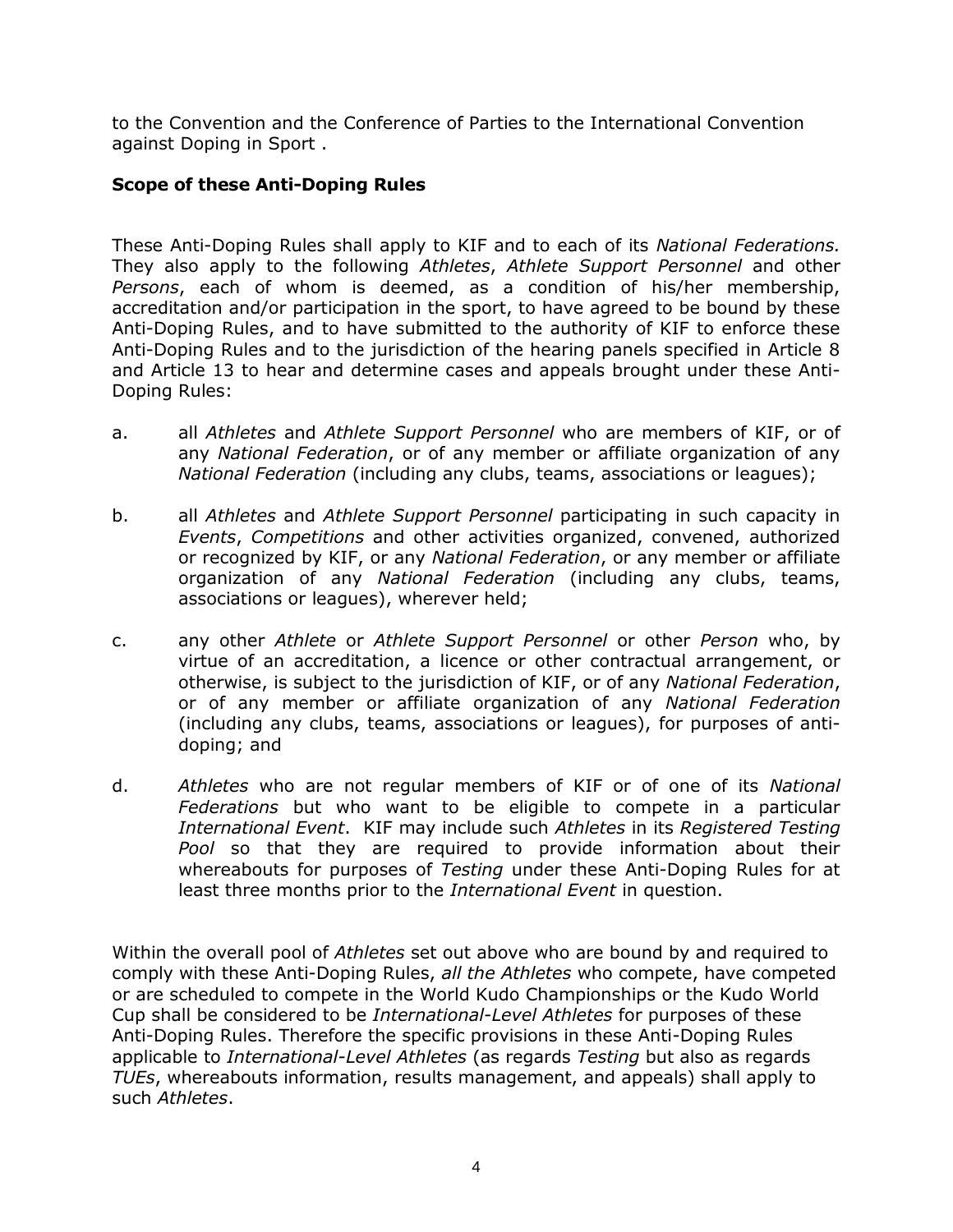to the Convention and the Conference of Parties to the International Convention against Doping in Sport .

### **Scope of these Anti-Doping Rules**

These Anti-Doping Rules shall apply to KIF and to each of its *National Federations.* They also apply to the following *Athletes*, *Athlete Support Personnel* and other *Persons*, each of whom is deemed, as a condition of his/her membership, accreditation and/or participation in the sport, to have agreed to be bound by these Anti-Doping Rules, and to have submitted to the authority of KIF to enforce these Anti-Doping Rules and to the jurisdiction of the hearing panels specified in Article 8 and Article 13 to hear and determine cases and appeals brought under these Anti-Doping Rules:

a. all *Athletes* and *Athlete Support Personnel* who are members of KIF, or of any *National Federation*, or of any member or affiliate organization of any *National Federation* (including any clubs, teams, associations or leagues);

b. all *Athletes* and *Athlete Support Personnel* participating in such capacity in *Events*, *Competitions* and other activities organized, convened, authorized or recognized by KIF, or any *National Federation*, or any member or affiliate organization of any *National Federation* (including any clubs, teams, associations or leagues), wherever held;

c. any other *Athlete* or *Athlete Support Personnel* or other *Person* who, by virtue of an accreditation, a licence or other contractual arrangement, or otherwise, is subject to the jurisdiction of KIF, or of any *National Federation*, or of any member or affiliate organization of any *National Federation* (including any clubs, teams, associations or leagues), for purposes of anti-doping; and

d. *Athletes* who are not regular members of KIF or of one of its *National Federations* but who want to be eligible to compete in a particular *International Event*. KIF may include such *Athletes* in its *Registered Testing Pool* so that they are required to provide information about their whereabouts for purposes of *Testing* under these Anti-Doping Rules for at least three months prior to the *International Event* in question.

Within the overall pool of *Athletes* set out above who are bound by and required to comply with these Anti-Doping Rules, *all the Athletes* who compete, have competed or are scheduled to compete in the World Kudo Championships or the Kudo World Cup shall be considered to be *International-Level Athletes* for purposes of these Anti-Doping Rules. Therefore the specific provisions in these Anti-Doping Rules applicable to *International-Level Athletes* (as regards *Testing* but also as regards *TUEs*, whereabouts information, results management, and appeals) shall apply to such *Athletes*.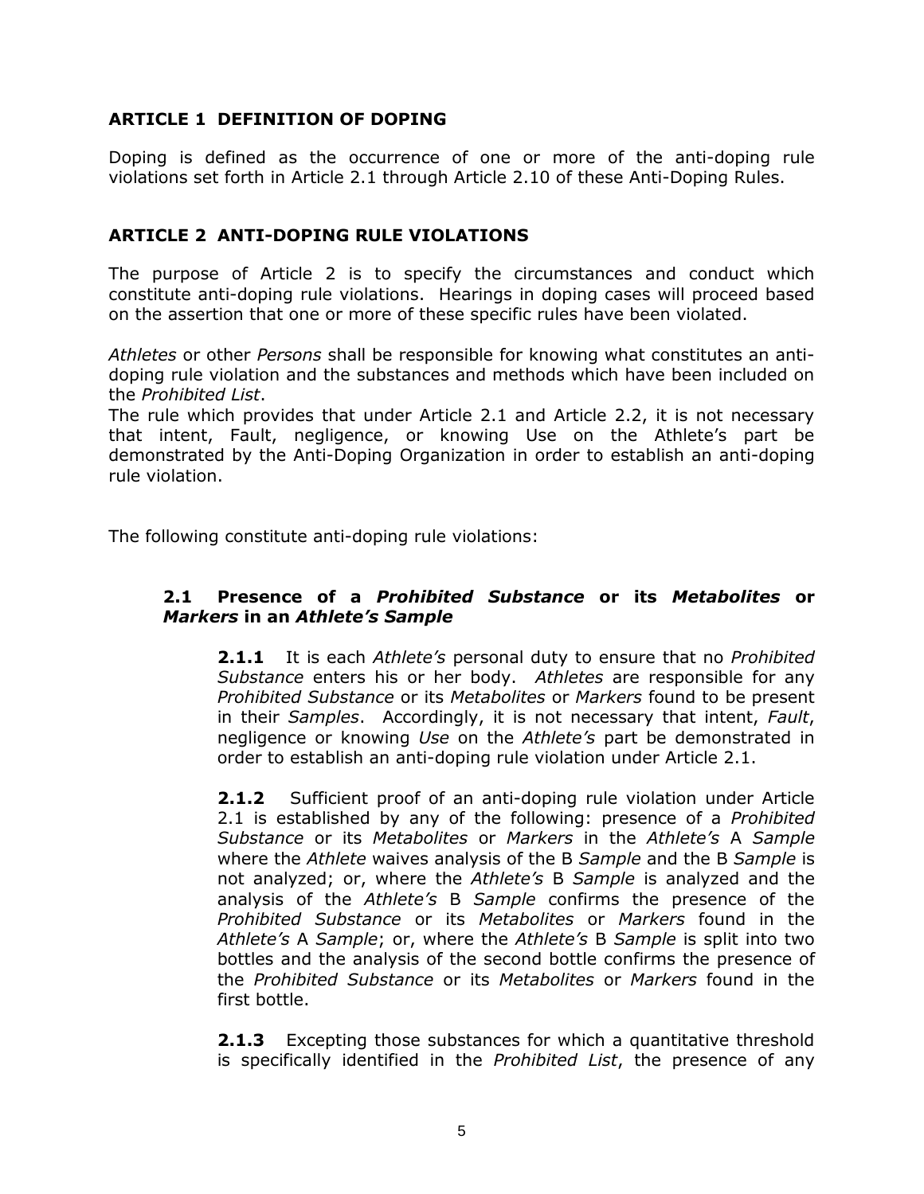## ARTICLE 1 DEFINITION OF DOPING

Doping is defined as the occurrence of one or more of the anti-doping rule violations set forth in Article 2.1 through Article 2.10 of these Anti-Doping Rules.

## ARTICLE 2 ANTI-DOPING RULE VIOLATIONS

The purpose of Article 2 is to specify the circumstances and conduct which constitute anti-doping rule violations. Hearings in doping cases will proceed based on the assertion that one or more of these specific rules have been violated.

*Athletes* or other *Persons* shall be responsible for knowing what constitutes an anti-doping rule violation and the substances and methods which have been included on the *Prohibited List*.
The rule which provides that under Article 2.1 and Article 2.2, it is not necessary that intent, Fault, negligence, or knowing Use on the Athlete's part be demonstrated by the Anti-Doping Organization in order to establish an anti-doping rule violation.

The following constitute anti-doping rule violations:

### 2.1 Presence of a *Prohibited Substance* or its *Metabolites* or *Markers* in an *Athlete's Sample*

**2.1.1** It is each *Athlete's* personal duty to ensure that no *Prohibited Substance* enters his or her body. *Athletes* are responsible for any *Prohibited Substance* or its *Metabolites* or *Markers* found to be present in their *Samples*. Accordingly, it is not necessary that intent, *Fault*, negligence or knowing *Use* on the *Athlete's* part be demonstrated in order to establish an anti-doping rule violation under Article 2.1.

**2.1.2** Sufficient proof of an anti-doping rule violation under Article 2.1 is established by any of the following: presence of a *Prohibited Substance* or its *Metabolites* or *Markers* in the *Athlete's* A *Sample* where the *Athlete* waives analysis of the B *Sample* and the B *Sample* is not analyzed; or, where the *Athlete's* B *Sample* is analyzed and the analysis of the *Athlete's* B *Sample* confirms the presence of the *Prohibited Substance* or its *Metabolites* or *Markers* found in the *Athlete's* A *Sample*; or, where the *Athlete's* B *Sample* is split into two bottles and the analysis of the second bottle confirms the presence of the *Prohibited Substance* or its *Metabolites* or *Markers* found in the first bottle.

**2.1.3** Excepting those substances for which a quantitative threshold is specifically identified in the *Prohibited List*, the presence of any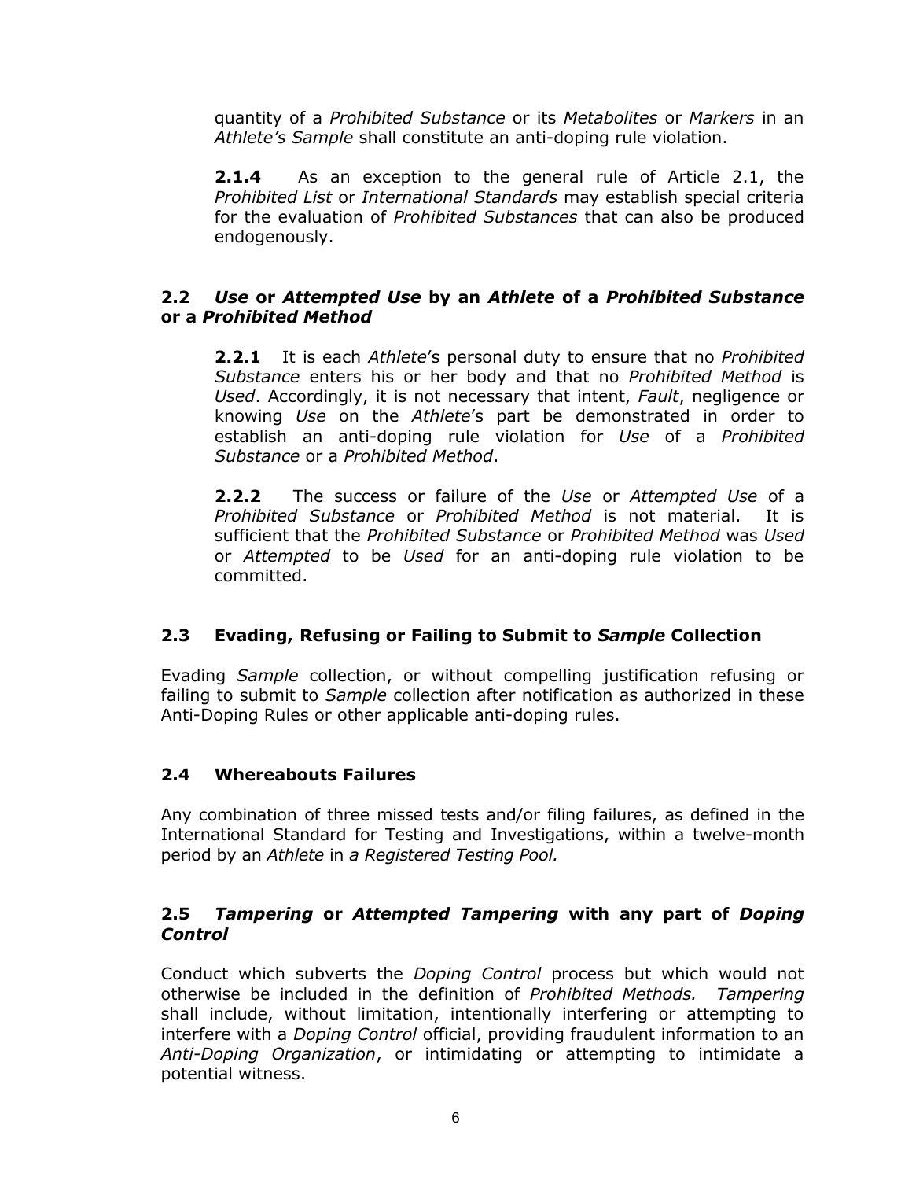quantity of a *Prohibited Substance* or its *Metabolites* or *Markers* in an *Athlete's Sample* shall constitute an anti-doping rule violation.

**2.1.4** As an exception to the general rule of Article 2.1, the *Prohibited List* or *International Standards* may establish special criteria for the evaluation of *Prohibited Substances* that can also be produced endogenously.

### 2.2 *Use* or *Attempted Use* by an *Athlete* of a *Prohibited Substance* or a *Prohibited Method*

**2.2.1** It is each *Athlete*'s personal duty to ensure that no *Prohibited Substance* enters his or her body and that no *Prohibited Method* is *Used*. Accordingly, it is not necessary that intent, *Fault*, negligence or knowing *Use* on the *Athlete*'s part be demonstrated in order to establish an anti-doping rule violation for *Use* of a *Prohibited Substance* or a *Prohibited Method*.

**2.2.2** The success or failure of the *Use* or *Attempted Use* of a *Prohibited Substance* or *Prohibited Method* is not material. It is sufficient that the *Prohibited Substance* or *Prohibited Method* was *Used* or *Attempted* to be *Used* for an anti-doping rule violation to be committed.

### 2.3 Evading, Refusing or Failing to Submit to *Sample* Collection

Evading *Sample* collection, or without compelling justification refusing or failing to submit to *Sample* collection after notification as authorized in these Anti-Doping Rules or other applicable anti-doping rules.

### 2.4 Whereabouts Failures

Any combination of three missed tests and/or filing failures, as defined in the International Standard for Testing and Investigations, within a twelve-month period by an *Athlete* in *a Registered Testing Pool.*

### 2.5 *Tampering* or *Attempted Tampering* with any part of *Doping Control*

Conduct which subverts the *Doping Control* process but which would not otherwise be included in the definition of *Prohibited Methods. Tampering* shall include, without limitation, intentionally interfering or attempting to interfere with a *Doping Control* official, providing fraudulent information to an *Anti-Doping Organization*, or intimidating or attempting to intimidate a potential witness.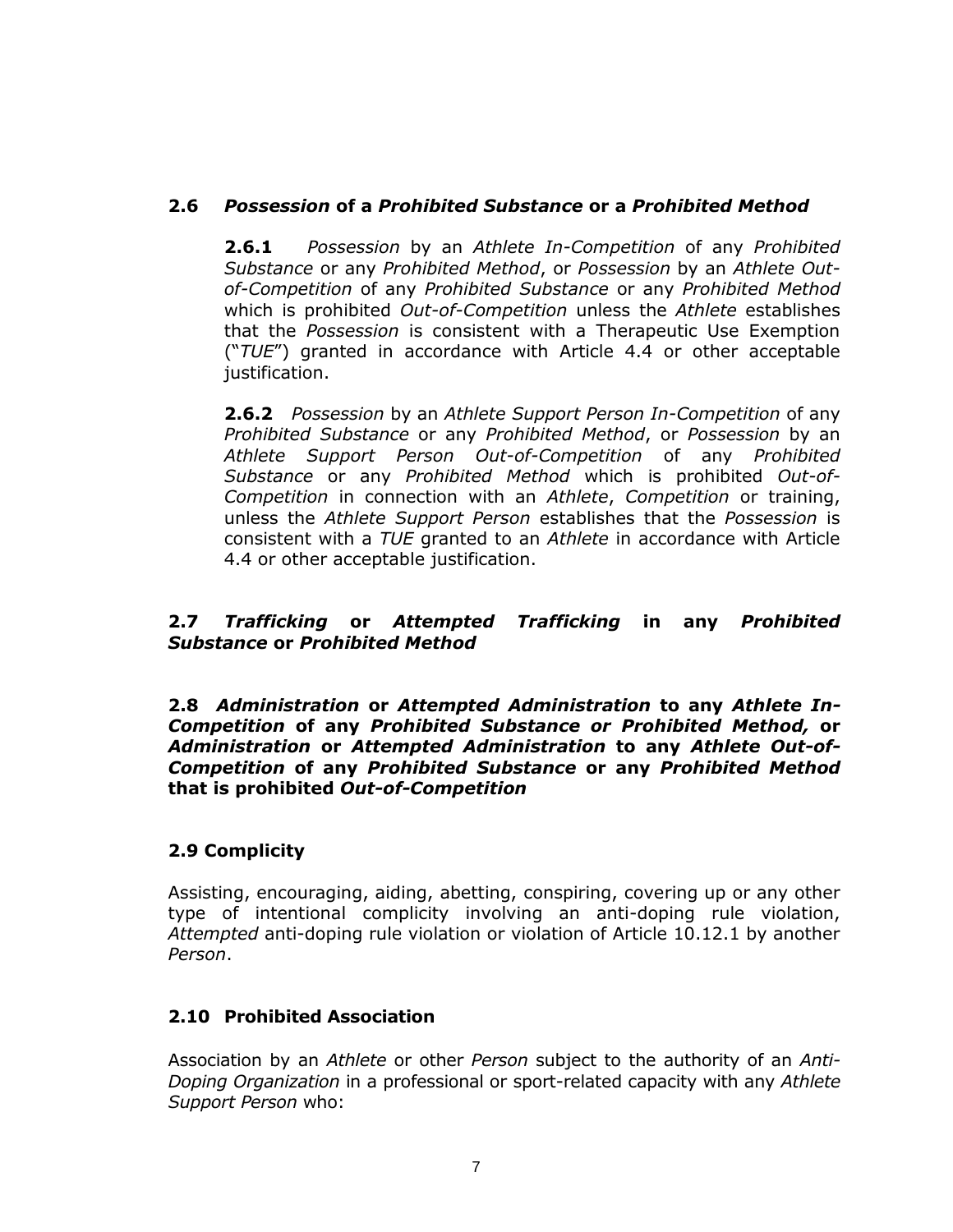### 2.6 *Possession* of a *Prohibited Substance* or a *Prohibited Method*

**2.6.1** *Possession* by an *Athlete In-Competition* of any *Prohibited Substance* or any *Prohibited Method*, or *Possession* by an *Athlete Out-of-Competition* of any *Prohibited Substance* or any *Prohibited Method* which is prohibited *Out-of-Competition* unless the *Athlete* establishes that the *Possession* is consistent with a Therapeutic Use Exemption ("*TUE*") granted in accordance with Article 4.4 or other acceptable justification.

**2.6.2** *Possession* by an *Athlete Support Person In-Competition* of any *Prohibited Substance* or any *Prohibited Method*, or *Possession* by an *Athlete Support Person Out-of-Competition* of any *Prohibited Substance* or any *Prohibited Method* which is prohibited *Out-of-Competition* in connection with an *Athlete*, *Competition* or training, unless the *Athlete Support Person* establishes that the *Possession* is consistent with a *TUE* granted to an *Athlete* in accordance with Article 4.4 or other acceptable justification.

### 2.7 *Trafficking* or *Attempted Trafficking* in any *Prohibited Substance* or *Prohibited Method*

### 2.8 *Administration* or *Attempted Administration* to any *Athlete In-Competition* of any *Prohibited Substance or Prohibited Method,* or *Administration* or *Attempted Administration* to any *Athlete Out-of-Competition* of any *Prohibited Substance* or any *Prohibited Method* that is prohibited *Out-of-Competition*

### 2.9 Complicity

Assisting, encouraging, aiding, abetting, conspiring, covering up or any other type of intentional complicity involving an anti-doping rule violation, *Attempted* anti-doping rule violation or violation of Article 10.12.1 by another *Person*.

### 2.10 Prohibited Association

Association by an *Athlete* or other *Person* subject to the authority of an *Anti-Doping Organization* in a professional or sport-related capacity with any *Athlete Support Person* who: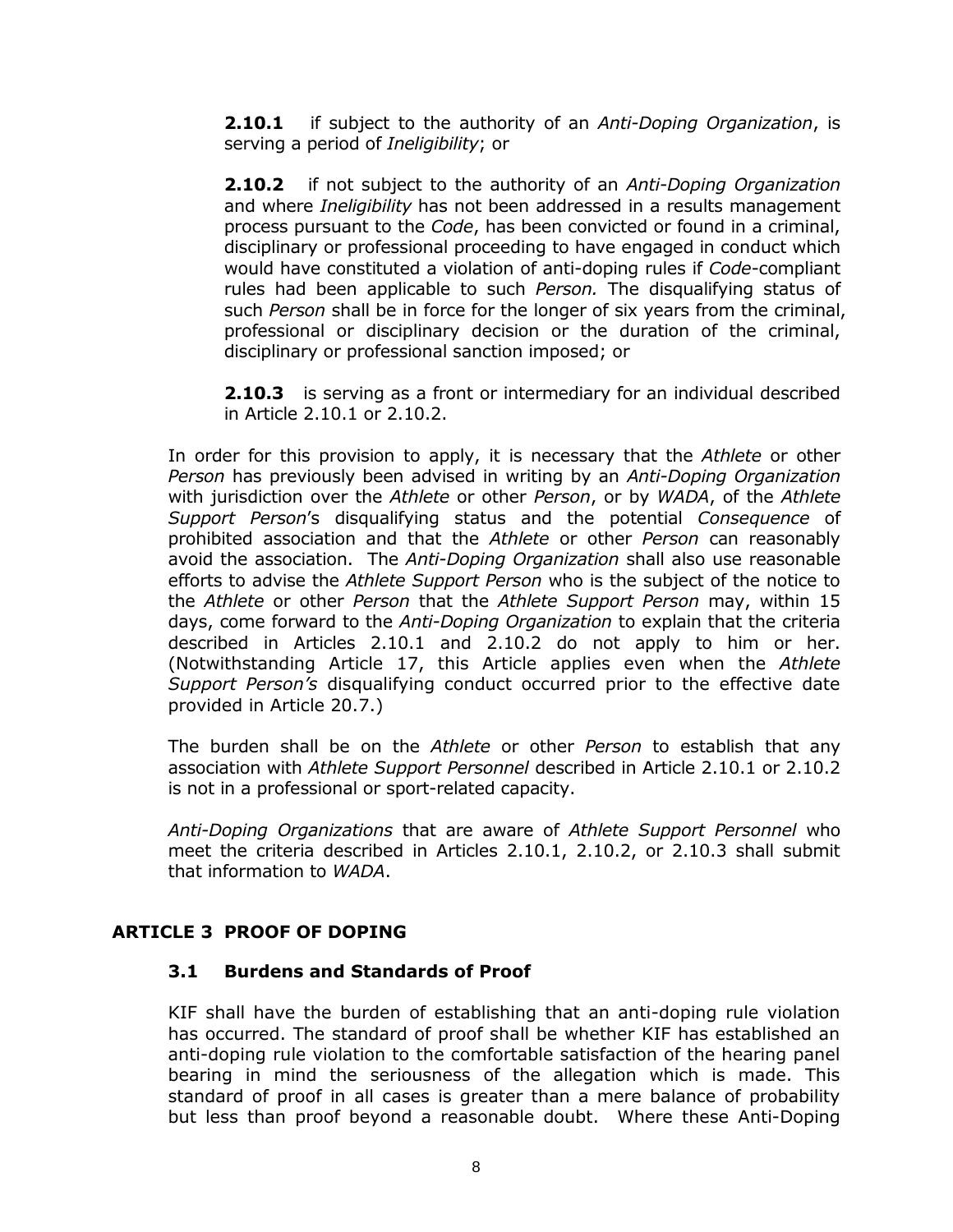**2.10.1** if subject to the authority of an *Anti-Doping Organization*, is serving a period of *Ineligibility*; or

**2.10.2** if not subject to the authority of an *Anti-Doping Organization* and where *Ineligibility* has not been addressed in a results management process pursuant to the *Code*, has been convicted or found in a criminal, disciplinary or professional proceeding to have engaged in conduct which would have constituted a violation of anti-doping rules if *Code*-compliant rules had been applicable to such *Person.* The disqualifying status of such *Person* shall be in force for the longer of six years from the criminal, professional or disciplinary decision or the duration of the criminal, disciplinary or professional sanction imposed; or

**2.10.3** is serving as a front or intermediary for an individual described in Article 2.10.1 or 2.10.2.

In order for this provision to apply, it is necessary that the *Athlete* or other *Person* has previously been advised in writing by an *Anti-Doping Organization* with jurisdiction over the *Athlete* or other *Person*, or by *WADA*, of the *Athlete Support Person*'s disqualifying status and the potential *Consequence* of prohibited association and that the *Athlete* or other *Person* can reasonably avoid the association. The *Anti-Doping Organization* shall also use reasonable efforts to advise the *Athlete Support Person* who is the subject of the notice to the *Athlete* or other *Person* that the *Athlete Support Person* may, within 15 days, come forward to the *Anti-Doping Organization* to explain that the criteria described in Articles 2.10.1 and 2.10.2 do not apply to him or her. (Notwithstanding Article 17, this Article applies even when the *Athlete Support Person's* disqualifying conduct occurred prior to the effective date provided in Article 20.7.)

The burden shall be on the *Athlete* or other *Person* to establish that any association with *Athlete Support Personnel* described in Article 2.10.1 or 2.10.2 is not in a professional or sport-related capacity.

*Anti-Doping Organizations* that are aware of *Athlete Support Personnel* who meet the criteria described in Articles 2.10.1, 2.10.2, or 2.10.3 shall submit that information to *WADA*.

## ARTICLE 3 PROOF OF DOPING

### 3.1 Burdens and Standards of Proof

KIF shall have the burden of establishing that an anti-doping rule violation has occurred. The standard of proof shall be whether KIF has established an anti-doping rule violation to the comfortable satisfaction of the hearing panel bearing in mind the seriousness of the allegation which is made. This standard of proof in all cases is greater than a mere balance of probability but less than proof beyond a reasonable doubt. Where these Anti-Doping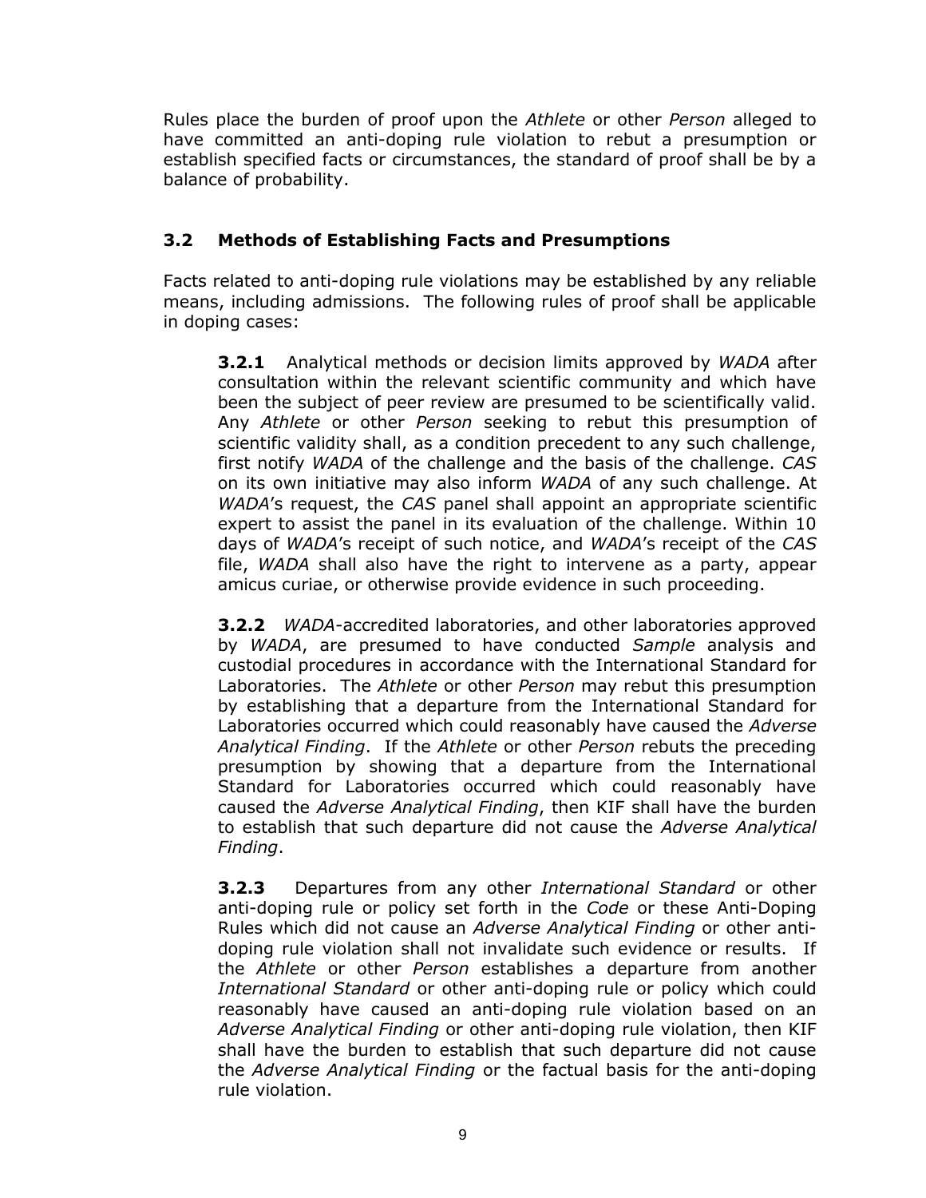Rules place the burden of proof upon the *Athlete* or other *Person* alleged to have committed an anti-doping rule violation to rebut a presumption or establish specified facts or circumstances, the standard of proof shall be by a balance of probability.

### 3.2 Methods of Establishing Facts and Presumptions

Facts related to anti-doping rule violations may be established by any reliable means, including admissions. The following rules of proof shall be applicable in doping cases:

**3.2.1** Analytical methods or decision limits approved by *WADA* after consultation within the relevant scientific community and which have been the subject of peer review are presumed to be scientifically valid. Any *Athlete* or other *Person* seeking to rebut this presumption of scientific validity shall, as a condition precedent to any such challenge, first notify *WADA* of the challenge and the basis of the challenge. *CAS* on its own initiative may also inform *WADA* of any such challenge. At *WADA*'s request, the *CAS* panel shall appoint an appropriate scientific expert to assist the panel in its evaluation of the challenge. Within 10 days of *WADA*'s receipt of such notice, and *WADA*'s receipt of the *CAS* file, *WADA* shall also have the right to intervene as a party, appear amicus curiae, or otherwise provide evidence in such proceeding.

**3.2.2** *WADA*-accredited laboratories, and other laboratories approved by *WADA*, are presumed to have conducted *Sample* analysis and custodial procedures in accordance with the International Standard for Laboratories. The *Athlete* or other *Person* may rebut this presumption by establishing that a departure from the International Standard for Laboratories occurred which could reasonably have caused the *Adverse Analytical Finding*. If the *Athlete* or other *Person* rebuts the preceding presumption by showing that a departure from the International Standard for Laboratories occurred which could reasonably have caused the *Adverse Analytical Finding*, then KIF shall have the burden to establish that such departure did not cause the *Adverse Analytical Finding*.

**3.2.3** Departures from any other *International Standard* or other anti-doping rule or policy set forth in the *Code* or these Anti-Doping Rules which did not cause an *Adverse Analytical Finding* or other anti-doping rule violation shall not invalidate such evidence or results. If the *Athlete* or other *Person* establishes a departure from another *International Standard* or other anti-doping rule or policy which could reasonably have caused an anti-doping rule violation based on an *Adverse Analytical Finding* or other anti-doping rule violation, then KIF shall have the burden to establish that such departure did not cause the *Adverse Analytical Finding* or the factual basis for the anti-doping rule violation.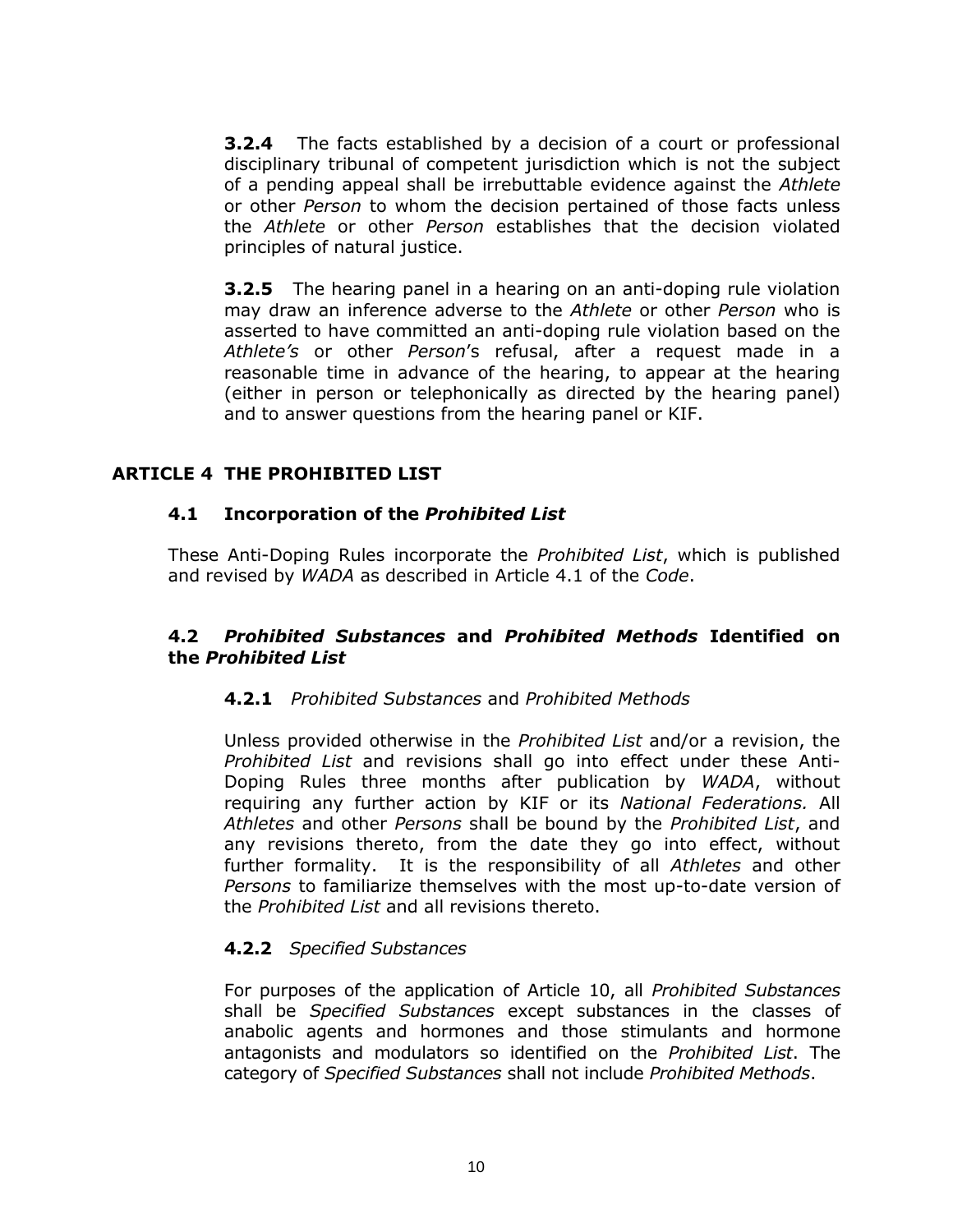**3.2.4** The facts established by a decision of a court or professional disciplinary tribunal of competent jurisdiction which is not the subject of a pending appeal shall be irrebuttable evidence against the *Athlete* or other *Person* to whom the decision pertained of those facts unless the *Athlete* or other *Person* establishes that the decision violated principles of natural justice.

**3.2.5** The hearing panel in a hearing on an anti-doping rule violation may draw an inference adverse to the *Athlete* or other *Person* who is asserted to have committed an anti-doping rule violation based on the *Athlete's* or other *Person*'s refusal, after a request made in a reasonable time in advance of the hearing, to appear at the hearing (either in person or telephonically as directed by the hearing panel) and to answer questions from the hearing panel or KIF.

## ARTICLE 4 THE PROHIBITED LIST

### 4.1 Incorporation of the *Prohibited List*

These Anti-Doping Rules incorporate the *Prohibited List*, which is published and revised by *WADA* as described in Article 4.1 of the *Code*.

### 4.2 *Prohibited Substances* and *Prohibited Methods* Identified on the *Prohibited List*

**4.2.1** *Prohibited Substances* and *Prohibited Methods*

Unless provided otherwise in the *Prohibited List* and/or a revision, the *Prohibited List* and revisions shall go into effect under these Anti-Doping Rules three months after publication by *WADA*, without requiring any further action by KIF or its *National Federations.* All *Athletes* and other *Persons* shall be bound by the *Prohibited List*, and any revisions thereto, from the date they go into effect, without further formality. It is the responsibility of all *Athletes* and other *Persons* to familiarize themselves with the most up-to-date version of the *Prohibited List* and all revisions thereto.

**4.2.2** *Specified Substances*

For purposes of the application of Article 10, all *Prohibited Substances* shall be *Specified Substances* except substances in the classes of anabolic agents and hormones and those stimulants and hormone antagonists and modulators so identified on the *Prohibited List*. The category of *Specified Substances* shall not include *Prohibited Methods*.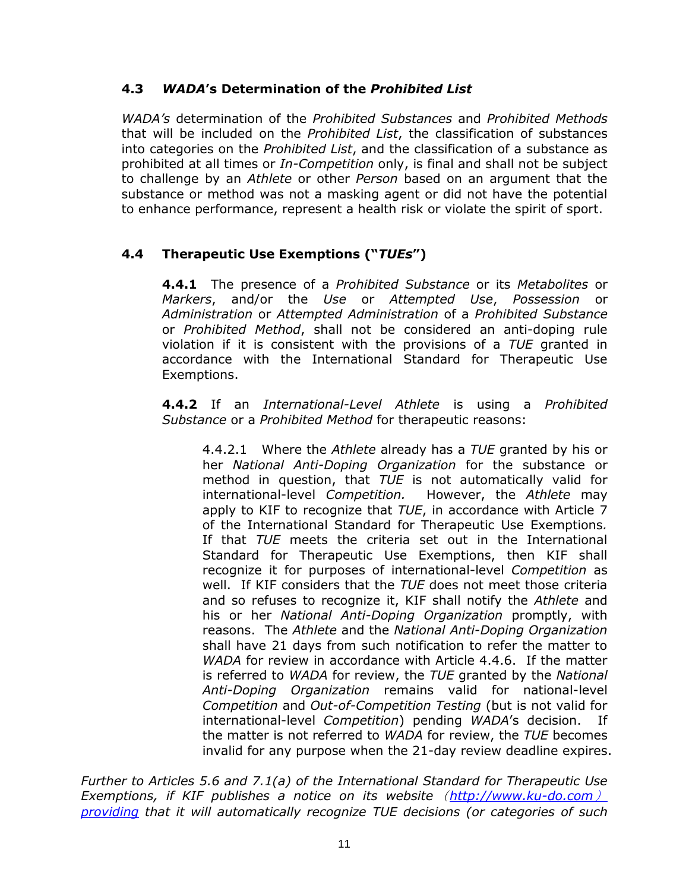### 4.3 *WADA*'s Determination of the *Prohibited List*

*WADA's* determination of the *Prohibited Substances* and *Prohibited Methods* that will be included on the *Prohibited List*, the classification of substances into categories on the *Prohibited List*, and the classification of a substance as prohibited at all times or *In-Competition* only, is final and shall not be subject to challenge by an *Athlete* or other *Person* based on an argument that the substance or method was not a masking agent or did not have the potential to enhance performance, represent a health risk or violate the spirit of sport.

### 4.4 Therapeutic Use Exemptions ("*TUEs*")

**4.4.1** The presence of a *Prohibited Substance* or its *Metabolites* or *Markers*, and/or the *Use* or *Attempted Use*, *Possession* or *Administration* or *Attempted Administration* of a *Prohibited Substance* or *Prohibited Method*, shall not be considered an anti-doping rule violation if it is consistent with the provisions of a *TUE* granted in accordance with the International Standard for Therapeutic Use Exemptions.

**4.4.2** If an *International-Level Athlete* is using a *Prohibited Substance* or a *Prohibited Method* for therapeutic reasons:

4.4.2.1 Where the *Athlete* already has a *TUE* granted by his or her *National Anti-Doping Organization* for the substance or method in question, that *TUE* is not automatically valid for international-level *Competition.* However, the *Athlete* may apply to KIF to recognize that *TUE*, in accordance with Article 7 of the International Standard for Therapeutic Use Exemptions. If that *TUE* meets the criteria set out in the International Standard for Therapeutic Use Exemptions, then KIF shall recognize it for purposes of international-level *Competition* as well. If KIF considers that the *TUE* does not meet those criteria and so refuses to recognize it, KIF shall notify the *Athlete* and his or her *National Anti-Doping Organization* promptly, with reasons. The *Athlete* and the *National Anti-Doping Organization* shall have 21 days from such notification to refer the matter to *WADA* for review in accordance with Article 4.4.6. If the matter is referred to *WADA* for review, the *TUE* granted by the *National Anti-Doping Organization* remains valid for national-level *Competition* and *Out-of-Competition Testing* (but is not valid for international-level *Competition*) pending *WADA*'s decision. If the matter is not referred to *WADA* for review, the *TUE* becomes invalid for any purpose when the 21-day review deadline expires.

*Further to Articles 5.6 and 7.1(a) of the International Standard for Therapeutic Use Exemptions, if KIF publishes a notice on its website（[http://www.ku-do.com）providing](http://www.ku-do.com) that it will automatically recognize TUE decisions (or categories of such*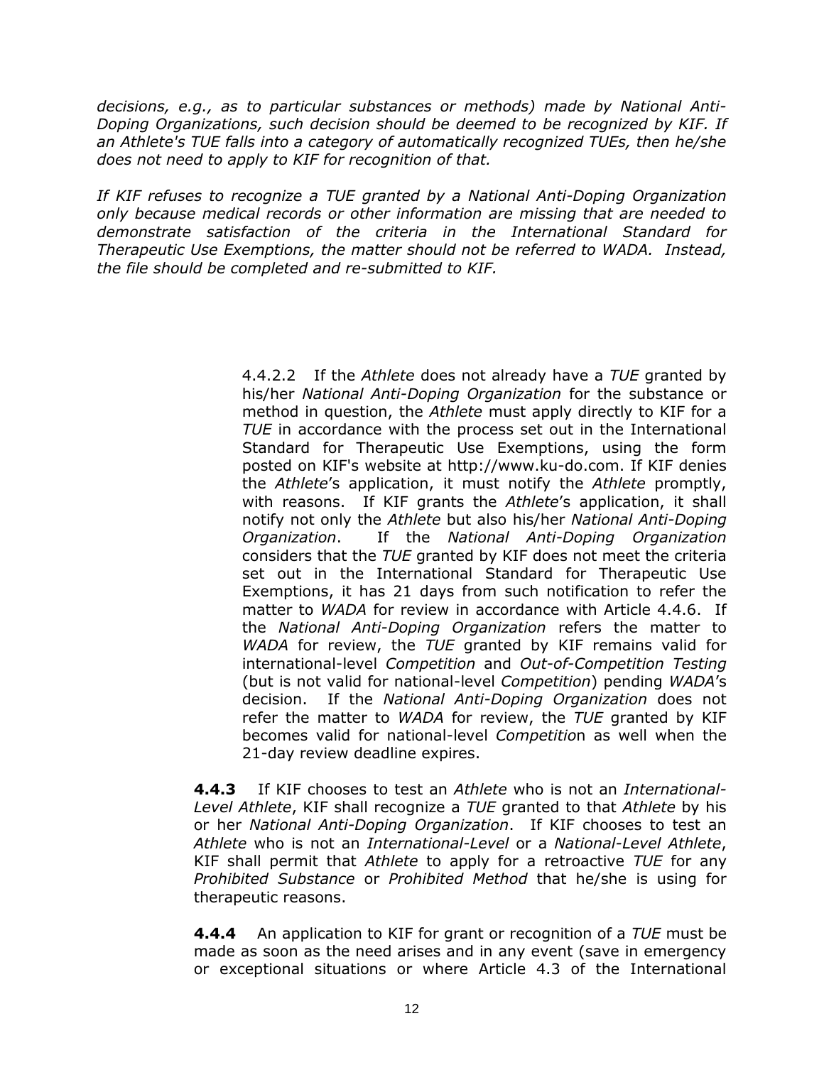*decisions, e.g., as to particular substances or methods) made by National Anti-Doping Organizations, such decision should be deemed to be recognized by KIF. If an Athlete's TUE falls into a category of automatically recognized TUEs, then he/she does not need to apply to KIF for recognition of that.*

*If KIF refuses to recognize a TUE granted by a National Anti-Doping Organization only because medical records or other information are missing that are needed to demonstrate satisfaction of the criteria in the International Standard for Therapeutic Use Exemptions, the matter should not be referred to WADA. Instead, the file should be completed and re-submitted to KIF.*

4.4.2.2 If the *Athlete* does not already have a *TUE* granted by his/her *National Anti-Doping Organization* for the substance or method in question, the *Athlete* must apply directly to KIF for a *TUE* in accordance with the process set out in the International Standard for Therapeutic Use Exemptions, using the form posted on KIF's website at http://www.ku-do.com. If KIF denies the *Athlete*'s application, it must notify the *Athlete* promptly, with reasons. If KIF grants the *Athlete*'s application, it shall notify not only the *Athlete* but also his/her *National Anti-Doping Organization*. If the *National Anti-Doping Organization* considers that the *TUE* granted by KIF does not meet the criteria set out in the International Standard for Therapeutic Use Exemptions, it has 21 days from such notification to refer the matter to *WADA* for review in accordance with Article 4.4.6. If the *National Anti-Doping Organization* refers the matter to *WADA* for review, the *TUE* granted by KIF remains valid for international-level *Competition* and *Out-of-Competition Testing* (but is not valid for national-level *Competition*) pending *WADA*'s decision. If the *National Anti-Doping Organization* does not refer the matter to *WADA* for review, the *TUE* granted by KIF becomes valid for national-level *Competition* as well when the 21-day review deadline expires.

**4.4.3** If KIF chooses to test an *Athlete* who is not an *International-Level Athlete*, KIF shall recognize a *TUE* granted to that *Athlete* by his or her *National Anti-Doping Organization*. If KIF chooses to test an *Athlete* who is not an *International-Level* or a *National-Level Athlete*, KIF shall permit that *Athlete* to apply for a retroactive *TUE* for any *Prohibited Substance* or *Prohibited Method* that he/she is using for therapeutic reasons.

**4.4.4** An application to KIF for grant or recognition of a *TUE* must be made as soon as the need arises and in any event (save in emergency or exceptional situations or where Article 4.3 of the International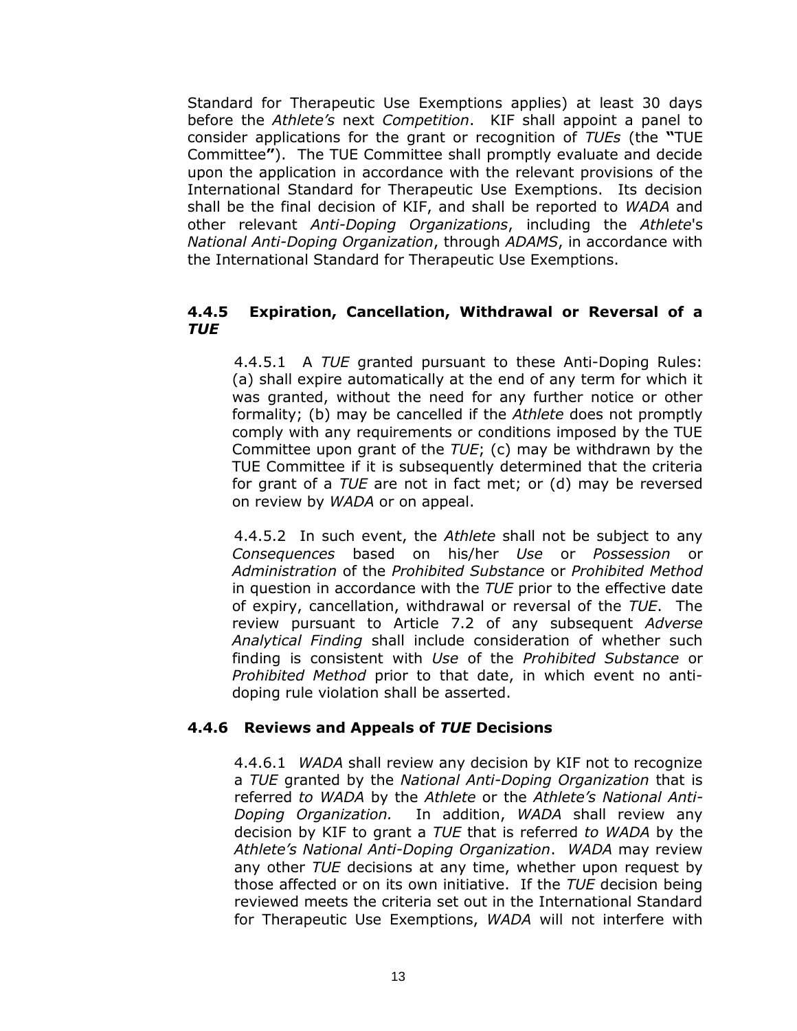Standard for Therapeutic Use Exemptions applies) at least 30 days before the *Athlete's* next *Competition*. KIF shall appoint a panel to consider applications for the grant or recognition of *TUEs* (the **"**TUE Committee**"**). The TUE Committee shall promptly evaluate and decide upon the application in accordance with the relevant provisions of the International Standard for Therapeutic Use Exemptions. Its decision shall be the final decision of KIF, and shall be reported to *WADA* and other relevant *Anti-Doping Organizations*, including the *Athlete*'s *National Anti-Doping Organization*, through *ADAMS*, in accordance with the International Standard for Therapeutic Use Exemptions.

#### 4.4.5 Expiration, Cancellation, Withdrawal or Reversal of a *TUE*

4.4.5.1 A *TUE* granted pursuant to these Anti-Doping Rules: (a) shall expire automatically at the end of any term for which it was granted, without the need for any further notice or other formality; (b) may be cancelled if the *Athlete* does not promptly comply with any requirements or conditions imposed by the TUE Committee upon grant of the *TUE*; (c) may be withdrawn by the TUE Committee if it is subsequently determined that the criteria for grant of a *TUE* are not in fact met; or (d) may be reversed on review by *WADA* or on appeal.

4.4.5.2 In such event, the *Athlete* shall not be subject to any *Consequences* based on his/her *Use* or *Possession* or *Administration* of the *Prohibited Substance* or *Prohibited Method* in question in accordance with the *TUE* prior to the effective date of expiry, cancellation, withdrawal or reversal of the *TUE*. The review pursuant to Article 7.2 of any subsequent *Adverse Analytical Finding* shall include consideration of whether such finding is consistent with *Use* of the *Prohibited Substance* or *Prohibited Method* prior to that date, in which event no anti-doping rule violation shall be asserted.

#### 4.4.6 Reviews and Appeals of *TUE* Decisions

4.4.6.1 *WADA* shall review any decision by KIF not to recognize a *TUE* granted by the *National Anti-Doping Organization* that is referred *to WADA* by the *Athlete* or the *Athlete's National Anti-Doping Organization.* In addition, *WADA* shall review any decision by KIF to grant a *TUE* that is referred *to WADA* by the *Athlete's National Anti-Doping Organization*. *WADA* may review any other *TUE* decisions at any time, whether upon request by those affected or on its own initiative. If the *TUE* decision being reviewed meets the criteria set out in the International Standard for Therapeutic Use Exemptions, *WADA* will not interfere with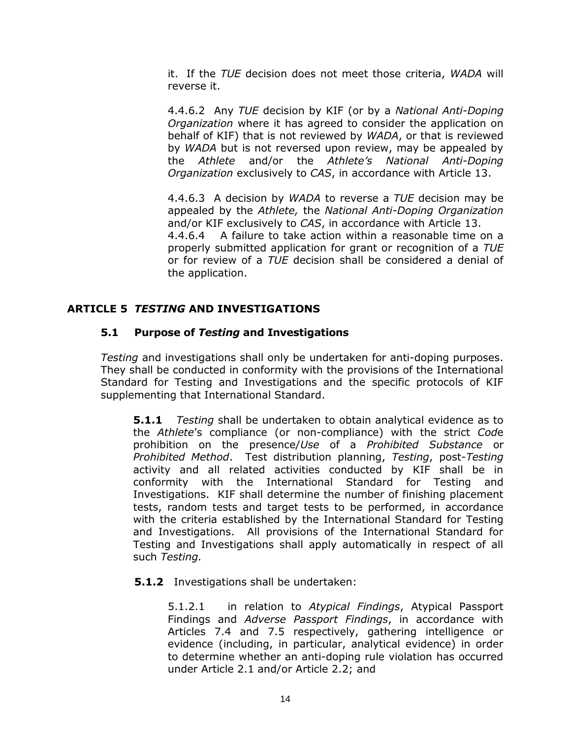it. If the *TUE* decision does not meet those criteria, *WADA* will reverse it.

4.4.6.2 Any *TUE* decision by KIF (or by a *National Anti-Doping Organization* where it has agreed to consider the application on behalf of KIF) that is not reviewed by *WADA*, or that is reviewed by *WADA* but is not reversed upon review, may be appealed by the *Athlete* and/or the *Athlete's National Anti-Doping Organization* exclusively to *CAS*, in accordance with Article 13.

4.4.6.3 A decision by *WADA* to reverse a *TUE* decision may be appealed by the *Athlete,* the *National Anti-Doping Organization* and/or KIF exclusively to *CAS*, in accordance with Article 13.

4.4.6.4 A failure to take action within a reasonable time on a properly submitted application for grant or recognition of a *TUE* or for review of a *TUE* decision shall be considered a denial of the application.

## ARTICLE 5 *TESTING* AND INVESTIGATIONS

### 5.1 Purpose of *Testing* and Investigations

*Testing* and investigations shall only be undertaken for anti-doping purposes. They shall be conducted in conformity with the provisions of the International Standard for Testing and Investigations and the specific protocols of KIF supplementing that International Standard.

**5.1.1** *Testing* shall be undertaken to obtain analytical evidence as to the *Athlete*'s compliance (or non-compliance) with the strict *Code* prohibition on the presence/*Use* of a *Prohibited Substance* or *Prohibited Method*. Test distribution planning, *Testing*, post-*Testing* activity and all related activities conducted by KIF shall be in conformity with the International Standard for Testing and Investigations. KIF shall determine the number of finishing placement tests, random tests and target tests to be performed, in accordance with the criteria established by the International Standard for Testing and Investigations. All provisions of the International Standard for Testing and Investigations shall apply automatically in respect of all such *Testing.*

**5.1.2** Investigations shall be undertaken:

5.1.2.1 in relation to *Atypical Findings*, Atypical Passport Findings and *Adverse Passport Findings*, in accordance with Articles 7.4 and 7.5 respectively, gathering intelligence or evidence (including, in particular, analytical evidence) in order to determine whether an anti-doping rule violation has occurred under Article 2.1 and/or Article 2.2; and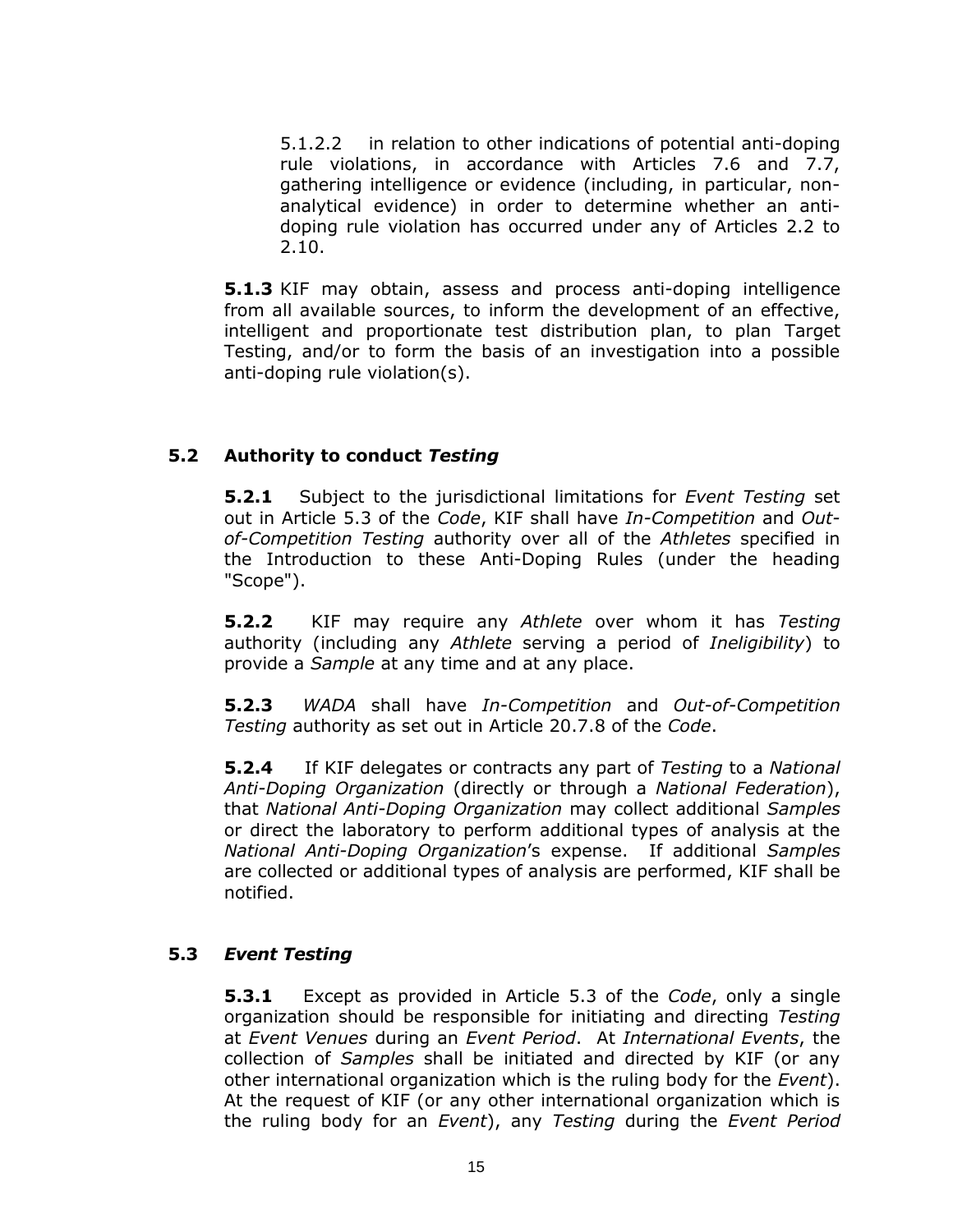5.1.2.2 in relation to other indications of potential anti-doping rule violations, in accordance with Articles 7.6 and 7.7, gathering intelligence or evidence (including, in particular, non-analytical evidence) in order to determine whether an anti-doping rule violation has occurred under any of Articles 2.2 to 2.10.

**5.1.3** KIF may obtain, assess and process anti-doping intelligence from all available sources, to inform the development of an effective, intelligent and proportionate test distribution plan, to plan Target Testing, and/or to form the basis of an investigation into a possible anti-doping rule violation(s).

## 5.2 Authority to conduct *Testing*

**5.2.1** Subject to the jurisdictional limitations for *Event Testing* set out in Article 5.3 of the *Code*, KIF shall have *In-Competition* and *Out-of-Competition Testing* authority over all of the *Athletes* specified in the Introduction to these Anti-Doping Rules (under the heading "Scope").

**5.2.2** KIF may require any *Athlete* over whom it has *Testing* authority (including any *Athlete* serving a period of *Ineligibility*) to provide a *Sample* at any time and at any place.

**5.2.3** *WADA* shall have *In-Competition* and *Out-of-Competition Testing* authority as set out in Article 20.7.8 of the *Code*.

**5.2.4** If KIF delegates or contracts any part of *Testing* to a *National Anti-Doping Organization* (directly or through a *National Federation*), that *National Anti-Doping Organization* may collect additional *Samples* or direct the laboratory to perform additional types of analysis at the *National Anti-Doping Organization*'s expense. If additional *Samples* are collected or additional types of analysis are performed, KIF shall be notified.

## 5.3 *Event Testing*

**5.3.1** Except as provided in Article 5.3 of the *Code*, only a single organization should be responsible for initiating and directing *Testing* at *Event Venues* during an *Event Period*. At *International Events*, the collection of *Samples* shall be initiated and directed by KIF (or any other international organization which is the ruling body for the *Event*). At the request of KIF (or any other international organization which is the ruling body for an *Event*), any *Testing* during the *Event Period*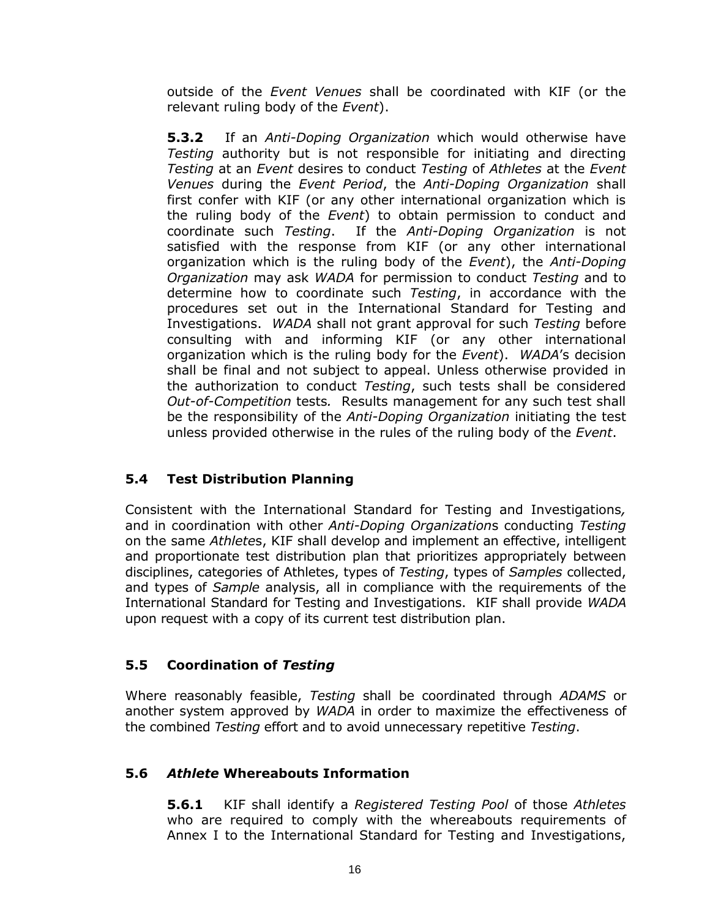outside of the *Event Venues* shall be coordinated with KIF (or the relevant ruling body of the *Event*).

**5.3.2** If an *Anti-Doping Organization* which would otherwise have *Testing* authority but is not responsible for initiating and directing *Testing* at an *Event* desires to conduct *Testing* of *Athletes* at the *Event Venues* during the *Event Period*, the *Anti-Doping Organization* shall first confer with KIF (or any other international organization which is the ruling body of the *Event*) to obtain permission to conduct and coordinate such *Testing*. If the *Anti-Doping Organization* is not satisfied with the response from KIF (or any other international organization which is the ruling body of the *Event*), the *Anti-Doping Organization* may ask *WADA* for permission to conduct *Testing* and to determine how to coordinate such *Testing*, in accordance with the procedures set out in the International Standard for Testing and Investigations. *WADA* shall not grant approval for such *Testing* before consulting with and informing KIF (or any other international organization which is the ruling body for the *Event*). *WADA*'s decision shall be final and not subject to appeal. Unless otherwise provided in the authorization to conduct *Testing*, such tests shall be considered *Out-of-Competition* tests. Results management for any such test shall be the responsibility of the *Anti-Doping Organization* initiating the test unless provided otherwise in the rules of the ruling body of the *Event*.

## 5.4 Test Distribution Planning

Consistent with the International Standard for Testing and Investigations, and in coordination with other *Anti-Doping Organization*s conducting *Testing* on the same *Athletes*, KIF shall develop and implement an effective, intelligent and proportionate test distribution plan that prioritizes appropriately between disciplines, categories of Athletes, types of *Testing*, types of *Samples* collected, and types of *Sample* analysis, all in compliance with the requirements of the International Standard for Testing and Investigations. KIF shall provide *WADA* upon request with a copy of its current test distribution plan.

## 5.5 Coordination of *Testing*

Where reasonably feasible, *Testing* shall be coordinated through *ADAMS* or another system approved by *WADA* in order to maximize the effectiveness of the combined *Testing* effort and to avoid unnecessary repetitive *Testing*.

## 5.6 *Athlete* Whereabouts Information

**5.6.1** KIF shall identify a *Registered Testing Pool* of those *Athletes* who are required to comply with the whereabouts requirements of Annex I to the International Standard for Testing and Investigations,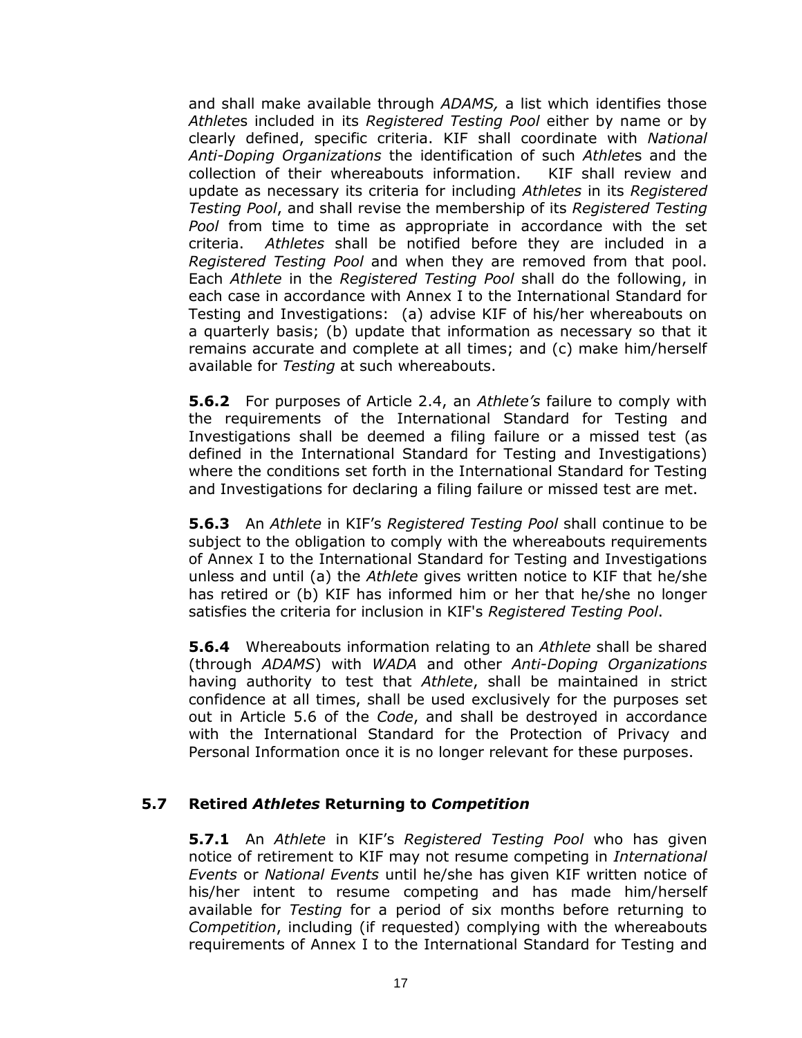and shall make available through *ADAMS,* a list which identifies those *Athlete*s included in its *Registered Testing Pool* either by name or by clearly defined, specific criteria. KIF shall coordinate with *National Anti-Doping Organizations* the identification of such *Athlete*s and the collection of their whereabouts information. KIF shall review and update as necessary its criteria for including *Athletes* in its *Registered Testing Pool*, and shall revise the membership of its *Registered Testing Pool* from time to time as appropriate in accordance with the set criteria. *Athletes* shall be notified before they are included in a *Registered Testing Pool* and when they are removed from that pool. Each *Athlete* in the *Registered Testing Pool* shall do the following, in each case in accordance with Annex I to the International Standard for Testing and Investigations: (a) advise KIF of his/her whereabouts on a quarterly basis; (b) update that information as necessary so that it remains accurate and complete at all times; and (c) make him/herself available for *Testing* at such whereabouts.

**5.6.2** For purposes of Article 2.4, an *Athlete's* failure to comply with the requirements of the International Standard for Testing and Investigations shall be deemed a filing failure or a missed test (as defined in the International Standard for Testing and Investigations) where the conditions set forth in the International Standard for Testing and Investigations for declaring a filing failure or missed test are met.

**5.6.3** An *Athlete* in KIF's *Registered Testing Pool* shall continue to be subject to the obligation to comply with the whereabouts requirements of Annex I to the International Standard for Testing and Investigations unless and until (a) the *Athlete* gives written notice to KIF that he/she has retired or (b) KIF has informed him or her that he/she no longer satisfies the criteria for inclusion in KIF's *Registered Testing Pool*.

**5.6.4** Whereabouts information relating to an *Athlete* shall be shared (through *ADAMS*) with *WADA* and other *Anti-Doping Organizations* having authority to test that *Athlete*, shall be maintained in strict confidence at all times, shall be used exclusively for the purposes set out in Article 5.6 of the *Code*, and shall be destroyed in accordance with the International Standard for the Protection of Privacy and Personal Information once it is no longer relevant for these purposes.

## 5.7 Retired *Athletes* Returning to *Competition*

**5.7.1** An *Athlete* in KIF's *Registered Testing Pool* who has given notice of retirement to KIF may not resume competing in *International Events* or *National Events* until he/she has given KIF written notice of his/her intent to resume competing and has made him/herself available for *Testing* for a period of six months before returning to *Competition*, including (if requested) complying with the whereabouts requirements of Annex I to the International Standard for Testing and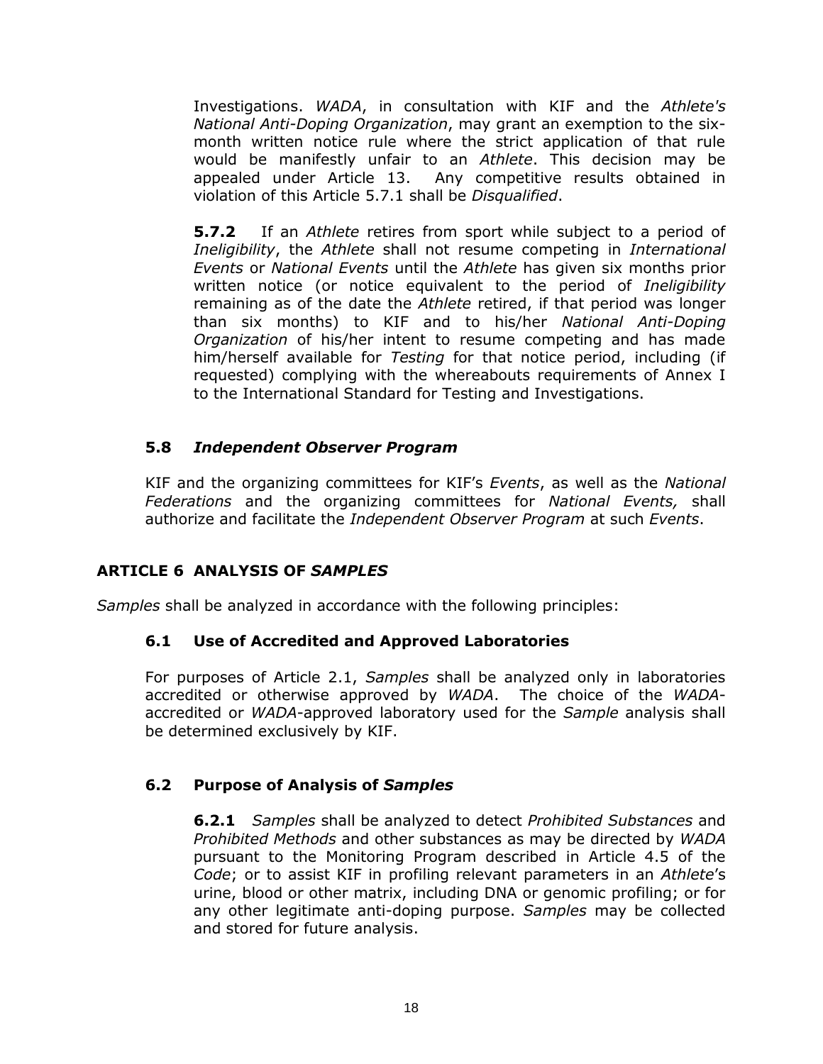Investigations. *WADA*, in consultation with KIF and the *Athlete's National Anti-Doping Organization*, may grant an exemption to the six-month written notice rule where the strict application of that rule would be manifestly unfair to an *Athlete*. This decision may be appealed under Article 13. Any competitive results obtained in violation of this Article 5.7.1 shall be *Disqualified*.

**5.7.2** If an *Athlete* retires from sport while subject to a period of *Ineligibility*, the *Athlete* shall not resume competing in *International Events* or *National Events* until the *Athlete* has given six months prior written notice (or notice equivalent to the period of *Ineligibility* remaining as of the date the *Athlete* retired, if that period was longer than six months) to KIF and to his/her *National Anti-Doping Organization* of his/her intent to resume competing and has made him/herself available for *Testing* for that notice period, including (if requested) complying with the whereabouts requirements of Annex I to the International Standard for Testing and Investigations.

### 5.8 *Independent Observer Program*

KIF and the organizing committees for KIF's *Events*, as well as the *National Federations* and the organizing committees for *National Events,* shall authorize and facilitate the *Independent Observer Program* at such *Events*.

## ARTICLE 6 ANALYSIS OF *SAMPLES*

*Samples* shall be analyzed in accordance with the following principles:

### 6.1 Use of Accredited and Approved Laboratories

For purposes of Article 2.1, *Samples* shall be analyzed only in laboratories accredited or otherwise approved by *WADA*. The choice of the *WADA*-accredited or *WADA*-approved laboratory used for the *Sample* analysis shall be determined exclusively by KIF.

### 6.2 Purpose of Analysis of *Samples*

**6.2.1** *Samples* shall be analyzed to detect *Prohibited Substances* and *Prohibited Methods* and other substances as may be directed by *WADA* pursuant to the Monitoring Program described in Article 4.5 of the *Code*; or to assist KIF in profiling relevant parameters in an *Athlete*'s urine, blood or other matrix, including DNA or genomic profiling; or for any other legitimate anti-doping purpose. *Samples* may be collected and stored for future analysis.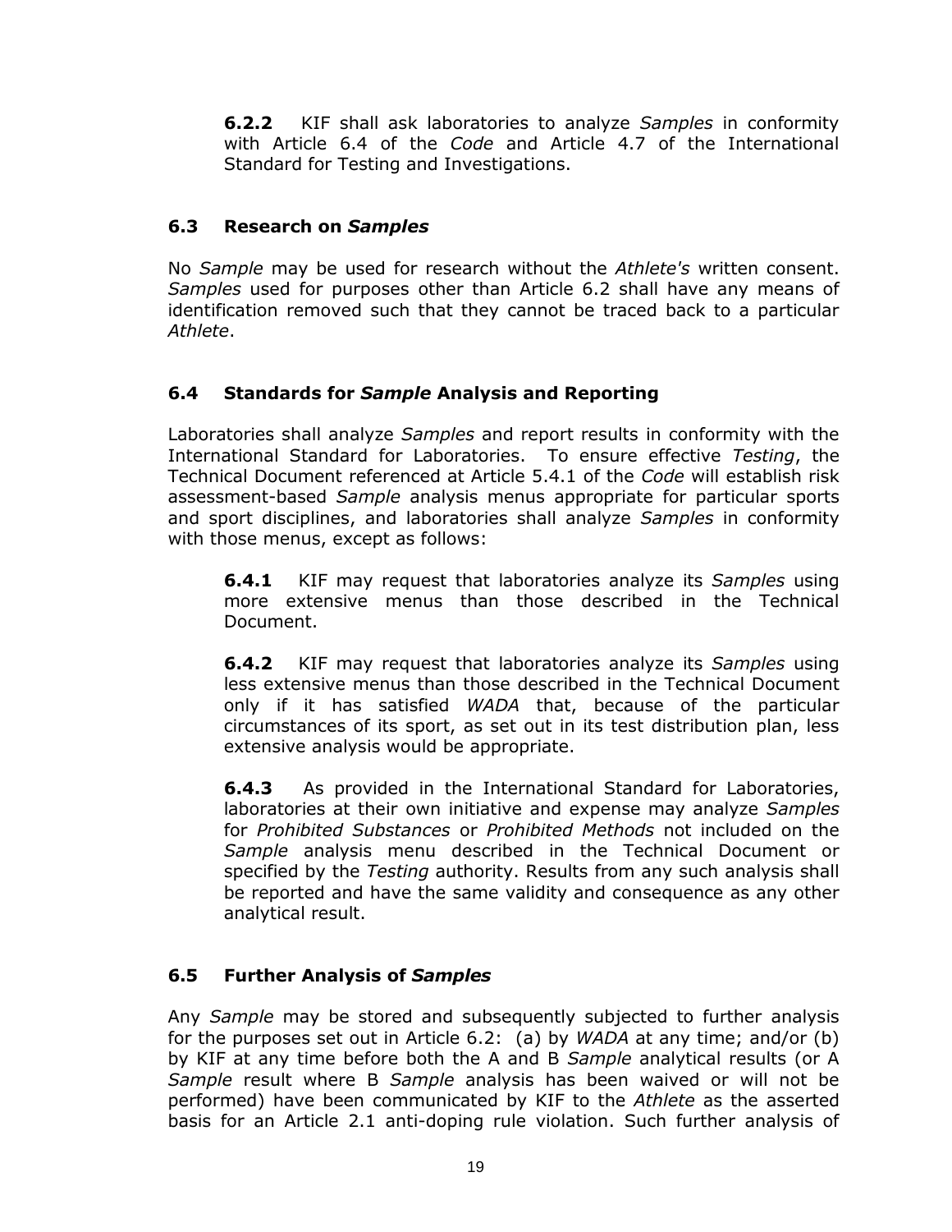**6.2.2** KIF shall ask laboratories to analyze *Samples* in conformity with Article 6.4 of the *Code* and Article 4.7 of the International Standard for Testing and Investigations.

### 6.3 Research on *Samples*

No *Sample* may be used for research without the *Athlete's* written consent. *Samples* used for purposes other than Article 6.2 shall have any means of identification removed such that they cannot be traced back to a particular *Athlete*.

### 6.4 Standards for *Sample* Analysis and Reporting

Laboratories shall analyze *Samples* and report results in conformity with the International Standard for Laboratories. To ensure effective *Testing*, the Technical Document referenced at Article 5.4.1 of the *Code* will establish risk assessment-based *Sample* analysis menus appropriate for particular sports and sport disciplines, and laboratories shall analyze *Samples* in conformity with those menus, except as follows:

**6.4.1** KIF may request that laboratories analyze its *Samples* using more extensive menus than those described in the Technical Document.

**6.4.2** KIF may request that laboratories analyze its *Samples* using less extensive menus than those described in the Technical Document only if it has satisfied *WADA* that, because of the particular circumstances of its sport, as set out in its test distribution plan, less extensive analysis would be appropriate.

**6.4.3** As provided in the International Standard for Laboratories, laboratories at their own initiative and expense may analyze *Samples* for *Prohibited Substances* or *Prohibited Methods* not included on the *Sample* analysis menu described in the Technical Document or specified by the *Testing* authority. Results from any such analysis shall be reported and have the same validity and consequence as any other analytical result.

### 6.5 Further Analysis of *Samples*

Any *Sample* may be stored and subsequently subjected to further analysis for the purposes set out in Article 6.2: (a) by *WADA* at any time; and/or (b) by KIF at any time before both the A and B *Sample* analytical results (or A *Sample* result where B *Sample* analysis has been waived or will not be performed) have been communicated by KIF to the *Athlete* as the asserted basis for an Article 2.1 anti-doping rule violation. Such further analysis of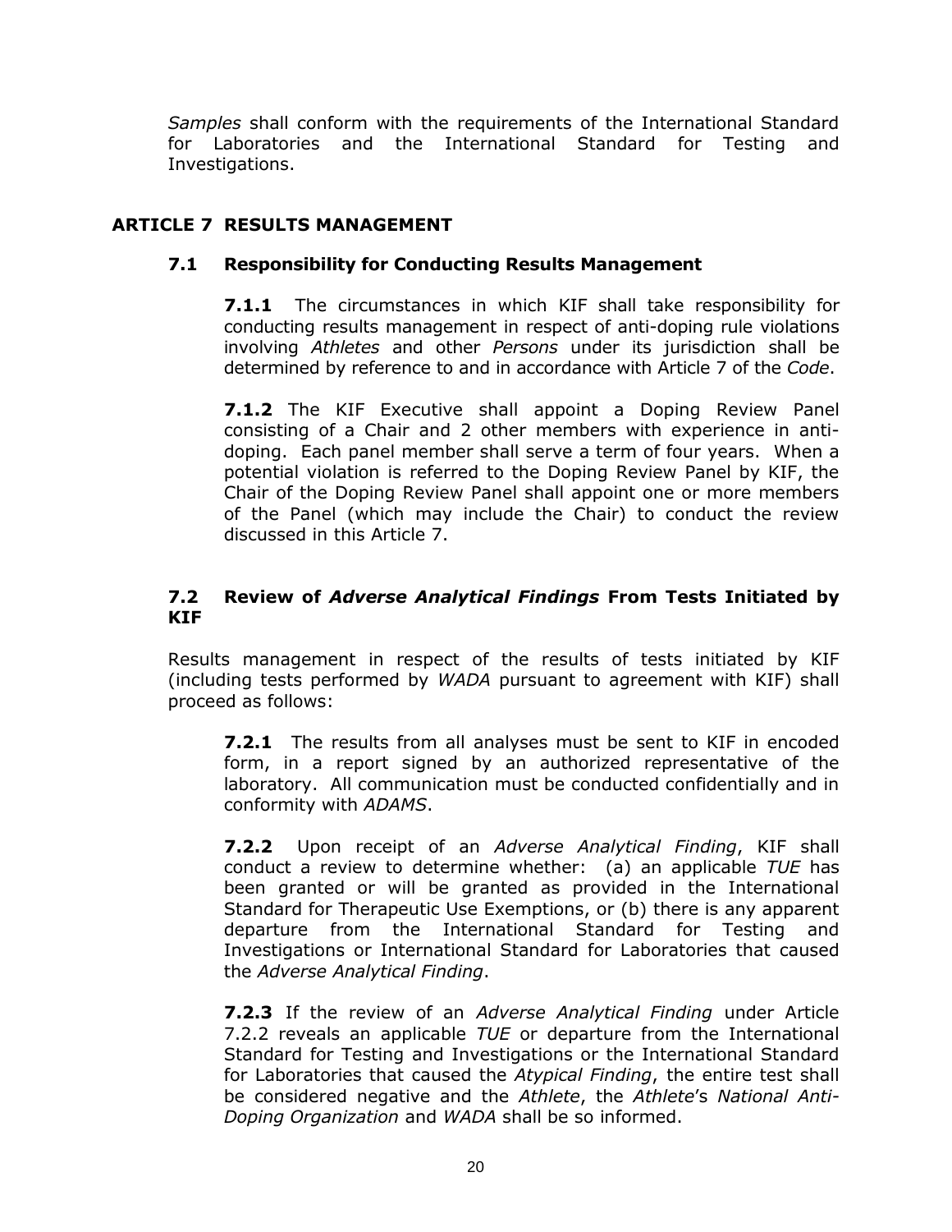*Samples* shall conform with the requirements of the International Standard for Laboratories and the International Standard for Testing and Investigations.

## ARTICLE 7 RESULTS MANAGEMENT

### 7.1 Responsibility for Conducting Results Management

**7.1.1** The circumstances in which KIF shall take responsibility for conducting results management in respect of anti-doping rule violations involving *Athletes* and other *Persons* under its jurisdiction shall be determined by reference to and in accordance with Article 7 of the *Code*.

**7.1.2** The KIF Executive shall appoint a Doping Review Panel consisting of a Chair and 2 other members with experience in anti-doping. Each panel member shall serve a term of four years. When a potential violation is referred to the Doping Review Panel by KIF, the Chair of the Doping Review Panel shall appoint one or more members of the Panel (which may include the Chair) to conduct the review discussed in this Article 7.

### 7.2 Review of *Adverse Analytical Findings* From Tests Initiated by KIF

Results management in respect of the results of tests initiated by KIF (including tests performed by *WADA* pursuant to agreement with KIF) shall proceed as follows:

**7.2.1** The results from all analyses must be sent to KIF in encoded form, in a report signed by an authorized representative of the laboratory. All communication must be conducted confidentially and in conformity with *ADAMS*.

**7.2.2** Upon receipt of an *Adverse Analytical Finding*, KIF shall conduct a review to determine whether: (a) an applicable *TUE* has been granted or will be granted as provided in the International Standard for Therapeutic Use Exemptions, or (b) there is any apparent departure from the International Standard for Testing and Investigations or International Standard for Laboratories that caused the *Adverse Analytical Finding*.

**7.2.3** If the review of an *Adverse Analytical Finding* under Article 7.2.2 reveals an applicable *TUE* or departure from the International Standard for Testing and Investigations or the International Standard for Laboratories that caused the *Atypical Finding*, the entire test shall be considered negative and the *Athlete*, the *Athlete*'s *National Anti-Doping Organization* and *WADA* shall be so informed.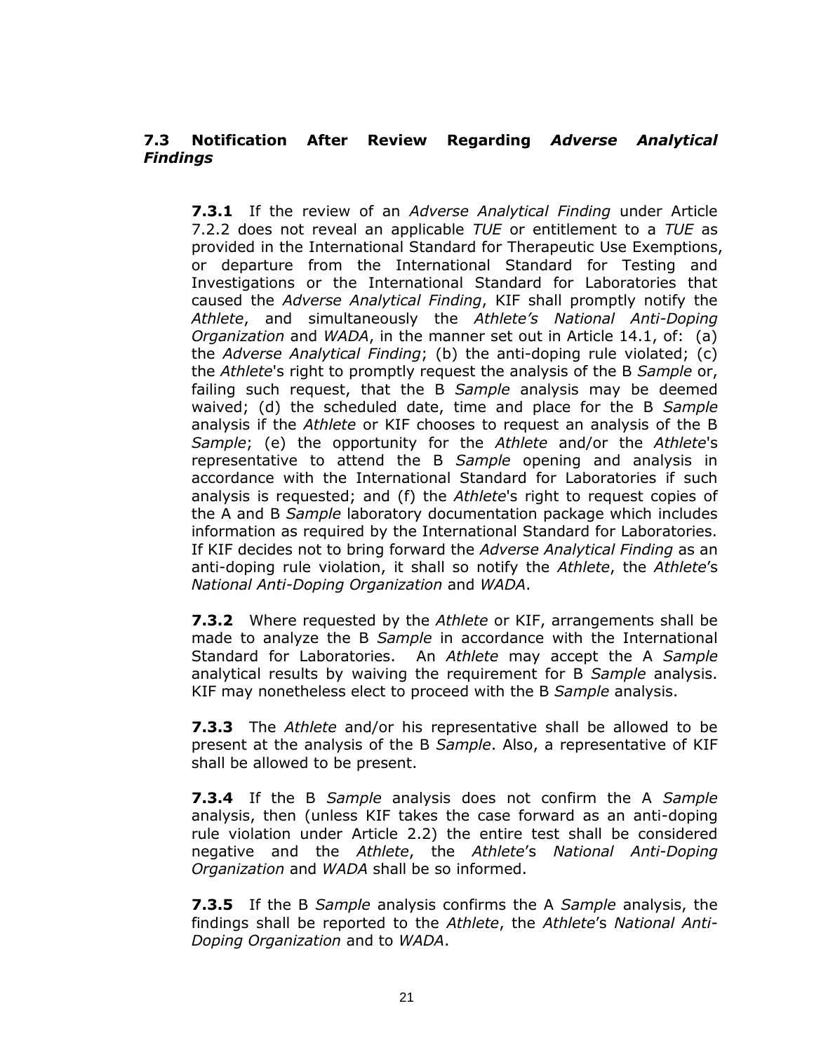### 7.3 Notification After Review Regarding *Adverse Analytical Findings*

**7.3.1** If the review of an *Adverse Analytical Finding* under Article 7.2.2 does not reveal an applicable *TUE* or entitlement to a *TUE* as provided in the International Standard for Therapeutic Use Exemptions, or departure from the International Standard for Testing and Investigations or the International Standard for Laboratories that caused the *Adverse Analytical Finding*, KIF shall promptly notify the *Athlete*, and simultaneously the *Athlete's National Anti-Doping Organization* and *WADA*, in the manner set out in Article 14.1, of: (a) the *Adverse Analytical Finding*; (b) the anti-doping rule violated; (c) the *Athlete*'s right to promptly request the analysis of the B *Sample* or, failing such request, that the B *Sample* analysis may be deemed waived; (d) the scheduled date, time and place for the B *Sample* analysis if the *Athlete* or KIF chooses to request an analysis of the B *Sample*; (e) the opportunity for the *Athlete* and/or the *Athlete*'s representative to attend the B *Sample* opening and analysis in accordance with the International Standard for Laboratories if such analysis is requested; and (f) the *Athlete*'s right to request copies of the A and B *Sample* laboratory documentation package which includes information as required by the International Standard for Laboratories. If KIF decides not to bring forward the *Adverse Analytical Finding* as an anti-doping rule violation, it shall so notify the *Athlete*, the *Athlete*'s *National Anti-Doping Organization* and *WADA*.

**7.3.2** Where requested by the *Athlete* or KIF, arrangements shall be made to analyze the B *Sample* in accordance with the International Standard for Laboratories. An *Athlete* may accept the A *Sample* analytical results by waiving the requirement for B *Sample* analysis. KIF may nonetheless elect to proceed with the B *Sample* analysis.

**7.3.3** The *Athlete* and/or his representative shall be allowed to be present at the analysis of the B *Sample*. Also, a representative of KIF shall be allowed to be present.

**7.3.4** If the B *Sample* analysis does not confirm the A *Sample* analysis, then (unless KIF takes the case forward as an anti-doping rule violation under Article 2.2) the entire test shall be considered negative and the *Athlete*, the *Athlete*'s *National Anti-Doping Organization* and *WADA* shall be so informed.

**7.3.5** If the B *Sample* analysis confirms the A *Sample* analysis, the findings shall be reported to the *Athlete*, the *Athlete*'s *National Anti-Doping Organization* and to *WADA*.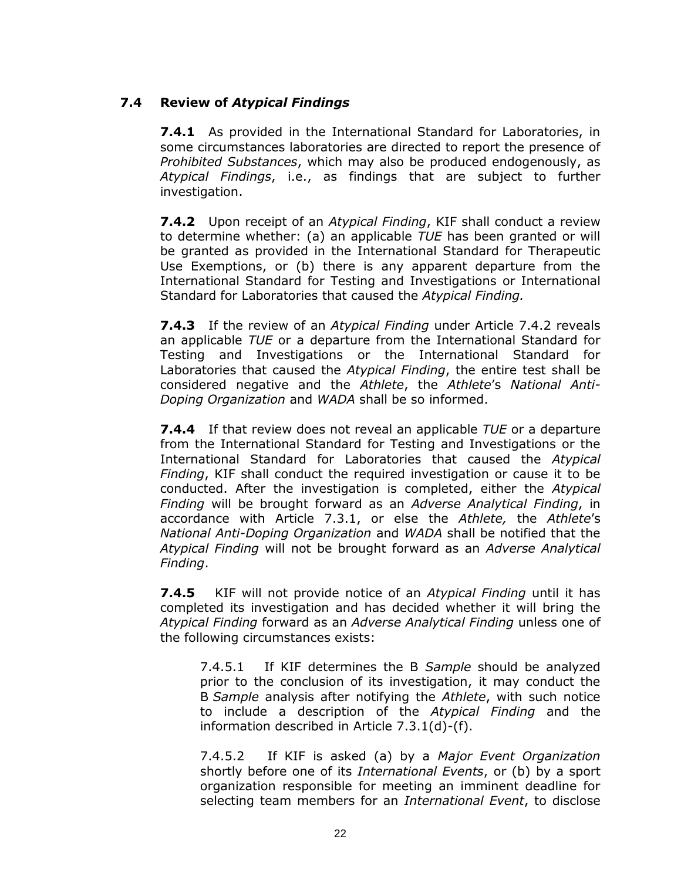## 7.4 Review of *Atypical Findings*

**7.4.1** As provided in the International Standard for Laboratories, in some circumstances laboratories are directed to report the presence of *Prohibited Substances*, which may also be produced endogenously, as *Atypical Findings*, i.e., as findings that are subject to further investigation.

**7.4.2** Upon receipt of an *Atypical Finding*, KIF shall conduct a review to determine whether: (a) an applicable *TUE* has been granted or will be granted as provided in the International Standard for Therapeutic Use Exemptions, or (b) there is any apparent departure from the International Standard for Testing and Investigations or International Standard for Laboratories that caused the *Atypical Finding.*

**7.4.3** If the review of an *Atypical Finding* under Article 7.4.2 reveals an applicable *TUE* or a departure from the International Standard for Testing and Investigations or the International Standard for Laboratories that caused the *Atypical Finding*, the entire test shall be considered negative and the *Athlete*, the *Athlete*'s *National Anti-Doping Organization* and *WADA* shall be so informed.

**7.4.4** If that review does not reveal an applicable *TUE* or a departure from the International Standard for Testing and Investigations or the International Standard for Laboratories that caused the *Atypical Finding*, KIF shall conduct the required investigation or cause it to be conducted. After the investigation is completed, either the *Atypical Finding* will be brought forward as an *Adverse Analytical Finding*, in accordance with Article 7.3.1, or else the *Athlete,* the *Athlete*'s *National Anti-Doping Organization* and *WADA* shall be notified that the *Atypical Finding* will not be brought forward as an *Adverse Analytical Finding*.

**7.4.5** KIF will not provide notice of an *Atypical Finding* until it has completed its investigation and has decided whether it will bring the *Atypical Finding* forward as an *Adverse Analytical Finding* unless one of the following circumstances exists:

7.4.5.1 If KIF determines the B *Sample* should be analyzed prior to the conclusion of its investigation, it may conduct the B *Sample* analysis after notifying the *Athlete*, with such notice to include a description of the *Atypical Finding* and the information described in Article 7.3.1(d)-(f).

7.4.5.2 If KIF is asked (a) by a *Major Event Organization* shortly before one of its *International Events*, or (b) by a sport organization responsible for meeting an imminent deadline for selecting team members for an *International Event*, to disclose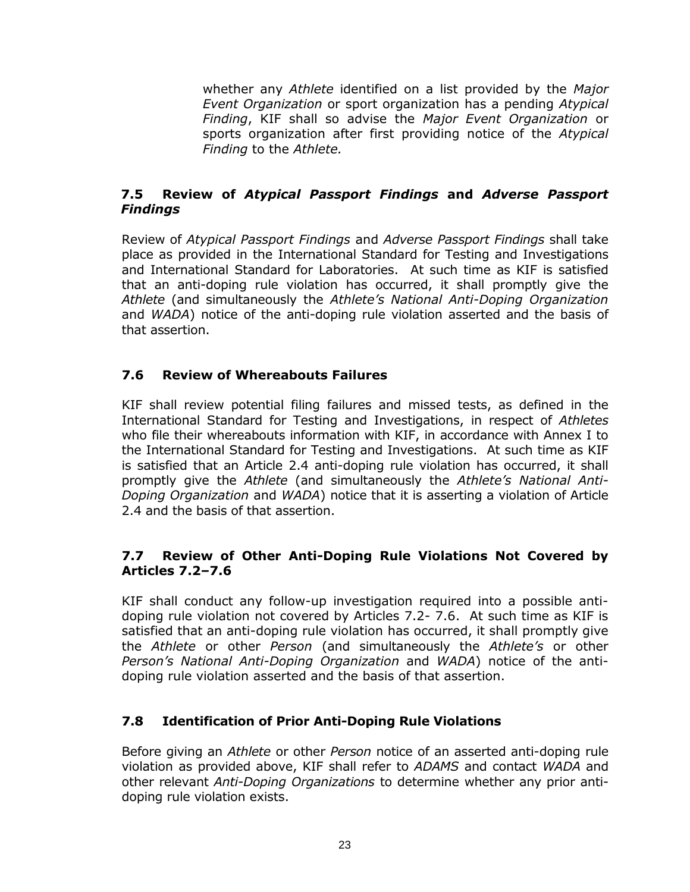whether any *Athlete* identified on a list provided by the *Major Event Organization* or sport organization has a pending *Atypical Finding*, KIF shall so advise the *Major Event Organization* or sports organization after first providing notice of the *Atypical Finding* to the *Athlete.*

### 7.5 Review of *Atypical Passport Findings* and *Adverse Passport Findings*

Review of *Atypical Passport Findings* and *Adverse Passport Findings* shall take place as provided in the International Standard for Testing and Investigations and International Standard for Laboratories. At such time as KIF is satisfied that an anti-doping rule violation has occurred, it shall promptly give the *Athlete* (and simultaneously the *Athlete's National Anti-Doping Organization* and *WADA*) notice of the anti-doping rule violation asserted and the basis of that assertion.

### 7.6 Review of Whereabouts Failures

KIF shall review potential filing failures and missed tests, as defined in the International Standard for Testing and Investigations, in respect of *Athletes* who file their whereabouts information with KIF, in accordance with Annex I to the International Standard for Testing and Investigations. At such time as KIF is satisfied that an Article 2.4 anti-doping rule violation has occurred, it shall promptly give the *Athlete* (and simultaneously the *Athlete's National Anti-Doping Organization* and *WADA*) notice that it is asserting a violation of Article 2.4 and the basis of that assertion.

### 7.7 Review of Other Anti-Doping Rule Violations Not Covered by Articles 7.2–7.6

KIF shall conduct any follow-up investigation required into a possible anti-doping rule violation not covered by Articles 7.2- 7.6. At such time as KIF is satisfied that an anti-doping rule violation has occurred, it shall promptly give the *Athlete* or other *Person* (and simultaneously the *Athlete's* or other *Person's National Anti-Doping Organization* and *WADA*) notice of the anti-doping rule violation asserted and the basis of that assertion.

### 7.8 Identification of Prior Anti-Doping Rule Violations

Before giving an *Athlete* or other *Person* notice of an asserted anti-doping rule violation as provided above, KIF shall refer to *ADAMS* and contact *WADA* and other relevant *Anti-Doping Organizations* to determine whether any prior anti-doping rule violation exists.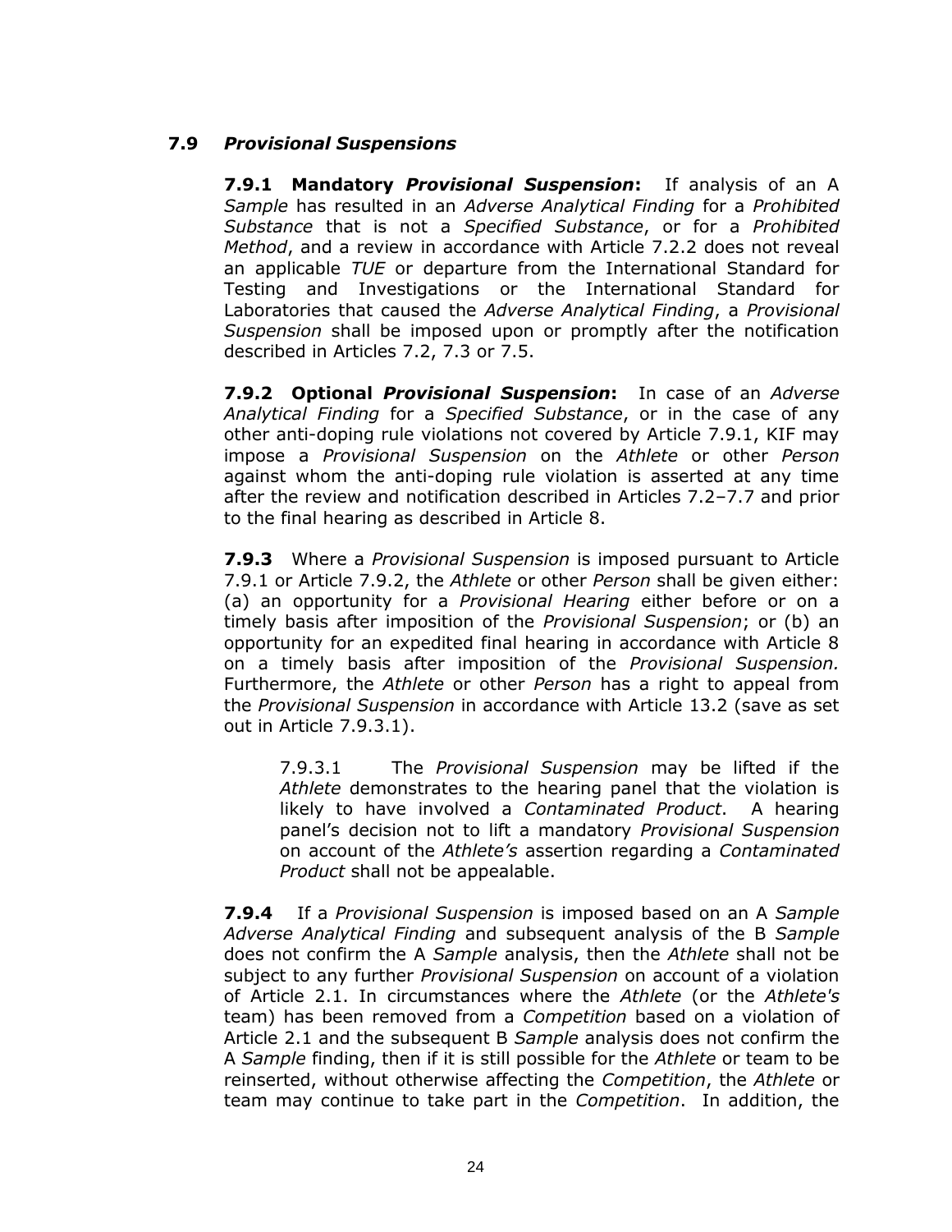### 7.9 *Provisional Suspensions*

**7.9.1 Mandatory *Provisional Suspension*:** If analysis of an A *Sample* has resulted in an *Adverse Analytical Finding* for a *Prohibited Substance* that is not a *Specified Substance*, or for a *Prohibited Method*, and a review in accordance with Article 7.2.2 does not reveal an applicable *TUE* or departure from the International Standard for Testing and Investigations or the International Standard for Laboratories that caused the *Adverse Analytical Finding*, a *Provisional Suspension* shall be imposed upon or promptly after the notification described in Articles 7.2, 7.3 or 7.5.

**7.9.2 Optional *Provisional Suspension*:** In case of an *Adverse Analytical Finding* for a *Specified Substance*, or in the case of any other anti-doping rule violations not covered by Article 7.9.1, KIF may impose a *Provisional Suspension* on the *Athlete* or other *Person* against whom the anti-doping rule violation is asserted at any time after the review and notification described in Articles 7.2–7.7 and prior to the final hearing as described in Article 8.

**7.9.3** Where a *Provisional Suspension* is imposed pursuant to Article 7.9.1 or Article 7.9.2, the *Athlete* or other *Person* shall be given either: (a) an opportunity for a *Provisional Hearing* either before or on a timely basis after imposition of the *Provisional Suspension*; or (b) an opportunity for an expedited final hearing in accordance with Article 8 on a timely basis after imposition of the *Provisional Suspension.* Furthermore, the *Athlete* or other *Person* has a right to appeal from the *Provisional Suspension* in accordance with Article 13.2 (save as set out in Article 7.9.3.1).

7.9.3.1 The *Provisional Suspension* may be lifted if the *Athlete* demonstrates to the hearing panel that the violation is likely to have involved a *Contaminated Product*. A hearing panel's decision not to lift a mandatory *Provisional Suspension* on account of the *Athlete's* assertion regarding a *Contaminated Product* shall not be appealable.

**7.9.4** If a *Provisional Suspension* is imposed based on an A *Sample Adverse Analytical Finding* and subsequent analysis of the B *Sample* does not confirm the A *Sample* analysis, then the *Athlete* shall not be subject to any further *Provisional Suspension* on account of a violation of Article 2.1. In circumstances where the *Athlete* (or the *Athlete's* team) has been removed from a *Competition* based on a violation of Article 2.1 and the subsequent B *Sample* analysis does not confirm the A *Sample* finding, then if it is still possible for the *Athlete* or team to be reinserted, without otherwise affecting the *Competition*, the *Athlete* or team may continue to take part in the *Competition*. In addition, the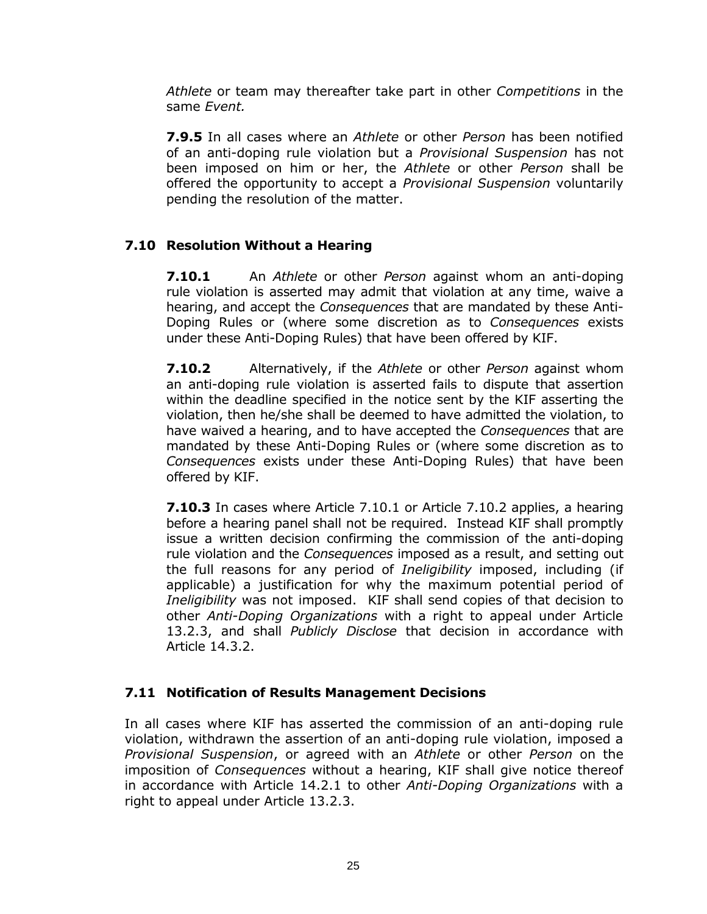*Athlete* or team may thereafter take part in other *Competitions* in the same *Event.*

**7.9.5** In all cases where an *Athlete* or other *Person* has been notified of an anti-doping rule violation but a *Provisional Suspension* has not been imposed on him or her, the *Athlete* or other *Person* shall be offered the opportunity to accept a *Provisional Suspension* voluntarily pending the resolution of the matter.

### 7.10 Resolution Without a Hearing

**7.10.1** An *Athlete* or other *Person* against whom an anti-doping rule violation is asserted may admit that violation at any time, waive a hearing, and accept the *Consequences* that are mandated by these Anti-Doping Rules or (where some discretion as to *Consequences* exists under these Anti-Doping Rules) that have been offered by KIF.

**7.10.2** Alternatively, if the *Athlete* or other *Person* against whom an anti-doping rule violation is asserted fails to dispute that assertion within the deadline specified in the notice sent by the KIF asserting the violation, then he/she shall be deemed to have admitted the violation, to have waived a hearing, and to have accepted the *Consequences* that are mandated by these Anti-Doping Rules or (where some discretion as to *Consequences* exists under these Anti-Doping Rules) that have been offered by KIF.

**7.10.3** In cases where Article 7.10.1 or Article 7.10.2 applies, a hearing before a hearing panel shall not be required. Instead KIF shall promptly issue a written decision confirming the commission of the anti-doping rule violation and the *Consequences* imposed as a result, and setting out the full reasons for any period of *Ineligibility* imposed, including (if applicable) a justification for why the maximum potential period of *Ineligibility* was not imposed. KIF shall send copies of that decision to other *Anti-Doping Organizations* with a right to appeal under Article 13.2.3, and shall *Publicly Disclose* that decision in accordance with Article 14.3.2.

### 7.11 Notification of Results Management Decisions

In all cases where KIF has asserted the commission of an anti-doping rule violation, withdrawn the assertion of an anti-doping rule violation, imposed a *Provisional Suspension*, or agreed with an *Athlete* or other *Person* on the imposition of *Consequences* without a hearing, KIF shall give notice thereof in accordance with Article 14.2.1 to other *Anti-Doping Organizations* with a right to appeal under Article 13.2.3.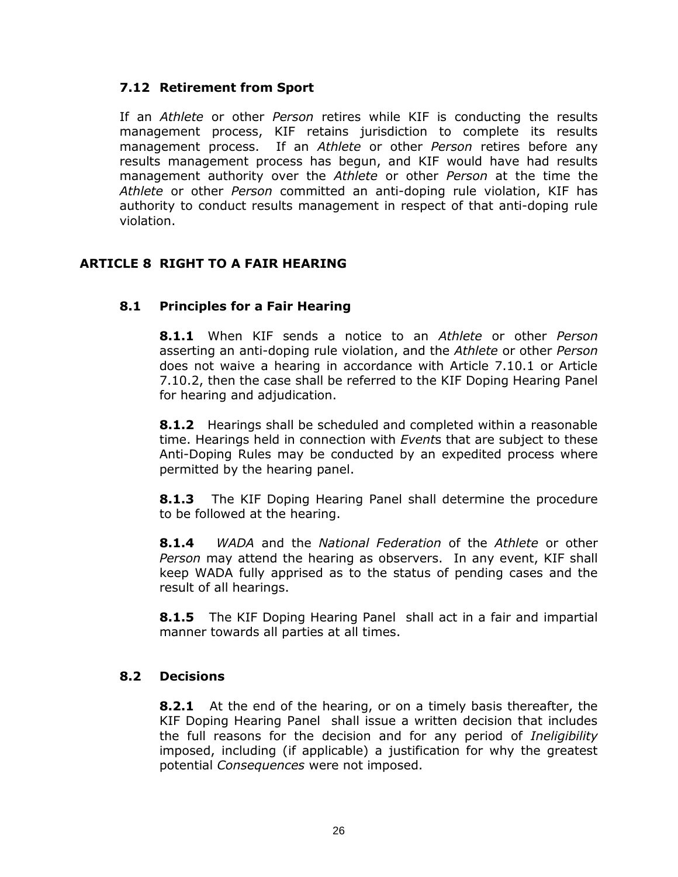### 7.12 Retirement from Sport

If an *Athlete* or other *Person* retires while KIF is conducting the results management process, KIF retains jurisdiction to complete its results management process. If an *Athlete* or other *Person* retires before any results management process has begun, and KIF would have had results management authority over the *Athlete* or other *Person* at the time the *Athlete* or other *Person* committed an anti-doping rule violation, KIF has authority to conduct results management in respect of that anti-doping rule violation.

## ARTICLE 8 RIGHT TO A FAIR HEARING

### 8.1 Principles for a Fair Hearing

**8.1.1** When KIF sends a notice to an *Athlete* or other *Person* asserting an anti-doping rule violation, and the *Athlete* or other *Person* does not waive a hearing in accordance with Article 7.10.1 or Article 7.10.2, then the case shall be referred to the KIF Doping Hearing Panel for hearing and adjudication.

**8.1.2** Hearings shall be scheduled and completed within a reasonable time. Hearings held in connection with *Event*s that are subject to these Anti-Doping Rules may be conducted by an expedited process where permitted by the hearing panel.

**8.1.3** The KIF Doping Hearing Panel shall determine the procedure to be followed at the hearing.

**8.1.4** *WADA* and the *National Federation* of the *Athlete* or other *Person* may attend the hearing as observers. In any event, KIF shall keep WADA fully apprised as to the status of pending cases and the result of all hearings.

**8.1.5** The KIF Doping Hearing Panel shall act in a fair and impartial manner towards all parties at all times.

### 8.2 Decisions

**8.2.1** At the end of the hearing, or on a timely basis thereafter, the KIF Doping Hearing Panel shall issue a written decision that includes the full reasons for the decision and for any period of *Ineligibility* imposed, including (if applicable) a justification for why the greatest potential *Consequences* were not imposed.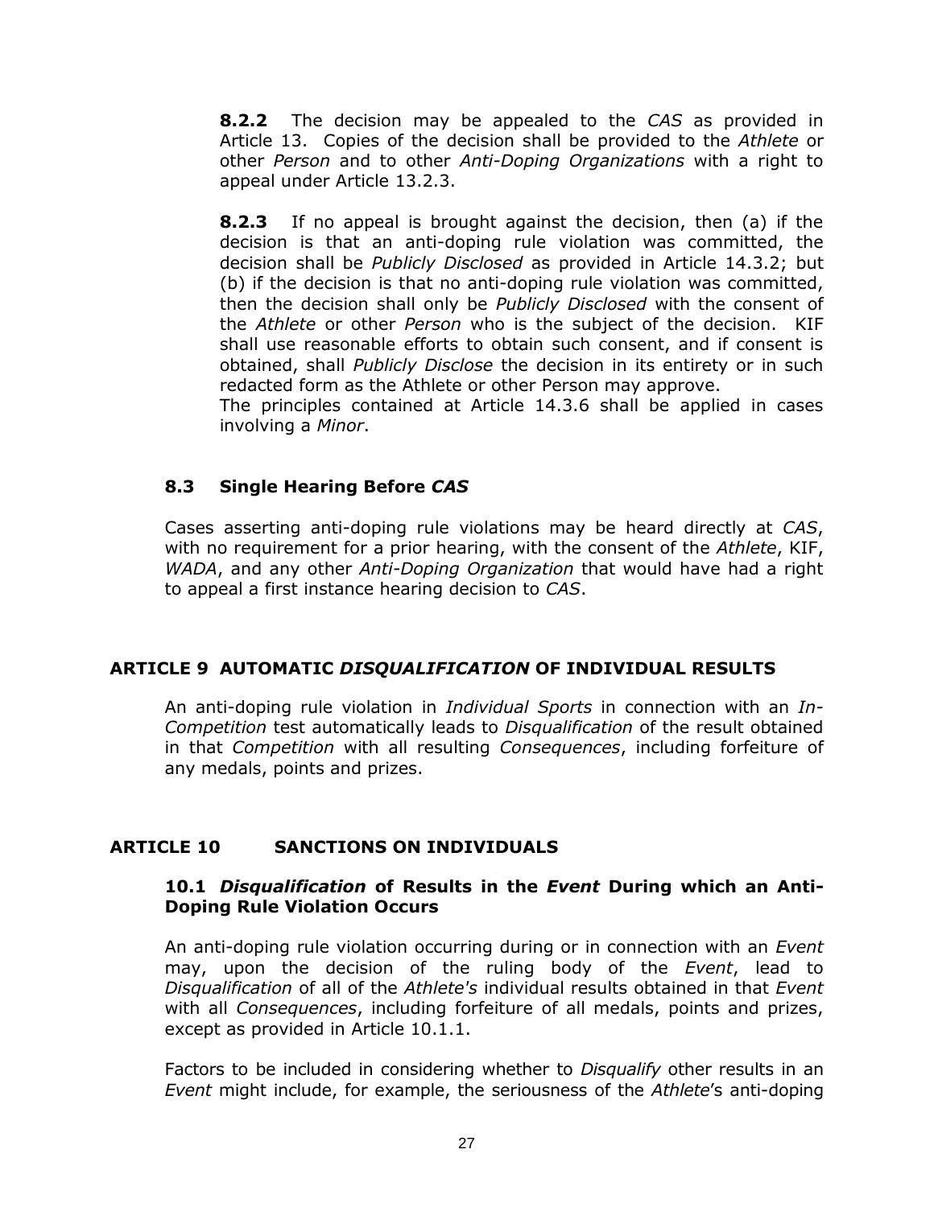**8.2.2** The decision may be appealed to the *CAS* as provided in Article 13. Copies of the decision shall be provided to the *Athlete* or other *Person* and to other *Anti-Doping Organizations* with a right to appeal under Article 13.2.3.

**8.2.3** If no appeal is brought against the decision, then (a) if the decision is that an anti-doping rule violation was committed, the decision shall be *Publicly Disclosed* as provided in Article 14.3.2; but (b) if the decision is that no anti-doping rule violation was committed, then the decision shall only be *Publicly Disclosed* with the consent of the *Athlete* or other *Person* who is the subject of the decision. KIF shall use reasonable efforts to obtain such consent, and if consent is obtained, shall *Publicly Disclose* the decision in its entirety or in such redacted form as the Athlete or other Person may approve.
The principles contained at Article 14.3.6 shall be applied in cases involving a *Minor*.

### 8.3 Single Hearing Before *CAS*

Cases asserting anti-doping rule violations may be heard directly at *CAS*, with no requirement for a prior hearing, with the consent of the *Athlete*, KIF, *WADA*, and any other *Anti-Doping Organization* that would have had a right to appeal a first instance hearing decision to *CAS*.

## ARTICLE 9 AUTOMATIC *DISQUALIFICATION* OF INDIVIDUAL RESULTS

An anti-doping rule violation in *Individual Sports* in connection with an *In-Competition* test automatically leads to *Disqualification* of the result obtained in that *Competition* with all resulting *Consequences*, including forfeiture of any medals, points and prizes.

## ARTICLE 10 SANCTIONS ON INDIVIDUALS

### 10.1 *Disqualification* of Results in the *Event* During which an Anti-Doping Rule Violation Occurs

An anti-doping rule violation occurring during or in connection with an *Event* may, upon the decision of the ruling body of the *Event*, lead to *Disqualification* of all of the *Athlete's* individual results obtained in that *Event* with all *Consequences*, including forfeiture of all medals, points and prizes, except as provided in Article 10.1.1.

Factors to be included in considering whether to *Disqualify* other results in an *Event* might include, for example, the seriousness of the *Athlete*'s anti-doping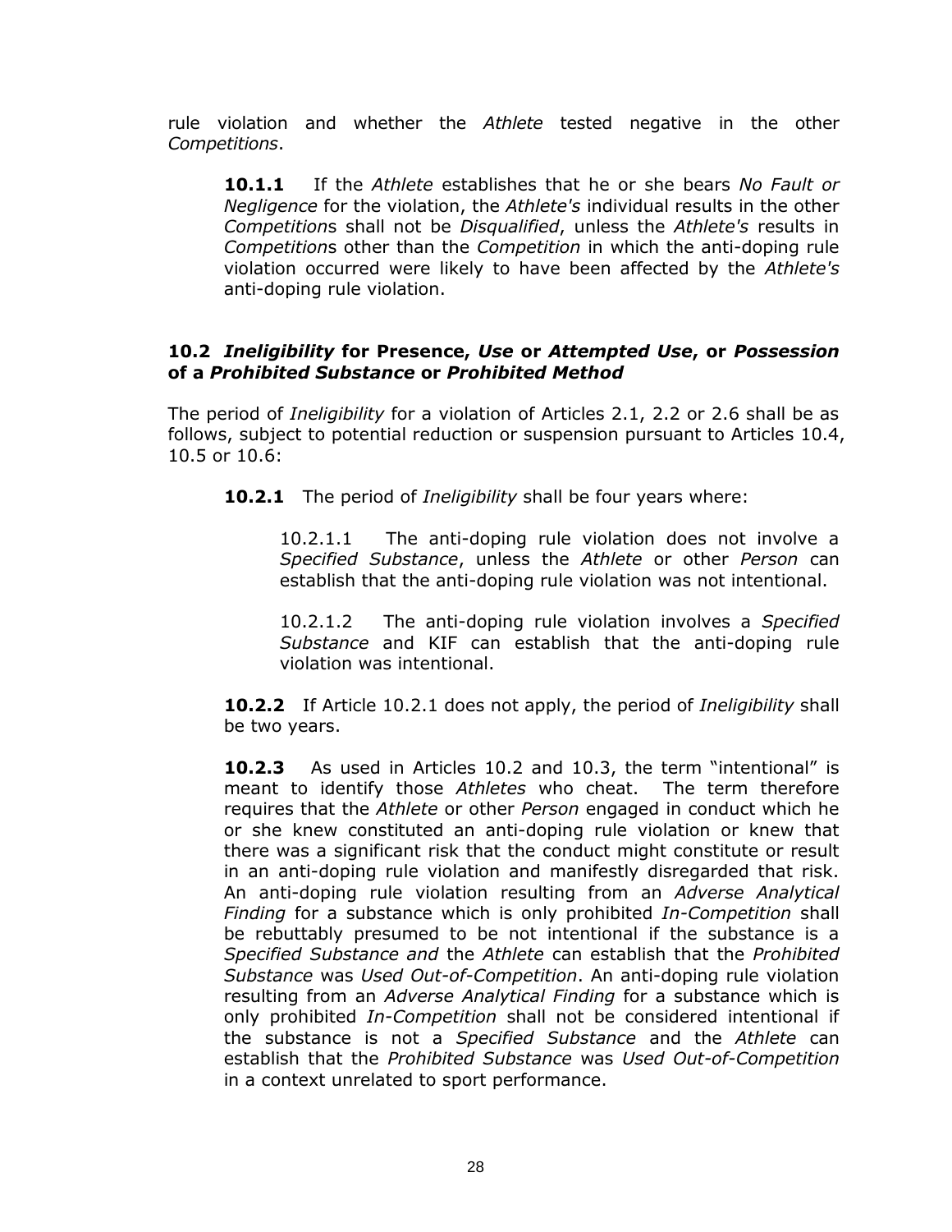rule violation and whether the *Athlete* tested negative in the other *Competitions*.

**10.1.1** If the *Athlete* establishes that he or she bears *No Fault or Negligence* for the violation, the *Athlete's* individual results in the other *Competition*s shall not be *Disqualified*, unless the *Athlete's* results in *Competition*s other than the *Competition* in which the anti-doping rule violation occurred were likely to have been affected by the *Athlete's* anti-doping rule violation.

### 10.2 *Ineligibility* for Presence, *Use* or *Attempted Use*, or *Possession* of a *Prohibited Substance* or *Prohibited Method*

The period of *Ineligibility* for a violation of Articles 2.1, 2.2 or 2.6 shall be as follows, subject to potential reduction or suspension pursuant to Articles 10.4, 10.5 or 10.6:

**10.2.1** The period of *Ineligibility* shall be four years where:

10.2.1.1 The anti-doping rule violation does not involve a *Specified Substance*, unless the *Athlete* or other *Person* can establish that the anti-doping rule violation was not intentional.

10.2.1.2 The anti-doping rule violation involves a *Specified Substance* and KIF can establish that the anti-doping rule violation was intentional.

**10.2.2** If Article 10.2.1 does not apply, the period of *Ineligibility* shall be two years.

**10.2.3** As used in Articles 10.2 and 10.3, the term "intentional" is meant to identify those *Athletes* who cheat. The term therefore requires that the *Athlete* or other *Person* engaged in conduct which he or she knew constituted an anti-doping rule violation or knew that there was a significant risk that the conduct might constitute or result in an anti-doping rule violation and manifestly disregarded that risk. An anti-doping rule violation resulting from an *Adverse Analytical Finding* for a substance which is only prohibited *In-Competition* shall be rebuttably presumed to be not intentional if the substance is a *Specified Substance and* the *Athlete* can establish that the *Prohibited Substance* was *Used Out-of-Competition*. An anti-doping rule violation resulting from an *Adverse Analytical Finding* for a substance which is only prohibited *In-Competition* shall not be considered intentional if the substance is not a *Specified Substance* and the *Athlete* can establish that the *Prohibited Substance* was *Used Out-of-Competition* in a context unrelated to sport performance.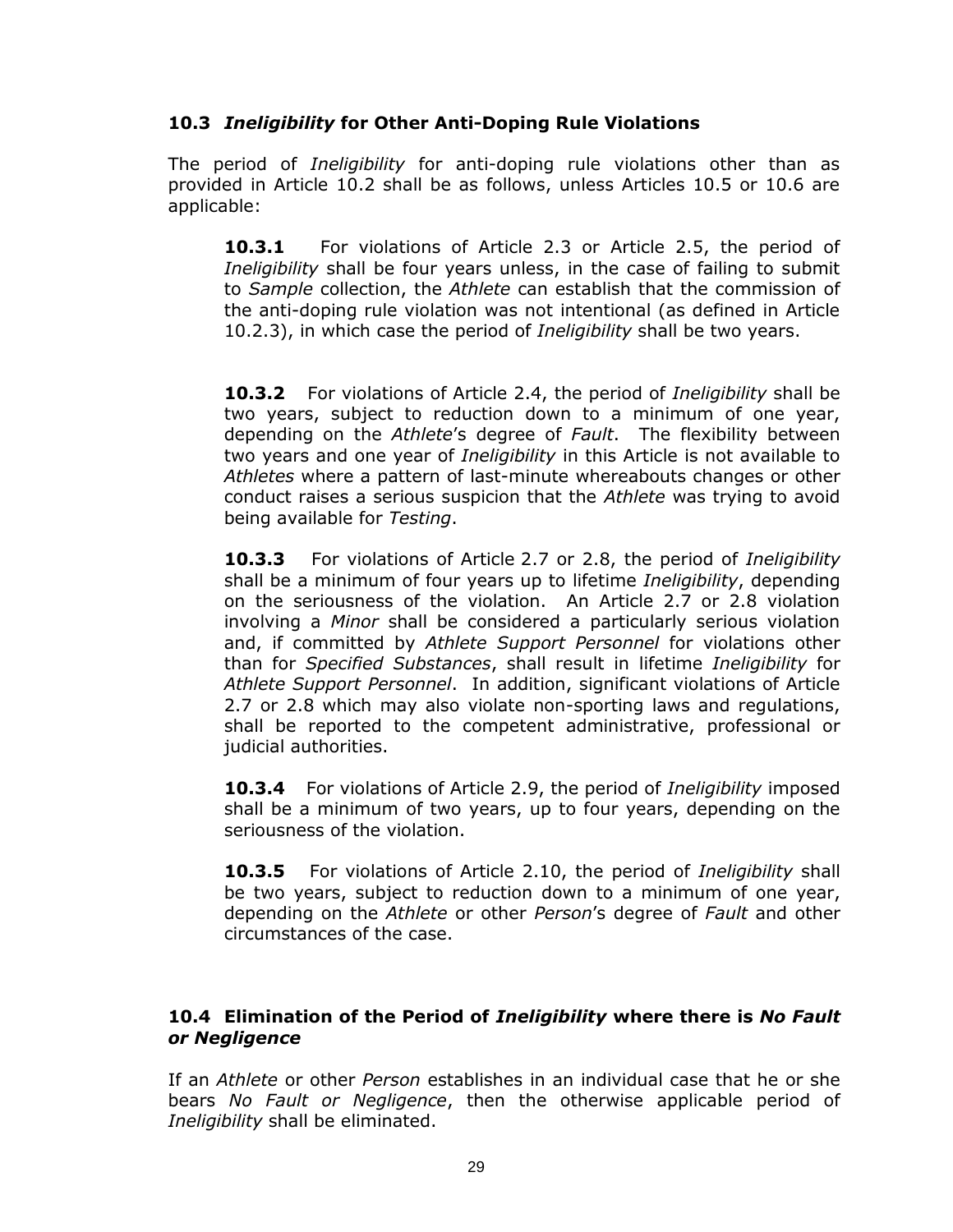### 10.3 *Ineligibility* for Other Anti-Doping Rule Violations

The period of *Ineligibility* for anti-doping rule violations other than as provided in Article 10.2 shall be as follows, unless Articles 10.5 or 10.6 are applicable:

**10.3.1** For violations of Article 2.3 or Article 2.5, the period of *Ineligibility* shall be four years unless, in the case of failing to submit to *Sample* collection, the *Athlete* can establish that the commission of the anti-doping rule violation was not intentional (as defined in Article 10.2.3), in which case the period of *Ineligibility* shall be two years.

**10.3.2** For violations of Article 2.4, the period of *Ineligibility* shall be two years, subject to reduction down to a minimum of one year, depending on the *Athlete*'s degree of *Fault*. The flexibility between two years and one year of *Ineligibility* in this Article is not available to *Athletes* where a pattern of last-minute whereabouts changes or other conduct raises a serious suspicion that the *Athlete* was trying to avoid being available for *Testing*.

**10.3.3** For violations of Article 2.7 or 2.8, the period of *Ineligibility* shall be a minimum of four years up to lifetime *Ineligibility*, depending on the seriousness of the violation. An Article 2.7 or 2.8 violation involving a *Minor* shall be considered a particularly serious violation and, if committed by *Athlete Support Personnel* for violations other than for *Specified Substances*, shall result in lifetime *Ineligibility* for *Athlete Support Personnel*. In addition, significant violations of Article 2.7 or 2.8 which may also violate non-sporting laws and regulations, shall be reported to the competent administrative, professional or judicial authorities.

**10.3.4** For violations of Article 2.9, the period of *Ineligibility* imposed shall be a minimum of two years, up to four years, depending on the seriousness of the violation.

**10.3.5** For violations of Article 2.10, the period of *Ineligibility* shall be two years, subject to reduction down to a minimum of one year, depending on the *Athlete* or other *Person*'s degree of *Fault* and other circumstances of the case.

### 10.4 Elimination of the Period of *Ineligibility* where there is *No Fault or Negligence*

If an *Athlete* or other *Person* establishes in an individual case that he or she bears *No Fault or Negligence*, then the otherwise applicable period of *Ineligibility* shall be eliminated.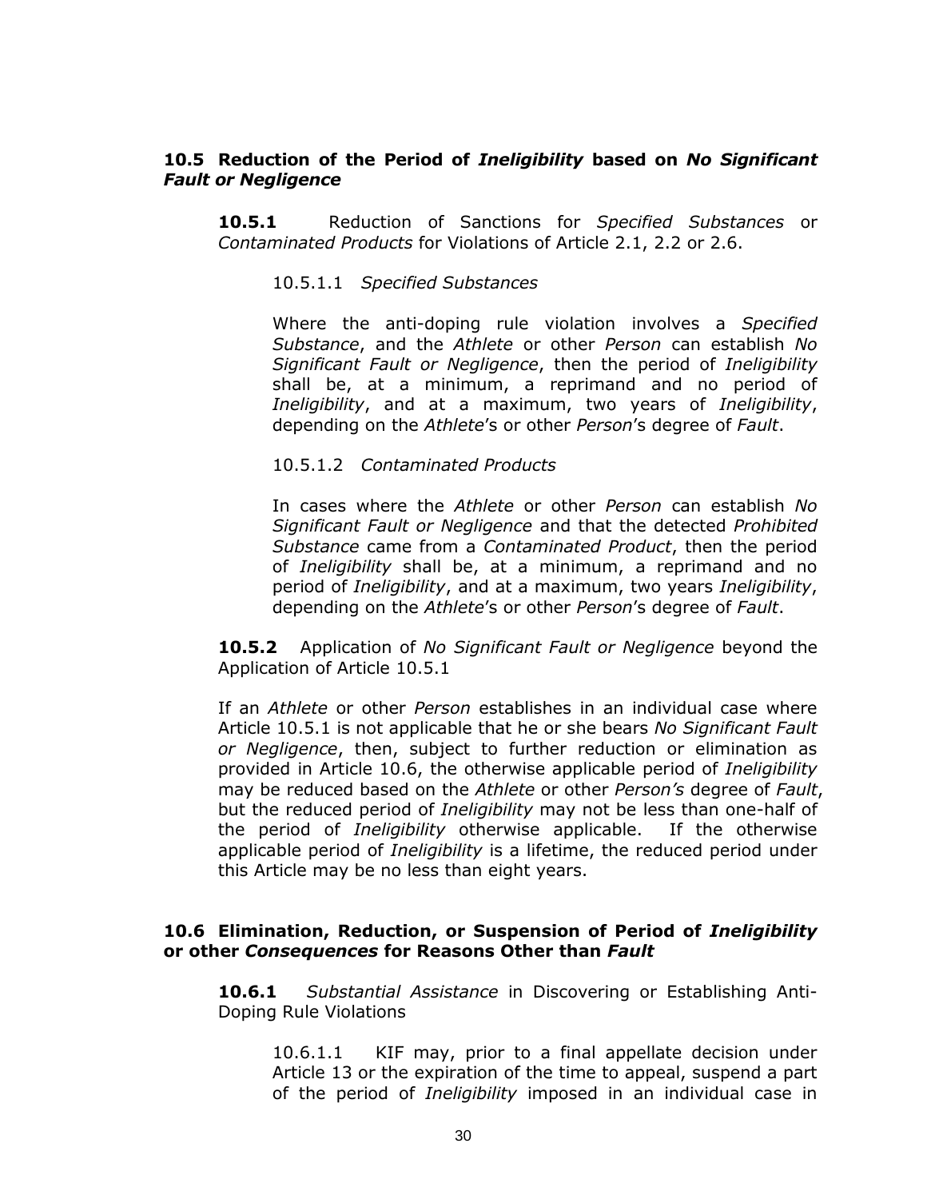## 10.5 Reduction of the Period of *Ineligibility* based on *No Significant Fault or Negligence*

**10.5.1** Reduction of Sanctions for *Specified Substances* or *Contaminated Products* for Violations of Article 2.1, 2.2 or 2.6.

10.5.1.1 *Specified Substances*

Where the anti-doping rule violation involves a *Specified Substance*, and the *Athlete* or other *Person* can establish *No Significant Fault or Negligence*, then the period of *Ineligibility* shall be, at a minimum, a reprimand and no period of *Ineligibility*, and at a maximum, two years of *Ineligibility*, depending on the *Athlete*'s or other *Person*'s degree of *Fault*.

10.5.1.2 *Contaminated Products*

In cases where the *Athlete* or other *Person* can establish *No Significant Fault or Negligence* and that the detected *Prohibited Substance* came from a *Contaminated Product*, then the period of *Ineligibility* shall be, at a minimum, a reprimand and no period of *Ineligibility*, and at a maximum, two years *Ineligibility*, depending on the *Athlete*'s or other *Person*'s degree of *Fault*.

**10.5.2** Application of *No Significant Fault or Negligence* beyond the Application of Article 10.5.1

If an *Athlete* or other *Person* establishes in an individual case where Article 10.5.1 is not applicable that he or she bears *No Significant Fault or Negligence*, then, subject to further reduction or elimination as provided in Article 10.6, the otherwise applicable period of *Ineligibility* may be reduced based on the *Athlete* or other *Person's* degree of *Fault*, but the reduced period of *Ineligibility* may not be less than one-half of the period of *Ineligibility* otherwise applicable. If the otherwise applicable period of *Ineligibility* is a lifetime, the reduced period under this Article may be no less than eight years.

## 10.6 Elimination, Reduction, or Suspension of Period of *Ineligibility* or other *Consequences* for Reasons Other than *Fault*

**10.6.1** *Substantial Assistance* in Discovering or Establishing Anti-Doping Rule Violations

10.6.1.1 KIF may, prior to a final appellate decision under Article 13 or the expiration of the time to appeal, suspend a part of the period of *Ineligibility* imposed in an individual case in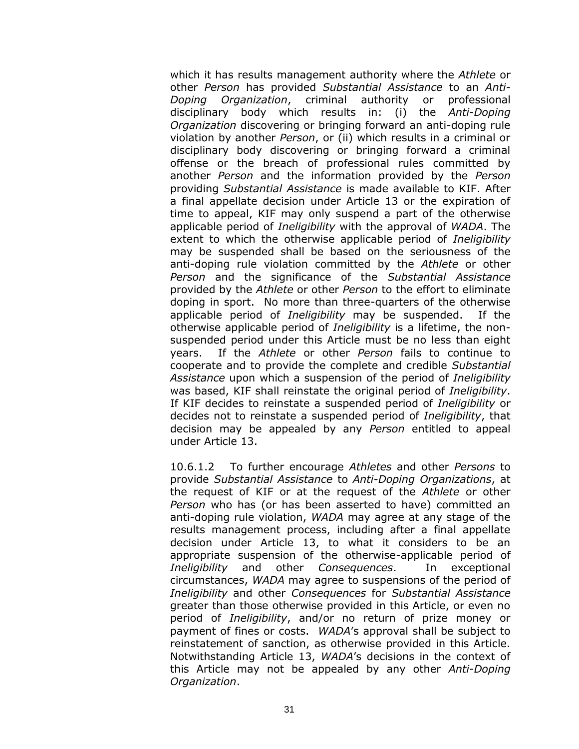which it has results management authority where the *Athlete* or other *Person* has provided *Substantial Assistance* to an *Anti-Doping Organization*, criminal authority or professional disciplinary body which results in: (i) the *Anti-Doping Organization* discovering or bringing forward an anti-doping rule violation by another *Person*, or (ii) which results in a criminal or disciplinary body discovering or bringing forward a criminal offense or the breach of professional rules committed by another *Person* and the information provided by the *Person* providing *Substantial Assistance* is made available to KIF. After a final appellate decision under Article 13 or the expiration of time to appeal, KIF may only suspend a part of the otherwise applicable period of *Ineligibility* with the approval of *WADA*. The extent to which the otherwise applicable period of *Ineligibility* may be suspended shall be based on the seriousness of the anti-doping rule violation committed by the *Athlete* or other *Person* and the significance of the *Substantial Assistance* provided by the *Athlete* or other *Person* to the effort to eliminate doping in sport. No more than three-quarters of the otherwise applicable period of *Ineligibility* may be suspended. If the otherwise applicable period of *Ineligibility* is a lifetime, the non-suspended period under this Article must be no less than eight years. If the *Athlete* or other *Person* fails to continue to cooperate and to provide the complete and credible *Substantial Assistance* upon which a suspension of the period of *Ineligibility* was based, KIF shall reinstate the original period of *Ineligibility*. If KIF decides to reinstate a suspended period of *Ineligibility* or decides not to reinstate a suspended period of *Ineligibility*, that decision may be appealed by any *Person* entitled to appeal under Article 13.

10.6.1.2 To further encourage *Athletes* and other *Persons* to provide *Substantial Assistance* to *Anti-Doping Organizations*, at the request of KIF or at the request of the *Athlete* or other *Person* who has (or has been asserted to have) committed an anti-doping rule violation, *WADA* may agree at any stage of the results management process, including after a final appellate decision under Article 13, to what it considers to be an appropriate suspension of the otherwise-applicable period of *Ineligibility* and other *Consequences*. In exceptional circumstances, *WADA* may agree to suspensions of the period of *Ineligibility* and other *Consequences* for *Substantial Assistance* greater than those otherwise provided in this Article, or even no period of *Ineligibility*, and/or no return of prize money or payment of fines or costs. *WADA*'s approval shall be subject to reinstatement of sanction, as otherwise provided in this Article. Notwithstanding Article 13, *WADA*'s decisions in the context of this Article may not be appealed by any other *Anti-Doping Organization*.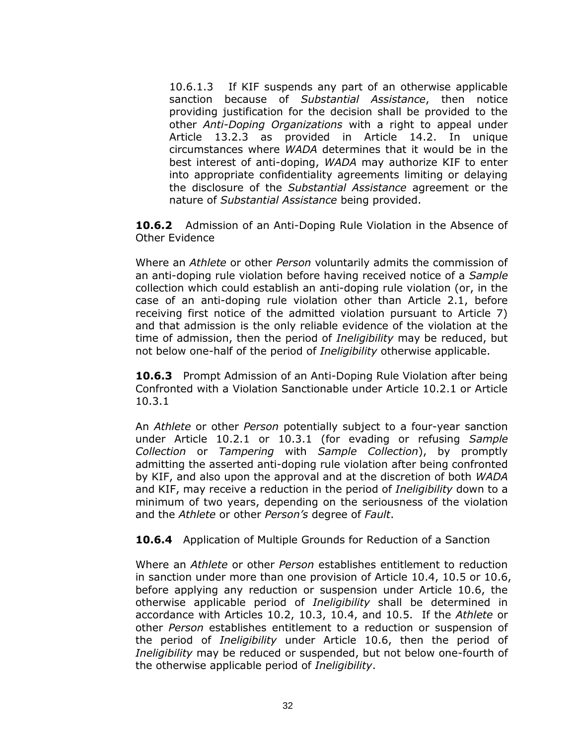10.6.1.3 If KIF suspends any part of an otherwise applicable sanction because of *Substantial Assistance*, then notice providing justification for the decision shall be provided to the other *Anti-Doping Organizations* with a right to appeal under Article 13.2.3 as provided in Article 14.2. In unique circumstances where *WADA* determines that it would be in the best interest of anti-doping, *WADA* may authorize KIF to enter into appropriate confidentiality agreements limiting or delaying the disclosure of the *Substantial Assistance* agreement or the nature of *Substantial Assistance* being provided.

**10.6.2** Admission of an Anti-Doping Rule Violation in the Absence of Other Evidence

Where an *Athlete* or other *Person* voluntarily admits the commission of an anti-doping rule violation before having received notice of a *Sample* collection which could establish an anti-doping rule violation (or, in the case of an anti-doping rule violation other than Article 2.1, before receiving first notice of the admitted violation pursuant to Article 7) and that admission is the only reliable evidence of the violation at the time of admission, then the period of *Ineligibility* may be reduced, but not below one-half of the period of *Ineligibility* otherwise applicable.

**10.6.3** Prompt Admission of an Anti-Doping Rule Violation after being Confronted with a Violation Sanctionable under Article 10.2.1 or Article 10.3.1

An *Athlete* or other *Person* potentially subject to a four-year sanction under Article 10.2.1 or 10.3.1 (for evading or refusing *Sample Collection* or *Tampering* with *Sample Collection*), by promptly admitting the asserted anti-doping rule violation after being confronted by KIF, and also upon the approval and at the discretion of both *WADA* and KIF, may receive a reduction in the period of *Ineligibility* down to a minimum of two years, depending on the seriousness of the violation and the *Athlete* or other *Person's* degree of *Fault*.

**10.6.4** Application of Multiple Grounds for Reduction of a Sanction

Where an *Athlete* or other *Person* establishes entitlement to reduction in sanction under more than one provision of Article 10.4, 10.5 or 10.6, before applying any reduction or suspension under Article 10.6, the otherwise applicable period of *Ineligibility* shall be determined in accordance with Articles 10.2, 10.3, 10.4, and 10.5. If the *Athlete* or other *Person* establishes entitlement to a reduction or suspension of the period of *Ineligibility* under Article 10.6, then the period of *Ineligibility* may be reduced or suspended, but not below one-fourth of the otherwise applicable period of *Ineligibility*.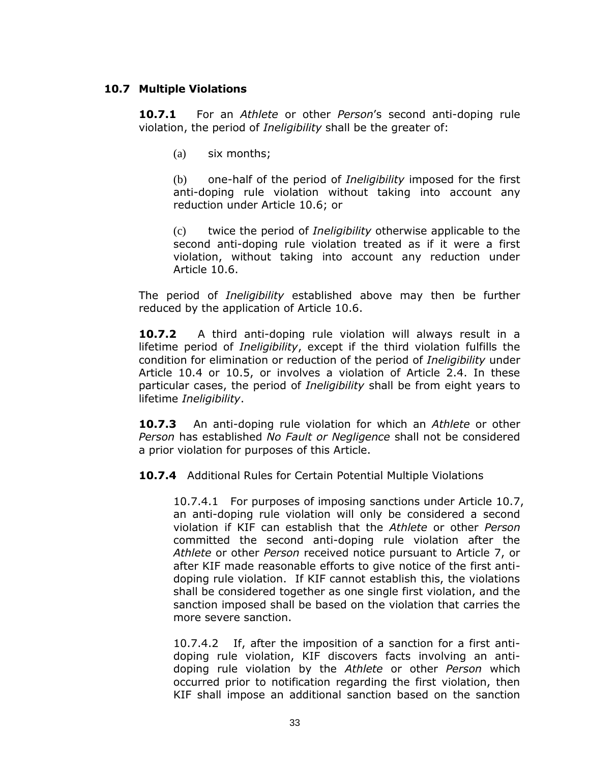### 10.7 Multiple Violations

**10.7.1** For an *Athlete* or other *Person*'s second anti-doping rule violation, the period of *Ineligibility* shall be the greater of:

(a) six months;

(b) one-half of the period of *Ineligibility* imposed for the first anti-doping rule violation without taking into account any reduction under Article 10.6; or

(c) twice the period of *Ineligibility* otherwise applicable to the second anti-doping rule violation treated as if it were a first violation, without taking into account any reduction under Article 10.6.

The period of *Ineligibility* established above may then be further reduced by the application of Article 10.6.

**10.7.2** A third anti-doping rule violation will always result in a lifetime period of *Ineligibility*, except if the third violation fulfills the condition for elimination or reduction of the period of *Ineligibility* under Article 10.4 or 10.5, or involves a violation of Article 2.4. In these particular cases, the period of *Ineligibility* shall be from eight years to lifetime *Ineligibility*.

**10.7.3** An anti-doping rule violation for which an *Athlete* or other *Person* has established *No Fault or Negligence* shall not be considered a prior violation for purposes of this Article.

**10.7.4** Additional Rules for Certain Potential Multiple Violations

10.7.4.1 For purposes of imposing sanctions under Article 10.7, an anti-doping rule violation will only be considered a second violation if KIF can establish that the *Athlete* or other *Person* committed the second anti-doping rule violation after the *Athlete* or other *Person* received notice pursuant to Article 7, or after KIF made reasonable efforts to give notice of the first anti-doping rule violation. If KIF cannot establish this, the violations shall be considered together as one single first violation, and the sanction imposed shall be based on the violation that carries the more severe sanction.

10.7.4.2 If, after the imposition of a sanction for a first anti-doping rule violation, KIF discovers facts involving an anti-doping rule violation by the *Athlete* or other *Person* which occurred prior to notification regarding the first violation, then KIF shall impose an additional sanction based on the sanction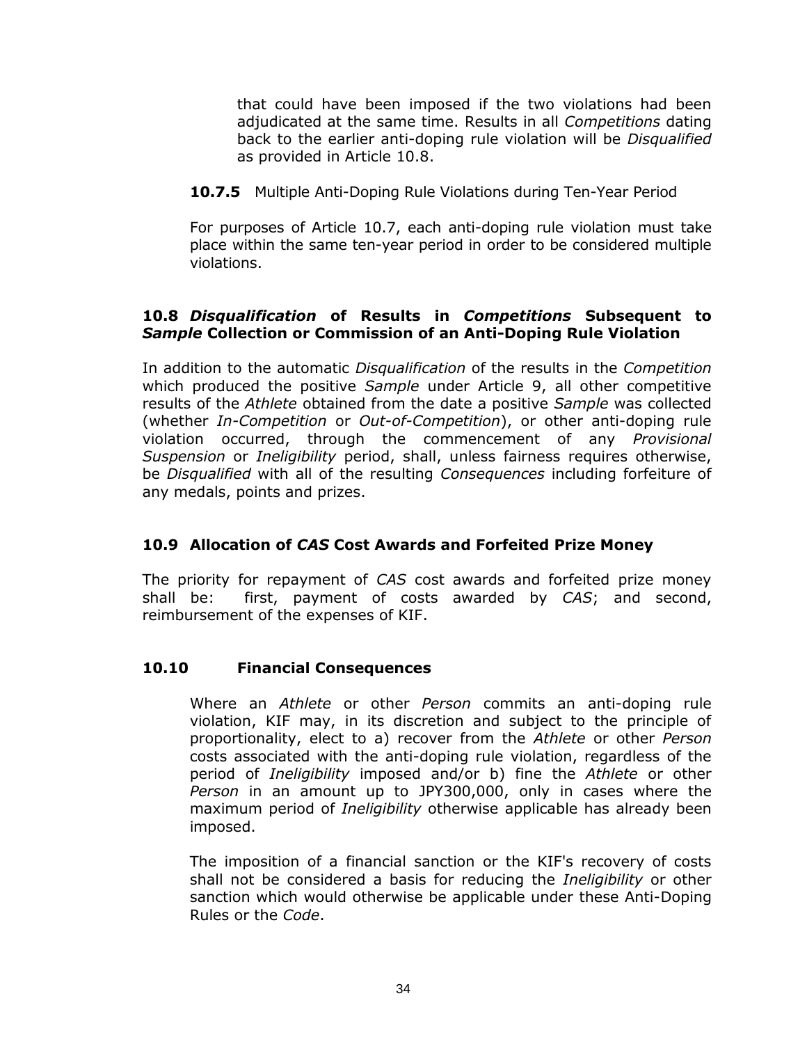that could have been imposed if the two violations had been adjudicated at the same time. Results in all *Competitions* dating back to the earlier anti-doping rule violation will be *Disqualified* as provided in Article 10.8.

**10.7.5** Multiple Anti-Doping Rule Violations during Ten-Year Period

For purposes of Article 10.7, each anti-doping rule violation must take place within the same ten-year period in order to be considered multiple violations.

### 10.8 *Disqualification* of Results in *Competitions* Subsequent to *Sample* Collection or Commission of an Anti-Doping Rule Violation

In addition to the automatic *Disqualification* of the results in the *Competition* which produced the positive *Sample* under Article 9, all other competitive results of the *Athlete* obtained from the date a positive *Sample* was collected (whether *In-Competition* or *Out-of-Competition*), or other anti-doping rule violation occurred, through the commencement of any *Provisional Suspension* or *Ineligibility* period, shall, unless fairness requires otherwise, be *Disqualified* with all of the resulting *Consequences* including forfeiture of any medals, points and prizes.

### 10.9 Allocation of *CAS* Cost Awards and Forfeited Prize Money

The priority for repayment of *CAS* cost awards and forfeited prize money shall be: first, payment of costs awarded by *CAS*; and second, reimbursement of the expenses of KIF.

### 10.10 Financial Consequences

Where an *Athlete* or other *Person* commits an anti-doping rule violation, KIF may, in its discretion and subject to the principle of proportionality, elect to a) recover from the *Athlete* or other *Person* costs associated with the anti-doping rule violation, regardless of the period of *Ineligibility* imposed and/or b) fine the *Athlete* or other *Person* in an amount up to JPY300,000, only in cases where the maximum period of *Ineligibility* otherwise applicable has already been imposed.

The imposition of a financial sanction or the KIF's recovery of costs shall not be considered a basis for reducing the *Ineligibility* or other sanction which would otherwise be applicable under these Anti-Doping Rules or the *Code*.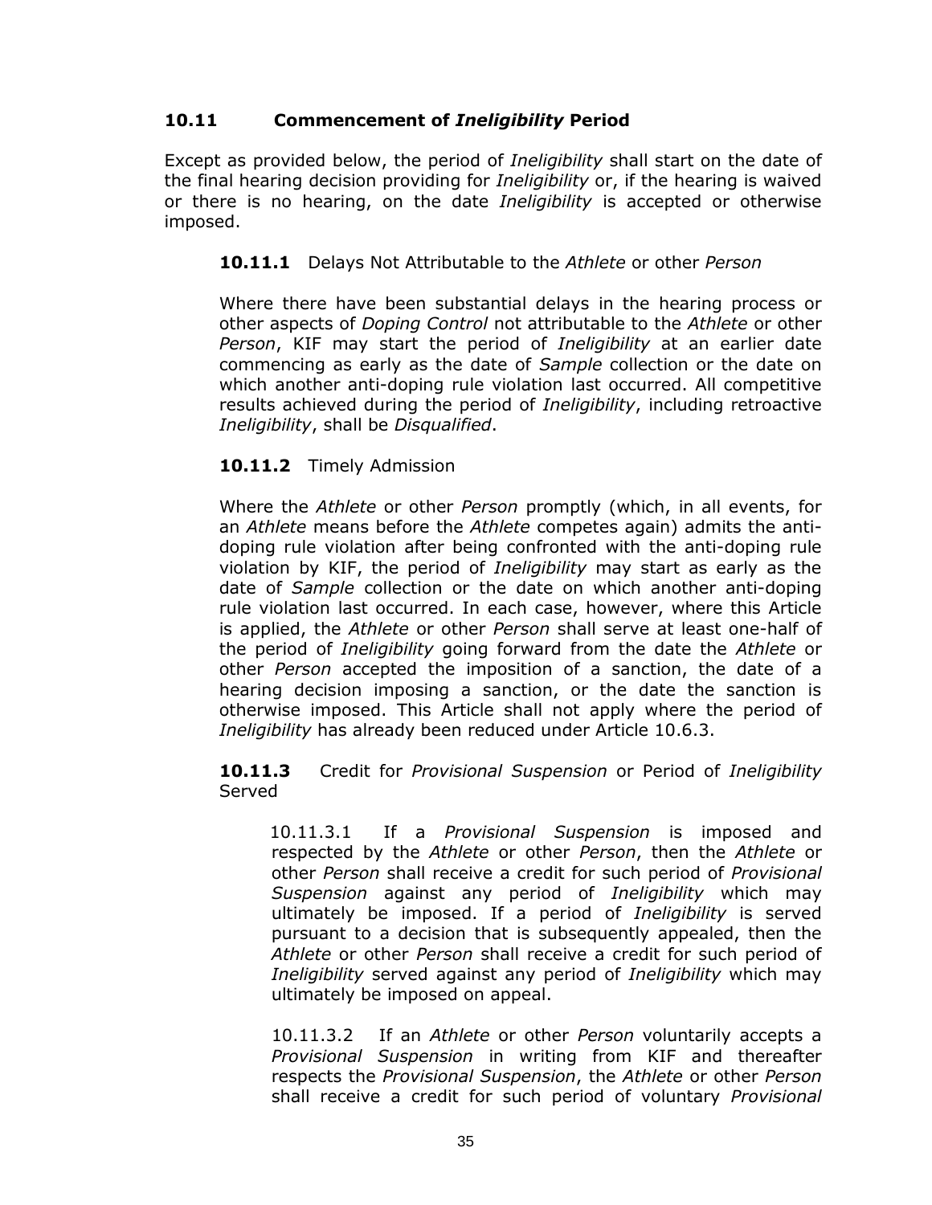### 10.11 Commencement of *Ineligibility* Period

Except as provided below, the period of *Ineligibility* shall start on the date of the final hearing decision providing for *Ineligibility* or, if the hearing is waived or there is no hearing, on the date *Ineligibility* is accepted or otherwise imposed.

**10.11.1** Delays Not Attributable to the *Athlete* or other *Person*

Where there have been substantial delays in the hearing process or other aspects of *Doping Control* not attributable to the *Athlete* or other *Person*, KIF may start the period of *Ineligibility* at an earlier date commencing as early as the date of *Sample* collection or the date on which another anti-doping rule violation last occurred. All competitive results achieved during the period of *Ineligibility*, including retroactive *Ineligibility*, shall be *Disqualified*.

**10.11.2** Timely Admission

Where the *Athlete* or other *Person* promptly (which, in all events, for an *Athlete* means before the *Athlete* competes again) admits the anti-doping rule violation after being confronted with the anti-doping rule violation by KIF, the period of *Ineligibility* may start as early as the date of *Sample* collection or the date on which another anti-doping rule violation last occurred. In each case, however, where this Article is applied, the *Athlete* or other *Person* shall serve at least one-half of the period of *Ineligibility* going forward from the date the *Athlete* or other *Person* accepted the imposition of a sanction, the date of a hearing decision imposing a sanction, or the date the sanction is otherwise imposed. This Article shall not apply where the period of *Ineligibility* has already been reduced under Article 10.6.3.

**10.11.3** Credit for *Provisional Suspension* or Period of *Ineligibility* Served

10.11.3.1 If a *Provisional Suspension* is imposed and respected by the *Athlete* or other *Person*, then the *Athlete* or other *Person* shall receive a credit for such period of *Provisional Suspension* against any period of *Ineligibility* which may ultimately be imposed. If a period of *Ineligibility* is served pursuant to a decision that is subsequently appealed, then the *Athlete* or other *Person* shall receive a credit for such period of *Ineligibility* served against any period of *Ineligibility* which may ultimately be imposed on appeal.

10.11.3.2 If an *Athlete* or other *Person* voluntarily accepts a *Provisional Suspension* in writing from KIF and thereafter respects the *Provisional Suspension*, the *Athlete* or other *Person* shall receive a credit for such period of voluntary *Provisional*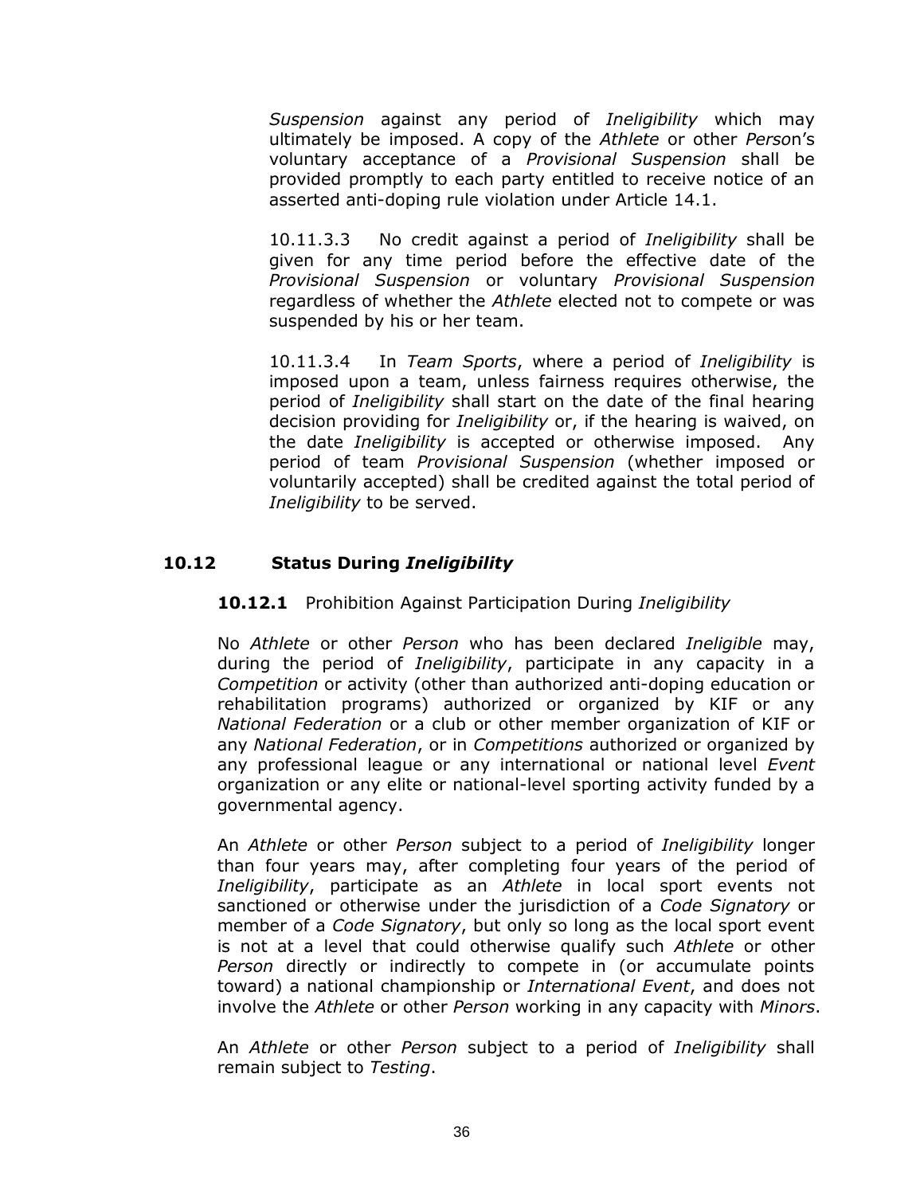*Suspension* against any period of *Ineligibility* which may ultimately be imposed. A copy of the *Athlete* or other *Perso*n's voluntary acceptance of a *Provisional Suspension* shall be provided promptly to each party entitled to receive notice of an asserted anti-doping rule violation under Article 14.1.

10.11.3.3 No credit against a period of *Ineligibility* shall be given for any time period before the effective date of the *Provisional Suspension* or voluntary *Provisional Suspension* regardless of whether the *Athlete* elected not to compete or was suspended by his or her team.

10.11.3.4 In *Team Sports*, where a period of *Ineligibility* is imposed upon a team, unless fairness requires otherwise, the period of *Ineligibility* shall start on the date of the final hearing decision providing for *Ineligibility* or, if the hearing is waived, on the date *Ineligibility* is accepted or otherwise imposed. Any period of team *Provisional Suspension* (whether imposed or voluntarily accepted) shall be credited against the total period of *Ineligibility* to be served.

## 10.12 Status During *Ineligibility*

**10.12.1** Prohibition Against Participation During *Ineligibility*

No *Athlete* or other *Person* who has been declared *Ineligible* may, during the period of *Ineligibility*, participate in any capacity in a *Competition* or activity (other than authorized anti-doping education or rehabilitation programs) authorized or organized by KIF or any *National Federation* or a club or other member organization of KIF or any *National Federation*, or in *Competitions* authorized or organized by any professional league or any international or national level *Event* organization or any elite or national-level sporting activity funded by a governmental agency.

An *Athlete* or other *Person* subject to a period of *Ineligibility* longer than four years may, after completing four years of the period of *Ineligibility*, participate as an *Athlete* in local sport events not sanctioned or otherwise under the jurisdiction of a *Code Signatory* or member of a *Code Signatory*, but only so long as the local sport event is not at a level that could otherwise qualify such *Athlete* or other *Person* directly or indirectly to compete in (or accumulate points toward) a national championship or *International Event*, and does not involve the *Athlete* or other *Person* working in any capacity with *Minors*.

An *Athlete* or other *Person* subject to a period of *Ineligibility* shall remain subject to *Testing*.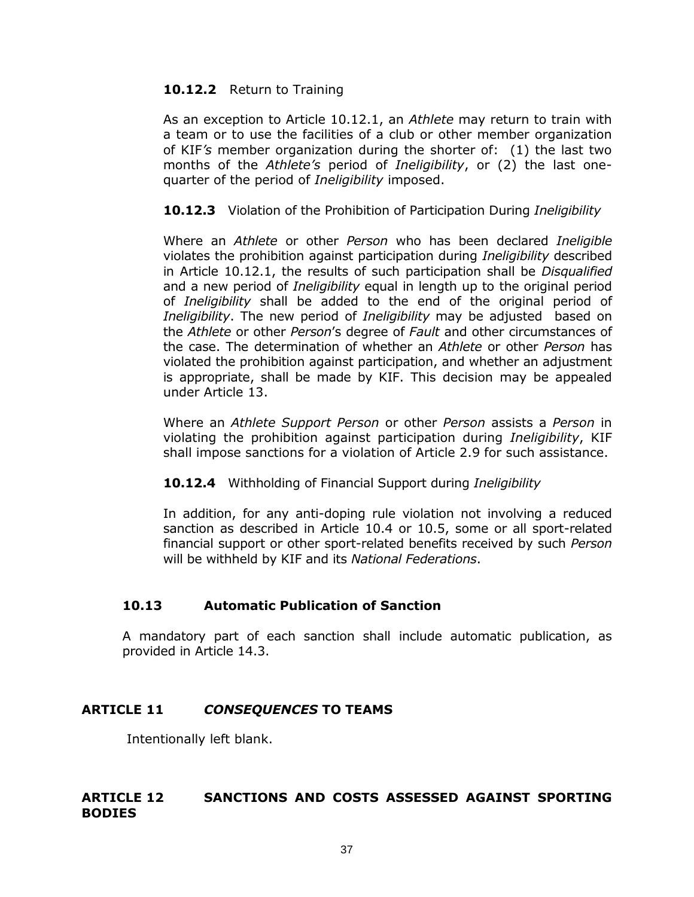**10.12.2** Return to Training

As an exception to Article 10.12.1, an *Athlete* may return to train with a team or to use the facilities of a club or other member organization of KIF*'s* member organization during the shorter of: (1) the last two months of the *Athlete's* period of *Ineligibility*, or (2) the last one-quarter of the period of *Ineligibility* imposed.

**10.12.3** Violation of the Prohibition of Participation During *Ineligibility*

Where an *Athlete* or other *Person* who has been declared *Ineligible* violates the prohibition against participation during *Ineligibility* described in Article 10.12.1, the results of such participation shall be *Disqualified* and a new period of *Ineligibility* equal in length up to the original period of *Ineligibility* shall be added to the end of the original period of *Ineligibility*. The new period of *Ineligibility* may be adjusted based on the *Athlete* or other *Person*'s degree of *Fault* and other circumstances of the case. The determination of whether an *Athlete* or other *Person* has violated the prohibition against participation, and whether an adjustment is appropriate, shall be made by KIF. This decision may be appealed under Article 13.

Where an *Athlete Support Person* or other *Person* assists a *Person* in violating the prohibition against participation during *Ineligibility*, KIF shall impose sanctions for a violation of Article 2.9 for such assistance.

**10.12.4** Withholding of Financial Support during *Ineligibility*

In addition, for any anti-doping rule violation not involving a reduced sanction as described in Article 10.4 or 10.5, some or all sport-related financial support or other sport-related benefits received by such *Person* will be withheld by KIF and its *National Federations*.

### 10.13 Automatic Publication of Sanction

A mandatory part of each sanction shall include automatic publication, as provided in Article 14.3.

## ARTICLE 11 *CONSEQUENCES* TO TEAMS

Intentionally left blank.

## ARTICLE 12 SANCTIONS AND COSTS ASSESSED AGAINST SPORTING BODIES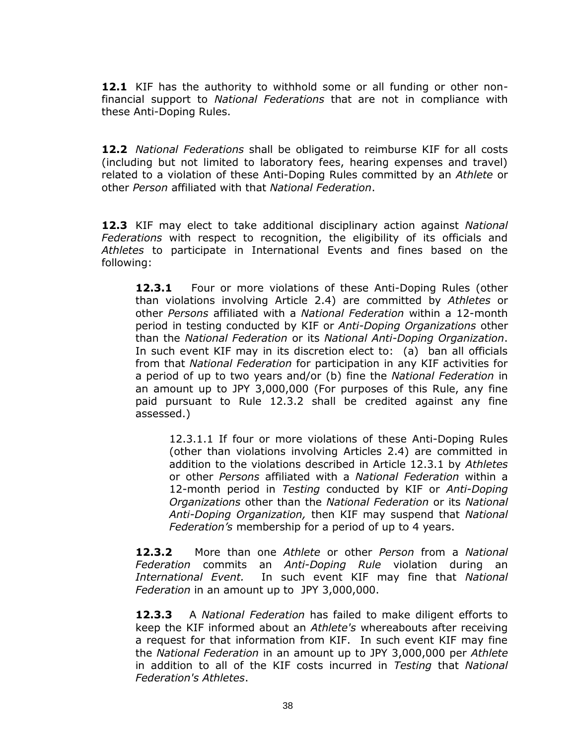**12.1** KIF has the authority to withhold some or all funding or other non-financial support to *National Federations* that are not in compliance with these Anti-Doping Rules.

**12.2** *National Federations* shall be obligated to reimburse KIF for all costs (including but not limited to laboratory fees, hearing expenses and travel) related to a violation of these Anti-Doping Rules committed by an *Athlete* or other *Person* affiliated with that *National Federation*.

**12.3** KIF may elect to take additional disciplinary action against *National Federations* with respect to recognition, the eligibility of its officials and *Athletes* to participate in International Events and fines based on the following:

> **12.3.1** Four or more violations of these Anti-Doping Rules (other than violations involving Article 2.4) are committed by *Athletes* or other *Persons* affiliated with a *National Federation* within a 12-month period in testing conducted by KIF or *Anti-Doping Organizations* other than the *National Federation* or its *National Anti-Doping Organization*. In such event KIF may in its discretion elect to: (a) ban all officials from that *National Federation* for participation in any KIF activities for a period of up to two years and/or (b) fine the *National Federation* in an amount up to JPY 3,000,000 (For purposes of this Rule, any fine paid pursuant to Rule 12.3.2 shall be credited against any fine assessed.)
>
> > 12.3.1.1 If four or more violations of these Anti-Doping Rules (other than violations involving Articles 2.4) are committed in addition to the violations described in Article 12.3.1 by *Athletes* or other *Persons* affiliated with a *National Federation* within a 12-month period in *Testing* conducted by KIF or *Anti-Doping Organizations* other than the *National Federation* or its *National Anti-Doping Organization,* then KIF may suspend that *National Federation's* membership for a period of up to 4 years.
>
> **12.3.2** More than one *Athlete* or other *Person* from a *National Federation* commits an *Anti-Doping Rule* violation during an *International Event.* In such event KIF may fine that *National Federation* in an amount up to JPY 3,000,000.
>
> **12.3.3** A *National Federation* has failed to make diligent efforts to keep the KIF informed about an *Athlete's* whereabouts after receiving a request for that information from KIF. In such event KIF may fine the *National Federation* in an amount up to JPY 3,000,000 per *Athlete* in addition to all of the KIF costs incurred in *Testing* that *National Federation's Athletes*.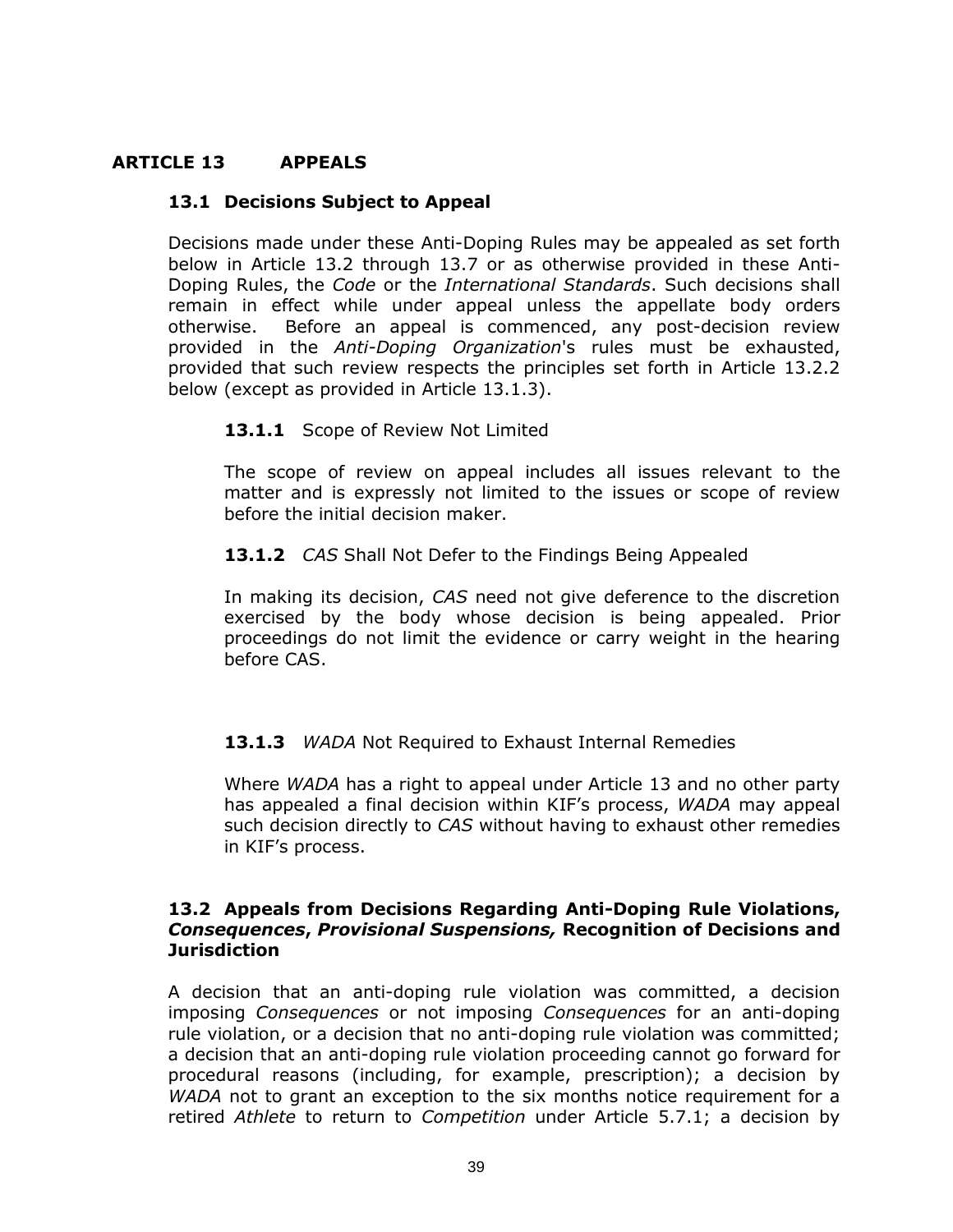# ARTICLE 13 APPEALS

## 13.1 Decisions Subject to Appeal

Decisions made under these Anti-Doping Rules may be appealed as set forth below in Article 13.2 through 13.7 or as otherwise provided in these Anti-Doping Rules, the *Code* or the *International Standards*. Such decisions shall remain in effect while under appeal unless the appellate body orders otherwise. Before an appeal is commenced, any post-decision review provided in the *Anti-Doping Organization*'s rules must be exhausted, provided that such review respects the principles set forth in Article 13.2.2 below (except as provided in Article 13.1.3).

### 13.1.1 Scope of Review Not Limited

The scope of review on appeal includes all issues relevant to the matter and is expressly not limited to the issues or scope of review before the initial decision maker.

### 13.1.2 *CAS* Shall Not Defer to the Findings Being Appealed

In making its decision, *CAS* need not give deference to the discretion exercised by the body whose decision is being appealed. Prior proceedings do not limit the evidence or carry weight in the hearing before CAS.

### 13.1.3 *WADA* Not Required to Exhaust Internal Remedies

Where *WADA* has a right to appeal under Article 13 and no other party has appealed a final decision within KIF's process, *WADA* may appeal such decision directly to *CAS* without having to exhaust other remedies in KIF's process.

## 13.2 Appeals from Decisions Regarding Anti-Doping Rule Violations, *Consequences*, *Provisional Suspensions,* Recognition of Decisions and Jurisdiction

A decision that an anti-doping rule violation was committed, a decision imposing *Consequences* or not imposing *Consequences* for an anti-doping rule violation, or a decision that no anti-doping rule violation was committed; a decision that an anti-doping rule violation proceeding cannot go forward for procedural reasons (including, for example, prescription); a decision by *WADA* not to grant an exception to the six months notice requirement for a retired *Athlete* to return to *Competition* under Article 5.7.1; a decision by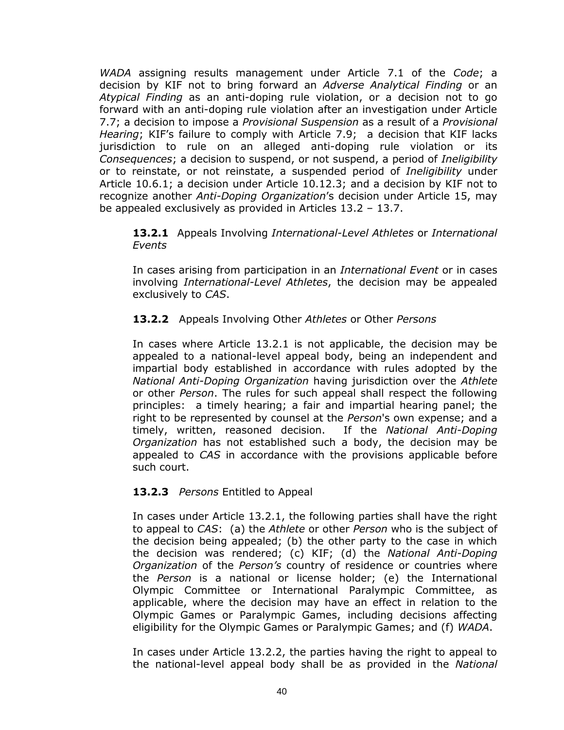*WADA* assigning results management under Article 7.1 of the *Code*; a decision by KIF not to bring forward an *Adverse Analytical Finding* or an *Atypical Finding* as an anti-doping rule violation, or a decision not to go forward with an anti-doping rule violation after an investigation under Article 7.7; a decision to impose a *Provisional Suspension* as a result of a *Provisional Hearing*; KIF's failure to comply with Article 7.9; a decision that KIF lacks jurisdiction to rule on an alleged anti-doping rule violation or its *Consequences*; a decision to suspend, or not suspend, a period of *Ineligibility* or to reinstate, or not reinstate, a suspended period of *Ineligibility* under Article 10.6.1; a decision under Article 10.12.3; and a decision by KIF not to recognize another *Anti-Doping Organization*'s decision under Article 15, may be appealed exclusively as provided in Articles 13.2 – 13.7.

**13.2.1** Appeals Involving *International-Level Athletes* or *International Events*

In cases arising from participation in an *International Event* or in cases involving *International-Level Athletes*, the decision may be appealed exclusively to *CAS*.

**13.2.2** Appeals Involving Other *Athletes* or Other *Persons*

In cases where Article 13.2.1 is not applicable, the decision may be appealed to a national-level appeal body, being an independent and impartial body established in accordance with rules adopted by the *National Anti-Doping Organization* having jurisdiction over the *Athlete* or other *Person*. The rules for such appeal shall respect the following principles: a timely hearing; a fair and impartial hearing panel; the right to be represented by counsel at the *Person*'s own expense; and a timely, written, reasoned decision. If the *National Anti-Doping Organization* has not established such a body, the decision may be appealed to *CAS* in accordance with the provisions applicable before such court.

**13.2.3** *Persons* Entitled to Appeal

In cases under Article 13.2.1, the following parties shall have the right to appeal to *CAS*: (a) the *Athlete* or other *Person* who is the subject of the decision being appealed; (b) the other party to the case in which the decision was rendered; (c) KIF; (d) the *National Anti-Doping Organization* of the *Person's* country of residence or countries where the *Person* is a national or license holder; (e) the International Olympic Committee or International Paralympic Committee, as applicable, where the decision may have an effect in relation to the Olympic Games or Paralympic Games, including decisions affecting eligibility for the Olympic Games or Paralympic Games; and (f) *WADA*.

In cases under Article 13.2.2, the parties having the right to appeal to the national-level appeal body shall be as provided in the *National*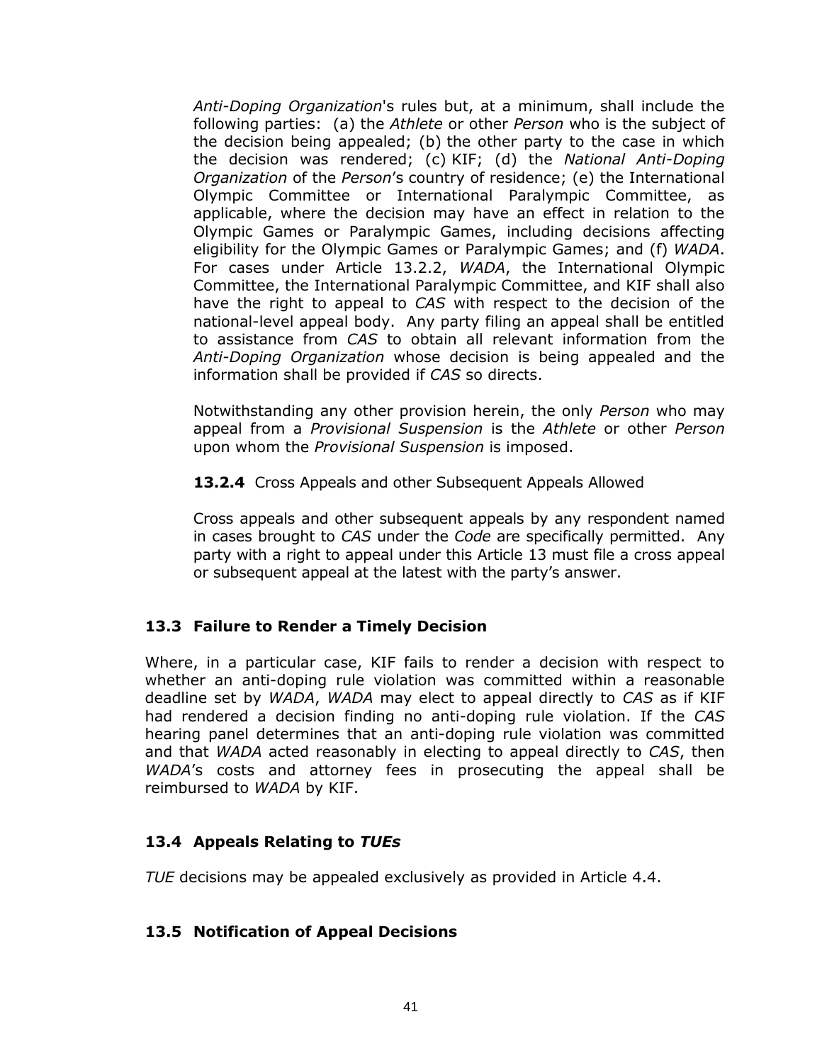*Anti-Doping Organization*'s rules but, at a minimum, shall include the following parties: (a) the *Athlete* or other *Person* who is the subject of the decision being appealed; (b) the other party to the case in which the decision was rendered; (c) KIF; (d) the *National Anti-Doping Organization* of the *Person*'s country of residence; (e) the International Olympic Committee or International Paralympic Committee, as applicable, where the decision may have an effect in relation to the Olympic Games or Paralympic Games, including decisions affecting eligibility for the Olympic Games or Paralympic Games; and (f) *WADA*. For cases under Article 13.2.2, *WADA*, the International Olympic Committee, the International Paralympic Committee, and KIF shall also have the right to appeal to *CAS* with respect to the decision of the national-level appeal body. Any party filing an appeal shall be entitled to assistance from *CAS* to obtain all relevant information from the *Anti-Doping Organization* whose decision is being appealed and the information shall be provided if *CAS* so directs.

Notwithstanding any other provision herein, the only *Person* who may appeal from a *Provisional Suspension* is the *Athlete* or other *Person* upon whom the *Provisional Suspension* is imposed.

**13.2.4** Cross Appeals and other Subsequent Appeals Allowed

Cross appeals and other subsequent appeals by any respondent named in cases brought to *CAS* under the *Code* are specifically permitted. Any party with a right to appeal under this Article 13 must file a cross appeal or subsequent appeal at the latest with the party's answer.

### 13.3 Failure to Render a Timely Decision

Where, in a particular case, KIF fails to render a decision with respect to whether an anti-doping rule violation was committed within a reasonable deadline set by *WADA*, *WADA* may elect to appeal directly to *CAS* as if KIF had rendered a decision finding no anti-doping rule violation. If the *CAS* hearing panel determines that an anti-doping rule violation was committed and that *WADA* acted reasonably in electing to appeal directly to *CAS*, then *WADA*'s costs and attorney fees in prosecuting the appeal shall be reimbursed to *WADA* by KIF.

### 13.4 Appeals Relating to *TUEs*

*TUE* decisions may be appealed exclusively as provided in Article 4.4.

### 13.5 Notification of Appeal Decisions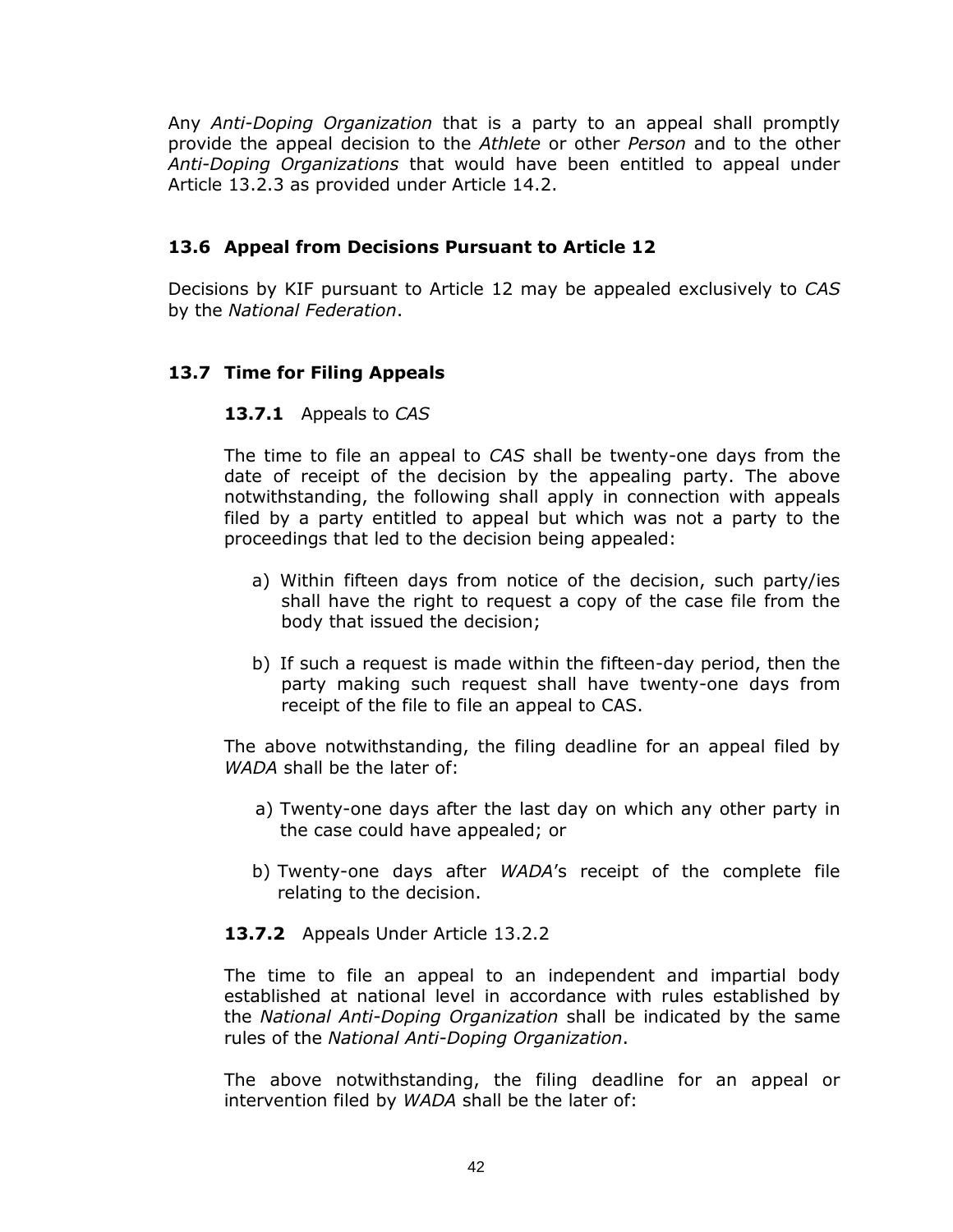Any *Anti-Doping Organization* that is a party to an appeal shall promptly provide the appeal decision to the *Athlete* or other *Person* and to the other *Anti-Doping Organizations* that would have been entitled to appeal under Article 13.2.3 as provided under Article 14.2.

### 13.6 Appeal from Decisions Pursuant to Article 12

Decisions by KIF pursuant to Article 12 may be appealed exclusively to *CAS* by the *National Federation*.

### 13.7 Time for Filing Appeals

**13.7.1** Appeals to *CAS*

The time to file an appeal to *CAS* shall be twenty-one days from the date of receipt of the decision by the appealing party. The above notwithstanding, the following shall apply in connection with appeals filed by a party entitled to appeal but which was not a party to the proceedings that led to the decision being appealed:

a) Within fifteen days from notice of the decision, such party/ies shall have the right to request a copy of the case file from the body that issued the decision;

b) If such a request is made within the fifteen-day period, then the party making such request shall have twenty-one days from receipt of the file to file an appeal to CAS.

The above notwithstanding, the filing deadline for an appeal filed by *WADA* shall be the later of:

a) Twenty-one days after the last day on which any other party in the case could have appealed; or

b) Twenty-one days after *WADA*'s receipt of the complete file relating to the decision.

**13.7.2** Appeals Under Article 13.2.2

The time to file an appeal to an independent and impartial body established at national level in accordance with rules established by the *National Anti-Doping Organization* shall be indicated by the same rules of the *National Anti-Doping Organization*.

The above notwithstanding, the filing deadline for an appeal or intervention filed by *WADA* shall be the later of: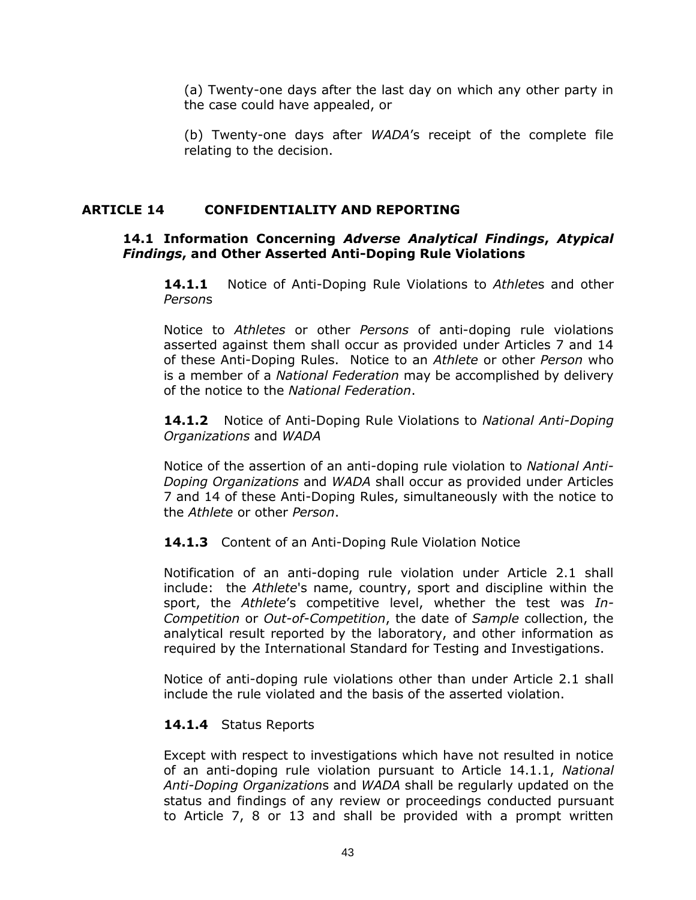(a) Twenty-one days after the last day on which any other party in the case could have appealed, or

(b) Twenty-one days after *WADA*'s receipt of the complete file relating to the decision.

## ARTICLE 14 CONFIDENTIALITY AND REPORTING

### 14.1 Information Concerning *Adverse Analytical Findings*, *Atypical Findings*, and Other Asserted Anti-Doping Rule Violations

**14.1.1** Notice of Anti-Doping Rule Violations to *Athlete*s and other *Person*s

Notice to *Athletes* or other *Persons* of anti-doping rule violations asserted against them shall occur as provided under Articles 7 and 14 of these Anti-Doping Rules. Notice to an *Athlete* or other *Person* who is a member of a *National Federation* may be accomplished by delivery of the notice to the *National Federation*.

**14.1.2** Notice of Anti-Doping Rule Violations to *National Anti-Doping Organizations* and *WADA*

Notice of the assertion of an anti-doping rule violation to *National Anti-Doping Organizations* and *WADA* shall occur as provided under Articles 7 and 14 of these Anti-Doping Rules, simultaneously with the notice to the *Athlete* or other *Person*.

**14.1.3** Content of an Anti-Doping Rule Violation Notice

Notification of an anti-doping rule violation under Article 2.1 shall include: the *Athlete*'s name, country, sport and discipline within the sport, the *Athlete*'s competitive level, whether the test was *In-Competition* or *Out-of-Competition*, the date of *Sample* collection, the analytical result reported by the laboratory, and other information as required by the International Standard for Testing and Investigations.

Notice of anti-doping rule violations other than under Article 2.1 shall include the rule violated and the basis of the asserted violation.

**14.1.4** Status Reports

Except with respect to investigations which have not resulted in notice of an anti-doping rule violation pursuant to Article 14.1.1, *National Anti-Doping Organization*s and *WADA* shall be regularly updated on the status and findings of any review or proceedings conducted pursuant to Article 7, 8 or 13 and shall be provided with a prompt written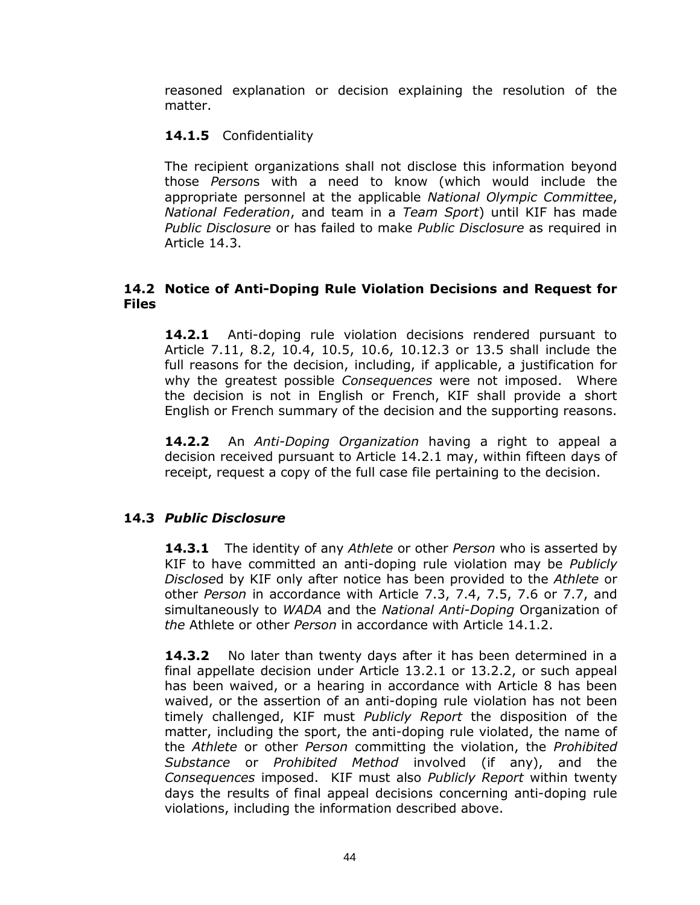reasoned explanation or decision explaining the resolution of the matter.

**14.1.5** Confidentiality

The recipient organizations shall not disclose this information beyond those *Person*s with a need to know (which would include the appropriate personnel at the applicable *National Olympic Committee*, *National Federation*, and team in a *Team Sport*) until KIF has made *Public Disclosure* or has failed to make *Public Disclosure* as required in Article 14.3.

## 14.2 Notice of Anti-Doping Rule Violation Decisions and Request for Files

**14.2.1** Anti-doping rule violation decisions rendered pursuant to Article 7.11, 8.2, 10.4, 10.5, 10.6, 10.12.3 or 13.5 shall include the full reasons for the decision, including, if applicable, a justification for why the greatest possible *Consequences* were not imposed. Where the decision is not in English or French, KIF shall provide a short English or French summary of the decision and the supporting reasons.

**14.2.2** An *Anti-Doping Organization* having a right to appeal a decision received pursuant to Article 14.2.1 may, within fifteen days of receipt, request a copy of the full case file pertaining to the decision.

## 14.3 *Public Disclosure*

**14.3.1** The identity of any *Athlete* or other *Person* who is asserted by KIF to have committed an anti-doping rule violation may be *Publicly Disclose*d by KIF only after notice has been provided to the *Athlete* or other *Person* in accordance with Article 7.3, 7.4, 7.5, 7.6 or 7.7, and simultaneously to *WADA* and the *National Anti-Doping* Organization of *the* Athlete or other *Person* in accordance with Article 14.1.2.

**14.3.2** No later than twenty days after it has been determined in a final appellate decision under Article 13.2.1 or 13.2.2, or such appeal has been waived, or a hearing in accordance with Article 8 has been waived, or the assertion of an anti-doping rule violation has not been timely challenged, KIF must *Publicly Report* the disposition of the matter, including the sport, the anti-doping rule violated, the name of the *Athlete* or other *Person* committing the violation, the *Prohibited Substance* or *Prohibited Method* involved (if any), and the *Consequences* imposed. KIF must also *Publicly Report* within twenty days the results of final appeal decisions concerning anti-doping rule violations, including the information described above.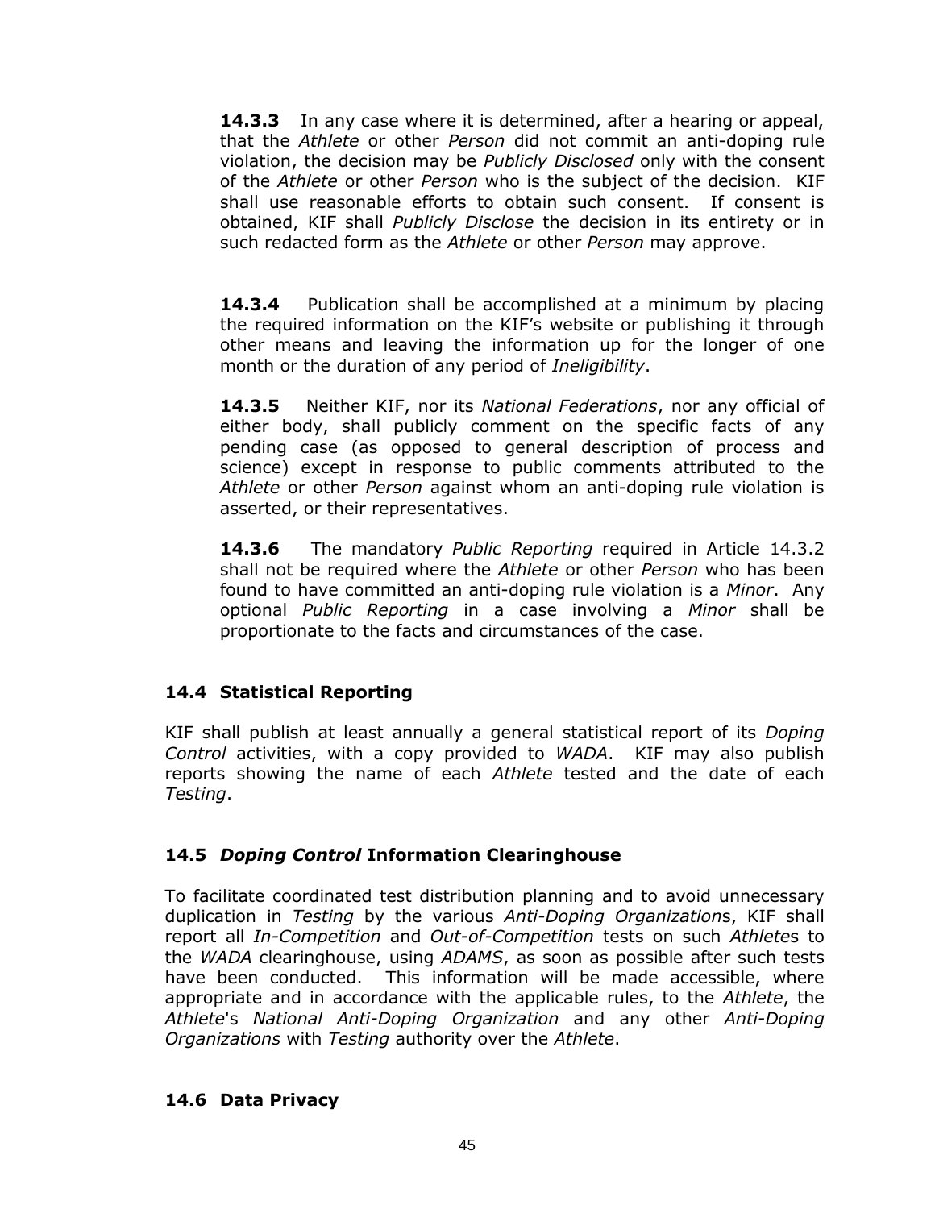**14.3.3** In any case where it is determined, after a hearing or appeal, that the *Athlete* or other *Person* did not commit an anti-doping rule violation, the decision may be *Publicly Disclosed* only with the consent of the *Athlete* or other *Person* who is the subject of the decision. KIF shall use reasonable efforts to obtain such consent. If consent is obtained, KIF shall *Publicly Disclose* the decision in its entirety or in such redacted form as the *Athlete* or other *Person* may approve.

**14.3.4** Publication shall be accomplished at a minimum by placing the required information on the KIF's website or publishing it through other means and leaving the information up for the longer of one month or the duration of any period of *Ineligibility*.

**14.3.5** Neither KIF, nor its *National Federations*, nor any official of either body, shall publicly comment on the specific facts of any pending case (as opposed to general description of process and science) except in response to public comments attributed to the *Athlete* or other *Person* against whom an anti-doping rule violation is asserted, or their representatives.

**14.3.6** The mandatory *Public Reporting* required in Article 14.3.2 shall not be required where the *Athlete* or other *Person* who has been found to have committed an anti-doping rule violation is a *Minor*. Any optional *Public Reporting* in a case involving a *Minor* shall be proportionate to the facts and circumstances of the case.

### 14.4 Statistical Reporting

KIF shall publish at least annually a general statistical report of its *Doping Control* activities, with a copy provided to *WADA*. KIF may also publish reports showing the name of each *Athlete* tested and the date of each *Testing*.

### 14.5 *Doping Control* Information Clearinghouse

To facilitate coordinated test distribution planning and to avoid unnecessary duplication in *Testing* by the various *Anti-Doping Organization*s, KIF shall report all *In-Competition* and *Out-of-Competition* tests on such *Athlete*s to the *WADA* clearinghouse, using *ADAMS*, as soon as possible after such tests have been conducted. This information will be made accessible, where appropriate and in accordance with the applicable rules, to the *Athlete*, the *Athlete*'s *National Anti-Doping Organization* and any other *Anti-Doping Organizations* with *Testing* authority over the *Athlete*.

### 14.6 Data Privacy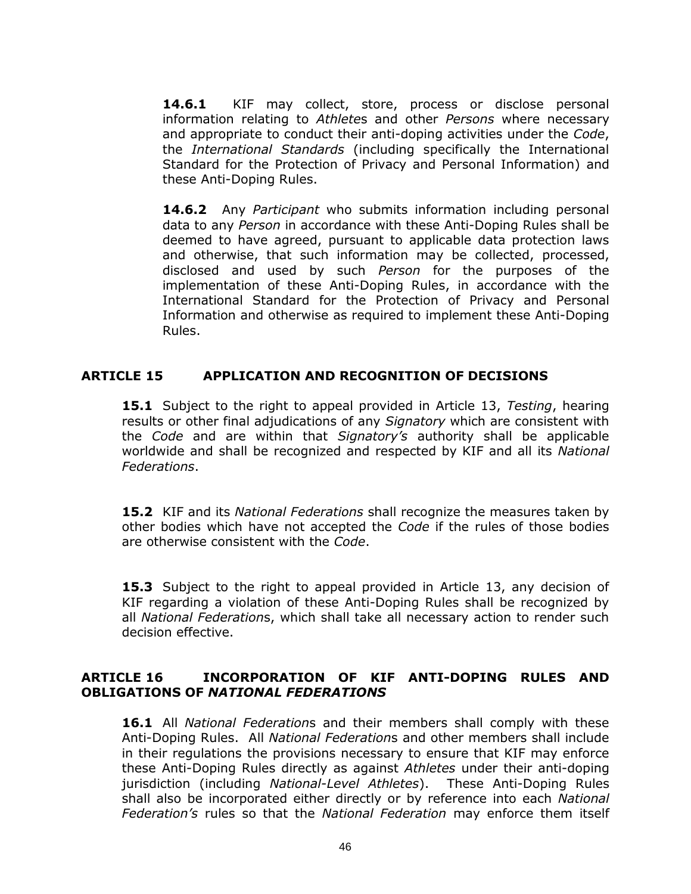**14.6.1** KIF may collect, store, process or disclose personal information relating to *Athlete*s and other *Persons* where necessary and appropriate to conduct their anti-doping activities under the *Code*, the *International Standards* (including specifically the International Standard for the Protection of Privacy and Personal Information) and these Anti-Doping Rules.

**14.6.2** Any *Participant* who submits information including personal data to any *Person* in accordance with these Anti-Doping Rules shall be deemed to have agreed, pursuant to applicable data protection laws and otherwise, that such information may be collected, processed, disclosed and used by such *Person* for the purposes of the implementation of these Anti-Doping Rules, in accordance with the International Standard for the Protection of Privacy and Personal Information and otherwise as required to implement these Anti-Doping Rules.

## ARTICLE 15 APPLICATION AND RECOGNITION OF DECISIONS

**15.1** Subject to the right to appeal provided in Article 13, *Testing*, hearing results or other final adjudications of any *Signatory* which are consistent with the *Code* and are within that *Signatory's* authority shall be applicable worldwide and shall be recognized and respected by KIF and all its *National Federations*.

**15.2** KIF and its *National Federations* shall recognize the measures taken by other bodies which have not accepted the *Code* if the rules of those bodies are otherwise consistent with the *Code*.

**15.3** Subject to the right to appeal provided in Article 13, any decision of KIF regarding a violation of these Anti-Doping Rules shall be recognized by all *National Federation*s, which shall take all necessary action to render such decision effective.

## ARTICLE 16 INCORPORATION OF KIF ANTI-DOPING RULES AND OBLIGATIONS OF *NATIONAL FEDERATIONS*

**16.1** All *National Federation*s and their members shall comply with these Anti-Doping Rules. All *National Federation*s and other members shall include in their regulations the provisions necessary to ensure that KIF may enforce these Anti-Doping Rules directly as against *Athletes* under their anti-doping jurisdiction (including *National-Level Athletes*). These Anti-Doping Rules shall also be incorporated either directly or by reference into each *National Federation's* rules so that the *National Federation* may enforce them itself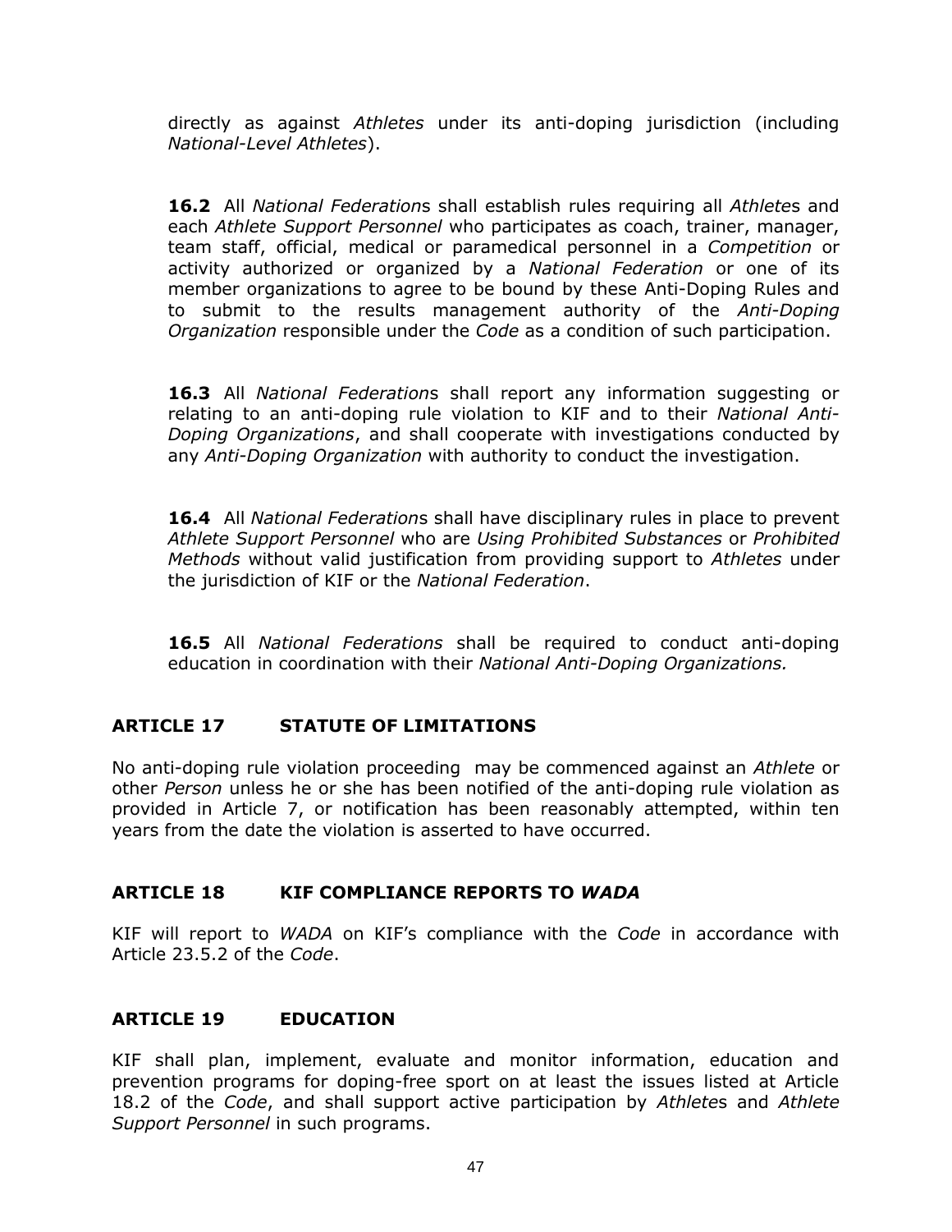directly as against *Athletes* under its anti-doping jurisdiction (including *National-Level Athletes*).

**16.2** All *National Federation*s shall establish rules requiring all *Athlete*s and each *Athlete Support Personnel* who participates as coach, trainer, manager, team staff, official, medical or paramedical personnel in a *Competition* or activity authorized or organized by a *National Federation* or one of its member organizations to agree to be bound by these Anti-Doping Rules and to submit to the results management authority of the *Anti-Doping Organization* responsible under the *Code* as a condition of such participation.

**16.3** All *National Federation*s shall report any information suggesting or relating to an anti-doping rule violation to KIF and to their *National Anti-Doping Organizations*, and shall cooperate with investigations conducted by any *Anti-Doping Organization* with authority to conduct the investigation.

**16.4** All *National Federation*s shall have disciplinary rules in place to prevent *Athlete Support Personnel* who are *Using Prohibited Substances* or *Prohibited Methods* without valid justification from providing support to *Athletes* under the jurisdiction of KIF or the *National Federation*.

**16.5** All *National Federations* shall be required to conduct anti-doping education in coordination with their *National Anti-Doping Organizations.*

## ARTICLE 17 STATUTE OF LIMITATIONS

No anti-doping rule violation proceeding may be commenced against an *Athlete* or other *Person* unless he or she has been notified of the anti-doping rule violation as provided in Article 7, or notification has been reasonably attempted, within ten years from the date the violation is asserted to have occurred.

## ARTICLE 18 KIF COMPLIANCE REPORTS TO *WADA*

KIF will report to *WADA* on KIF's compliance with the *Code* in accordance with Article 23.5.2 of the *Code*.

## ARTICLE 19 EDUCATION

KIF shall plan, implement, evaluate and monitor information, education and prevention programs for doping-free sport on at least the issues listed at Article 18.2 of the *Code*, and shall support active participation by *Athlete*s and *Athlete Support Personnel* in such programs.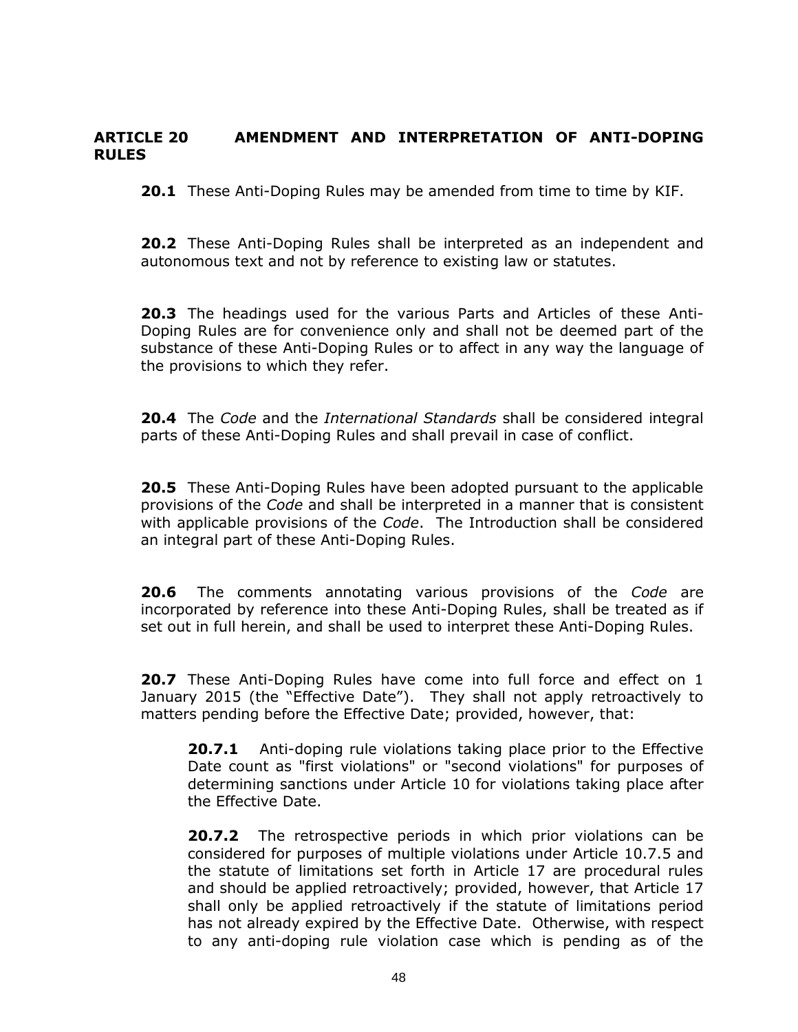## ARTICLE 20 AMENDMENT AND INTERPRETATION OF ANTI-DOPING RULES

**20.1** These Anti-Doping Rules may be amended from time to time by KIF.

**20.2** These Anti-Doping Rules shall be interpreted as an independent and autonomous text and not by reference to existing law or statutes.

**20.3** The headings used for the various Parts and Articles of these Anti-Doping Rules are for convenience only and shall not be deemed part of the substance of these Anti-Doping Rules or to affect in any way the language of the provisions to which they refer.

**20.4** The *Code* and the *International Standards* shall be considered integral parts of these Anti-Doping Rules and shall prevail in case of conflict.

**20.5** These Anti-Doping Rules have been adopted pursuant to the applicable provisions of the *Code* and shall be interpreted in a manner that is consistent with applicable provisions of the *Code*. The Introduction shall be considered an integral part of these Anti-Doping Rules.

**20.6** The comments annotating various provisions of the *Code* are incorporated by reference into these Anti-Doping Rules, shall be treated as if set out in full herein, and shall be used to interpret these Anti-Doping Rules.

**20.7** These Anti-Doping Rules have come into full force and effect on 1 January 2015 (the "Effective Date"). They shall not apply retroactively to matters pending before the Effective Date; provided, however, that:

> **20.7.1** Anti-doping rule violations taking place prior to the Effective Date count as "first violations" or "second violations" for purposes of determining sanctions under Article 10 for violations taking place after the Effective Date.
>
> **20.7.2** The retrospective periods in which prior violations can be considered for purposes of multiple violations under Article 10.7.5 and the statute of limitations set forth in Article 17 are procedural rules and should be applied retroactively; provided, however, that Article 17 shall only be applied retroactively if the statute of limitations period has not already expired by the Effective Date. Otherwise, with respect to any anti-doping rule violation case which is pending as of the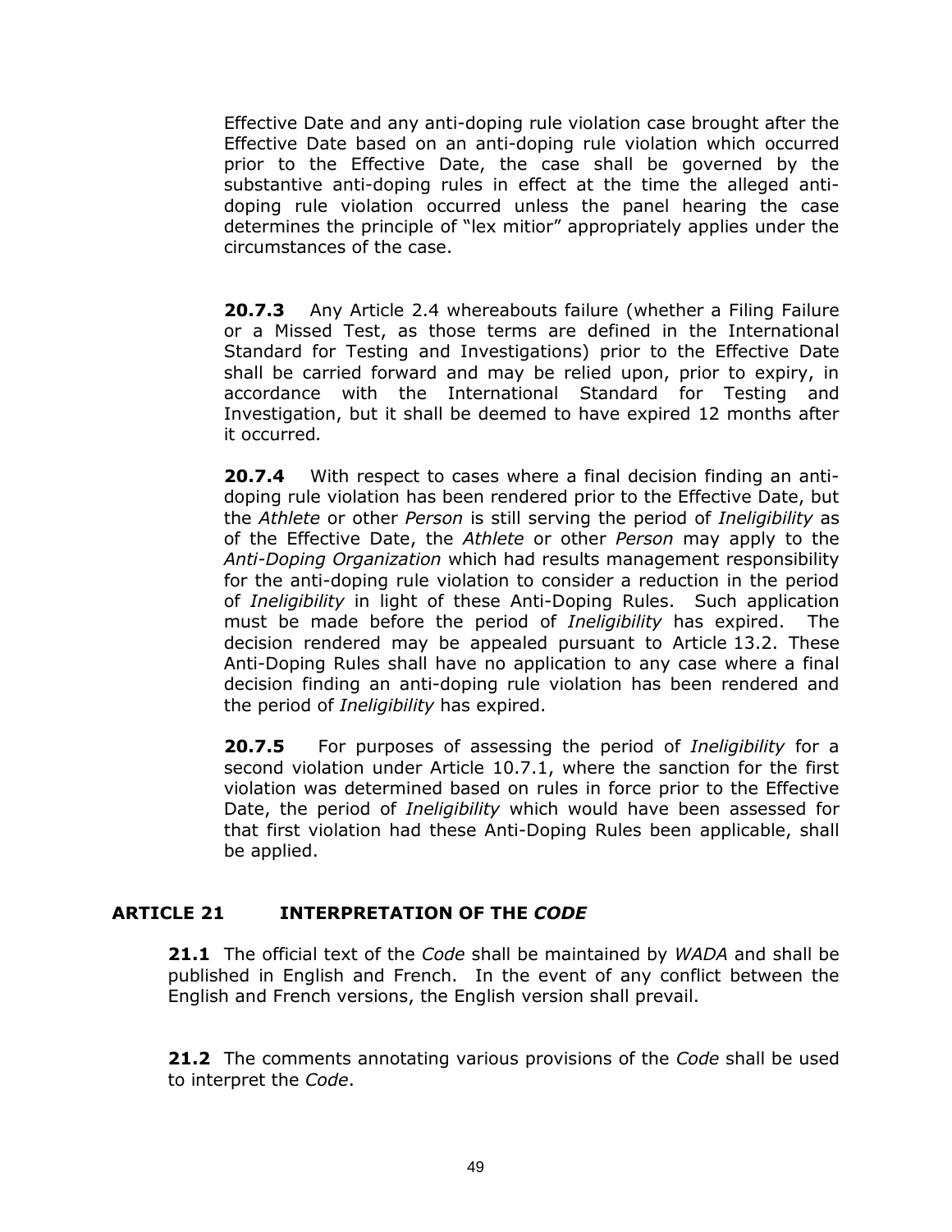Effective Date and any anti-doping rule violation case brought after the Effective Date based on an anti-doping rule violation which occurred prior to the Effective Date, the case shall be governed by the substantive anti-doping rules in effect at the time the alleged anti-doping rule violation occurred unless the panel hearing the case determines the principle of "lex mitior" appropriately applies under the circumstances of the case.

**20.7.3** Any Article 2.4 whereabouts failure (whether a Filing Failure or a Missed Test, as those terms are defined in the International Standard for Testing and Investigations) prior to the Effective Date shall be carried forward and may be relied upon, prior to expiry, in accordance with the International Standard for Testing and Investigation, but it shall be deemed to have expired 12 months after it occurred*.*

**20.7.4** With respect to cases where a final decision finding an anti-doping rule violation has been rendered prior to the Effective Date, but the *Athlete* or other *Person* is still serving the period of *Ineligibility* as of the Effective Date, the *Athlete* or other *Person* may apply to the *Anti-Doping Organization* which had results management responsibility for the anti-doping rule violation to consider a reduction in the period of *Ineligibility* in light of these Anti-Doping Rules. Such application must be made before the period of *Ineligibility* has expired. The decision rendered may be appealed pursuant to Article 13.2. These Anti-Doping Rules shall have no application to any case where a final decision finding an anti-doping rule violation has been rendered and the period of *Ineligibility* has expired.

**20.7.5** For purposes of assessing the period of *Ineligibility* for a second violation under Article 10.7.1, where the sanction for the first violation was determined based on rules in force prior to the Effective Date, the period of *Ineligibility* which would have been assessed for that first violation had these Anti-Doping Rules been applicable, shall be applied.

## ARTICLE 21 INTERPRETATION OF THE *CODE*

**21.1** The official text of the *Code* shall be maintained by *WADA* and shall be published in English and French. In the event of any conflict between the English and French versions, the English version shall prevail.

**21.2** The comments annotating various provisions of the *Code* shall be used to interpret the *Code*.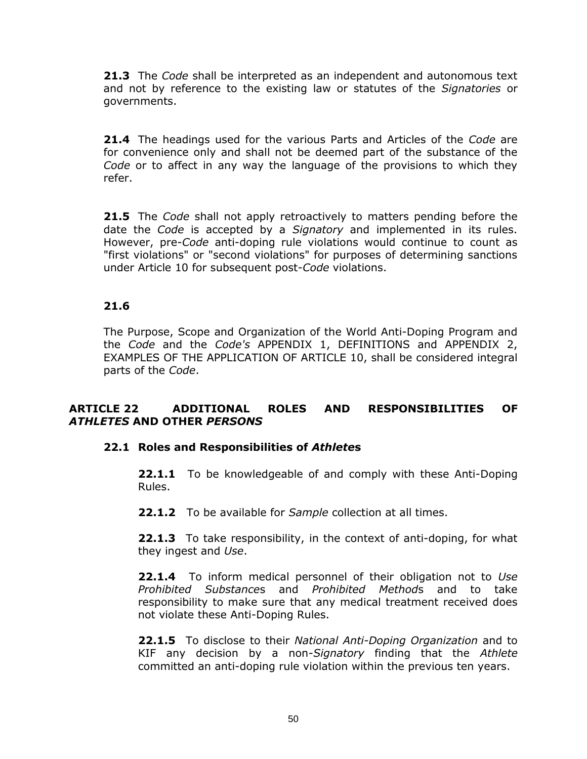**21.3** The *Code* shall be interpreted as an independent and autonomous text and not by reference to the existing law or statutes of the *Signatories* or governments.

**21.4** The headings used for the various Parts and Articles of the *Code* are for convenience only and shall not be deemed part of the substance of the *Code* or to affect in any way the language of the provisions to which they refer.

**21.5** The *Code* shall not apply retroactively to matters pending before the date the *Code* is accepted by a *Signatory* and implemented in its rules. However, pre-*Code* anti-doping rule violations would continue to count as "first violations" or "second violations" for purposes of determining sanctions under Article 10 for subsequent post-*Code* violations.

**21.6**

The Purpose, Scope and Organization of the World Anti-Doping Program and the *Code* and the *Code's* APPENDIX 1, DEFINITIONS and APPENDIX 2, EXAMPLES OF THE APPLICATION OF ARTICLE 10, shall be considered integral parts of the *Code*.

## ARTICLE 22 ADDITIONAL ROLES AND RESPONSIBILITIES OF *ATHLETES* AND OTHER *PERSONS*

### 22.1 Roles and Responsibilities of *Athlete*s

**22.1.1** To be knowledgeable of and comply with these Anti-Doping Rules.

**22.1.2** To be available for *Sample* collection at all times.

**22.1.3** To take responsibility, in the context of anti-doping, for what they ingest and *Use*.

**22.1.4** To inform medical personnel of their obligation not to *Use Prohibited Substance*s and *Prohibited Method*s and to take responsibility to make sure that any medical treatment received does not violate these Anti-Doping Rules.

**22.1.5** To disclose to their *National Anti-Doping Organization* and to KIF any decision by a non-*Signatory* finding that the *Athlete* committed an anti-doping rule violation within the previous ten years.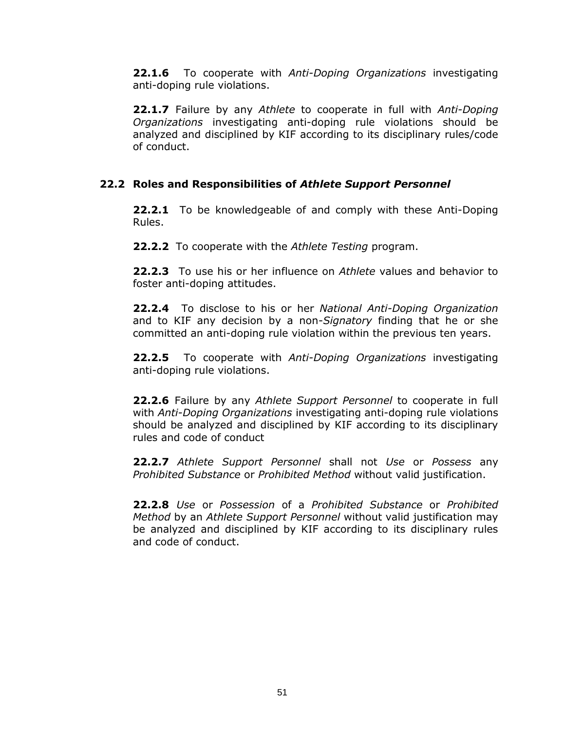**22.1.6** To cooperate with *Anti-Doping Organizations* investigating anti-doping rule violations.

**22.1.7** Failure by any *Athlete* to cooperate in full with *Anti-Doping Organizations* investigating anti-doping rule violations should be analyzed and disciplined by KIF according to its disciplinary rules/code of conduct.

### 22.2 Roles and Responsibilities of *Athlete Support Personnel*

**22.2.1** To be knowledgeable of and comply with these Anti-Doping Rules.

**22.2.2** To cooperate with the *Athlete Testing* program.

**22.2.3** To use his or her influence on *Athlete* values and behavior to foster anti-doping attitudes.

**22.2.4** To disclose to his or her *National Anti-Doping Organization* and to KIF any decision by a non-*Signatory* finding that he or she committed an anti-doping rule violation within the previous ten years.

**22.2.5** To cooperate with *Anti-Doping Organizations* investigating anti-doping rule violations.

**22.2.6** Failure by any *Athlete Support Personnel* to cooperate in full with *Anti-Doping Organizations* investigating anti-doping rule violations should be analyzed and disciplined by KIF according to its disciplinary rules and code of conduct

**22.2.7** *Athlete Support Personnel* shall not *Use* or *Possess* any *Prohibited Substance* or *Prohibited Method* without valid justification.

**22.2.8** *Use* or *Possession* of a *Prohibited Substance* or *Prohibited Method* by an *Athlete Support Personnel* without valid justification may be analyzed and disciplined by KIF according to its disciplinary rules and code of conduct.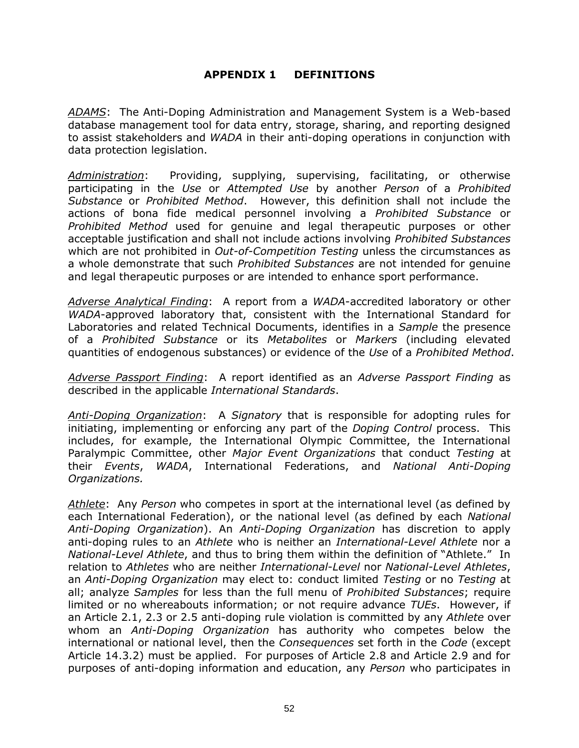# APPENDIX 1 DEFINITIONS

*ADAMS*: The Anti-Doping Administration and Management System is a Web-based database management tool for data entry, storage, sharing, and reporting designed to assist stakeholders and *WADA* in their anti-doping operations in conjunction with data protection legislation.

*Administration*: Providing, supplying, supervising, facilitating, or otherwise participating in the *Use* or *Attempted Use* by another *Person* of a *Prohibited Substance* or *Prohibited Method*. However, this definition shall not include the actions of bona fide medical personnel involving a *Prohibited Substance* or *Prohibited Method* used for genuine and legal therapeutic purposes or other acceptable justification and shall not include actions involving *Prohibited Substances* which are not prohibited in *Out-of-Competition Testing* unless the circumstances as a whole demonstrate that such *Prohibited Substances* are not intended for genuine and legal therapeutic purposes or are intended to enhance sport performance.

*Adverse Analytical Finding*: A report from a *WADA*-accredited laboratory or other *WADA*-approved laboratory that, consistent with the International Standard for Laboratories and related Technical Documents, identifies in a *Sample* the presence of a *Prohibited Substance* or its *Metabolites* or *Markers* (including elevated quantities of endogenous substances) or evidence of the *Use* of a *Prohibited Method*.

*Adverse Passport Finding*: A report identified as an *Adverse Passport Finding* as described in the applicable *International Standards*.

*Anti-Doping Organization*: A *Signatory* that is responsible for adopting rules for initiating, implementing or enforcing any part of the *Doping Control* process. This includes, for example, the International Olympic Committee, the International Paralympic Committee, other *Major Event Organizations* that conduct *Testing* at their *Events*, *WADA*, International Federations, and *National Anti-Doping Organizations.*

*Athlete*: Any *Person* who competes in sport at the international level (as defined by each International Federation), or the national level (as defined by each *National Anti-Doping Organization*). An *Anti-Doping Organization* has discretion to apply anti-doping rules to an *Athlete* who is neither an *International-Level Athlete* nor a *National-Level Athlete*, and thus to bring them within the definition of "Athlete." In relation to *Athletes* who are neither *International-Level* nor *National-Level Athletes*, an *Anti-Doping Organization* may elect to: conduct limited *Testing* or no *Testing* at all; analyze *Samples* for less than the full menu of *Prohibited Substances*; require limited or no whereabouts information; or not require advance *TUEs*. However, if an Article 2.1, 2.3 or 2.5 anti-doping rule violation is committed by any *Athlete* over whom an *Anti-Doping Organization* has authority who competes below the international or national level, then the *Consequences* set forth in the *Code* (except Article 14.3.2) must be applied. For purposes of Article 2.8 and Article 2.9 and for purposes of anti-doping information and education, any *Person* who participates in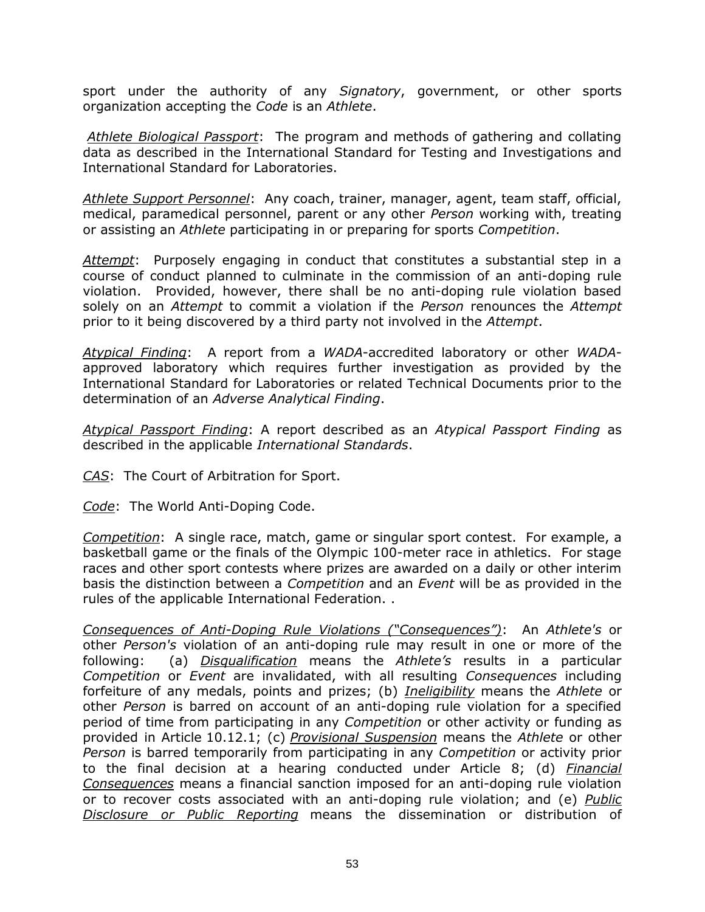sport under the authority of any *Signatory*, government, or other sports organization accepting the *Code* is an *Athlete*.

*Athlete Biological Passport*: The program and methods of gathering and collating data as described in the International Standard for Testing and Investigations and International Standard for Laboratories.

*Athlete Support Personnel*: Any coach, trainer, manager, agent, team staff, official, medical, paramedical personnel, parent or any other *Person* working with, treating or assisting an *Athlete* participating in or preparing for sports *Competition*.

*Attempt*: Purposely engaging in conduct that constitutes a substantial step in a course of conduct planned to culminate in the commission of an anti-doping rule violation. Provided, however, there shall be no anti-doping rule violation based solely on an *Attempt* to commit a violation if the *Person* renounces the *Attempt* prior to it being discovered by a third party not involved in the *Attempt*.

*Atypical Finding*: A report from a *WADA*-accredited laboratory or other *WADA*-approved laboratory which requires further investigation as provided by the International Standard for Laboratories or related Technical Documents prior to the determination of an *Adverse Analytical Finding*.

*Atypical Passport Finding*: A report described as an *Atypical Passport Finding* as described in the applicable *International Standards*.

*CAS*: The Court of Arbitration for Sport.

*Code*: The World Anti-Doping Code.

*Competition*: A single race, match, game or singular sport contest. For example, a basketball game or the finals of the Olympic 100-meter race in athletics. For stage races and other sport contests where prizes are awarded on a daily or other interim basis the distinction between a *Competition* and an *Event* will be as provided in the rules of the applicable International Federation. .

*Consequences of Anti-Doping Rule Violations ("Consequences")*: An *Athlete's* or other *Person's* violation of an anti-doping rule may result in one or more of the following: (a) *Disqualification* means the *Athlete's* results in a particular *Competition* or *Event* are invalidated, with all resulting *Consequences* including forfeiture of any medals, points and prizes; (b) *Ineligibility* means the *Athlete* or other *Person* is barred on account of an anti-doping rule violation for a specified period of time from participating in any *Competition* or other activity or funding as provided in Article 10.12.1; (c) *Provisional Suspension* means the *Athlete* or other *Person* is barred temporarily from participating in any *Competition* or activity prior to the final decision at a hearing conducted under Article 8; (d) *Financial Consequences* means a financial sanction imposed for an anti-doping rule violation or to recover costs associated with an anti-doping rule violation; and (e) *Public Disclosure or Public Reporting* means the dissemination or distribution of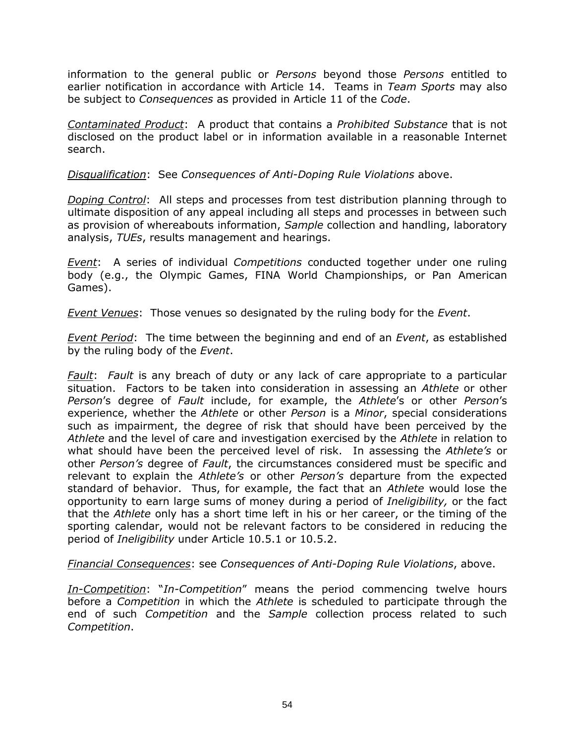information to the general public or *Persons* beyond those *Persons* entitled to earlier notification in accordance with Article 14. Teams in *Team Sports* may also be subject to *Consequences* as provided in Article 11 of the *Code*.

*Contaminated Product*: A product that contains a *Prohibited Substance* that is not disclosed on the product label or in information available in a reasonable Internet search.

*Disqualification*: See *Consequences of Anti-Doping Rule Violations* above.

*Doping Control*: All steps and processes from test distribution planning through to ultimate disposition of any appeal including all steps and processes in between such as provision of whereabouts information, *Sample* collection and handling, laboratory analysis, *TUEs*, results management and hearings.

*Event*: A series of individual *Competitions* conducted together under one ruling body (e.g., the Olympic Games, FINA World Championships, or Pan American Games).

*Event Venues*: Those venues so designated by the ruling body for the *Event*.

*Event Period*: The time between the beginning and end of an *Event*, as established by the ruling body of the *Event*.

*Fault*: *Fault* is any breach of duty or any lack of care appropriate to a particular situation. Factors to be taken into consideration in assessing an *Athlete* or other *Person*'s degree of *Fault* include, for example, the *Athlete*'s or other *Person*'s experience, whether the *Athlete* or other *Person* is a *Minor*, special considerations such as impairment, the degree of risk that should have been perceived by the *Athlete* and the level of care and investigation exercised by the *Athlete* in relation to what should have been the perceived level of risk. In assessing the *Athlete's* or other *Person's* degree of *Fault*, the circumstances considered must be specific and relevant to explain the *Athlete's* or other *Person's* departure from the expected standard of behavior. Thus, for example, the fact that an *Athlete* would lose the opportunity to earn large sums of money during a period of *Ineligibility,* or the fact that the *Athlete* only has a short time left in his or her career, or the timing of the sporting calendar, would not be relevant factors to be considered in reducing the period of *Ineligibility* under Article 10.5.1 or 10.5.2.

*Financial Consequences*: see *Consequences of Anti-Doping Rule Violations*, above.

*In-Competition*: "*In-Competition*" means the period commencing twelve hours before a *Competition* in which the *Athlete* is scheduled to participate through the end of such *Competition* and the *Sample* collection process related to such *Competition*.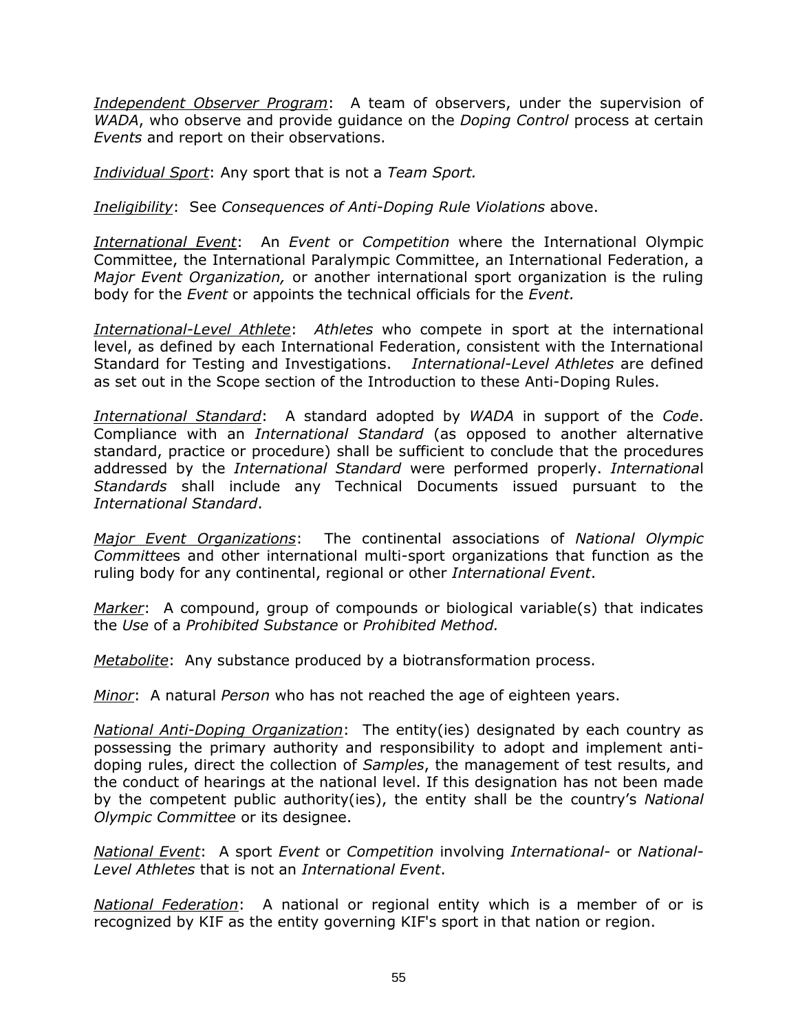*Independent Observer Program*: A team of observers, under the supervision of *WADA*, who observe and provide guidance on the *Doping Control* process at certain *Events* and report on their observations.

*Individual Sport*: Any sport that is not a *Team Sport.*

*Ineligibility*: See *Consequences of Anti-Doping Rule Violations* above.

*International Event*: An *Event* or *Competition* where the International Olympic Committee, the International Paralympic Committee, an International Federation, a *Major Event Organization,* or another international sport organization is the ruling body for the *Event* or appoints the technical officials for the *Event.*

*International-Level Athlete*: *Athletes* who compete in sport at the international level, as defined by each International Federation, consistent with the International Standard for Testing and Investigations. *International-Level Athletes* are defined as set out in the Scope section of the Introduction to these Anti-Doping Rules.

*International Standard*: A standard adopted by *WADA* in support of the *Code*. Compliance with an *International Standard* (as opposed to another alternative standard, practice or procedure) shall be sufficient to conclude that the procedures addressed by the *International Standard* were performed properly. *International Standards* shall include any Technical Documents issued pursuant to the *International Standard*.

*Major Event Organizations*: The continental associations of *National Olympic Committees* and other international multi-sport organizations that function as the ruling body for any continental, regional or other *International Event*.

*Marker*: A compound, group of compounds or biological variable(s) that indicates the *Use* of a *Prohibited Substance* or *Prohibited Method.*

*Metabolite*: Any substance produced by a biotransformation process.

*Minor*: A natural *Person* who has not reached the age of eighteen years.

*National Anti-Doping Organization*: The entity(ies) designated by each country as possessing the primary authority and responsibility to adopt and implement anti-doping rules, direct the collection of *Samples*, the management of test results, and the conduct of hearings at the national level. If this designation has not been made by the competent public authority(ies), the entity shall be the country's *National Olympic Committee* or its designee.

*National Event*: A sport *Event* or *Competition* involving *International-* or *National-Level Athletes* that is not an *International Event*.

*National Federation*: A national or regional entity which is a member of or is recognized by KIF as the entity governing KIF's sport in that nation or region.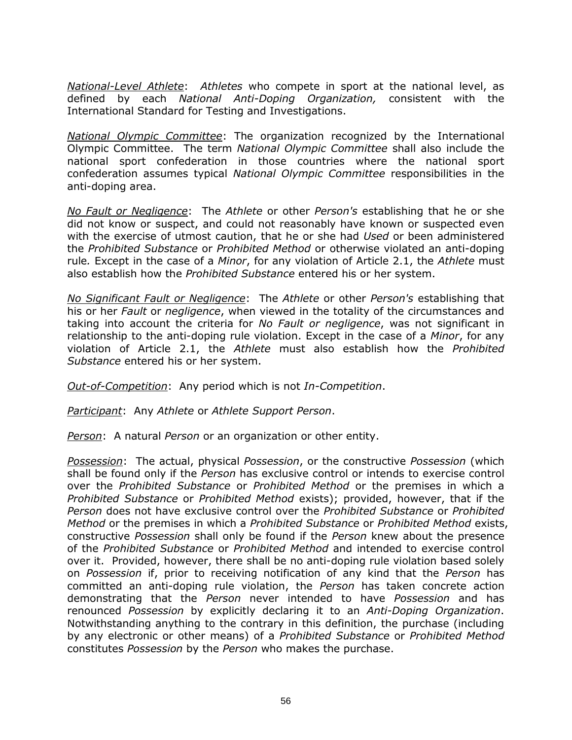*National-Level Athlete*: *Athletes* who compete in sport at the national level, as defined by each *National Anti-Doping Organization,* consistent with the International Standard for Testing and Investigations.

*National Olympic Committee*: The organization recognized by the International Olympic Committee. The term *National Olympic Committee* shall also include the national sport confederation in those countries where the national sport confederation assumes typical *National Olympic Committee* responsibilities in the anti-doping area.

*No Fault or Negligence*: The *Athlete* or other *Person's* establishing that he or she did not know or suspect, and could not reasonably have known or suspected even with the exercise of utmost caution, that he or she had *Used* or been administered the *Prohibited Substance* or *Prohibited Method* or otherwise violated an anti-doping rule. Except in the case of a *Minor*, for any violation of Article 2.1, the *Athlete* must also establish how the *Prohibited Substance* entered his or her system.

*No Significant Fault or Negligence*: The *Athlete* or other *Person's* establishing that his or her *Fault* or *negligence*, when viewed in the totality of the circumstances and taking into account the criteria for *No Fault or negligence*, was not significant in relationship to the anti-doping rule violation. Except in the case of a *Minor*, for any violation of Article 2.1, the *Athlete* must also establish how the *Prohibited Substance* entered his or her system.

*Out-of-Competition*: Any period which is not *In-Competition*.

*Participant*: Any *Athlete* or *Athlete Support Person*.

*Person*: A natural *Person* or an organization or other entity.

*Possession*: The actual, physical *Possession*, or the constructive *Possession* (which shall be found only if the *Person* has exclusive control or intends to exercise control over the *Prohibited Substance* or *Prohibited Method* or the premises in which a *Prohibited Substance* or *Prohibited Method* exists); provided, however, that if the *Person* does not have exclusive control over the *Prohibited Substance* or *Prohibited Method* or the premises in which a *Prohibited Substance* or *Prohibited Method* exists, constructive *Possession* shall only be found if the *Person* knew about the presence of the *Prohibited Substance* or *Prohibited Method* and intended to exercise control over it. Provided, however, there shall be no anti-doping rule violation based solely on *Possession* if, prior to receiving notification of any kind that the *Person* has committed an anti-doping rule violation, the *Person* has taken concrete action demonstrating that the *Person* never intended to have *Possession* and has renounced *Possession* by explicitly declaring it to an *Anti-Doping Organization*. Notwithstanding anything to the contrary in this definition, the purchase (including by any electronic or other means) of a *Prohibited Substance* or *Prohibited Method* constitutes *Possession* by the *Person* who makes the purchase.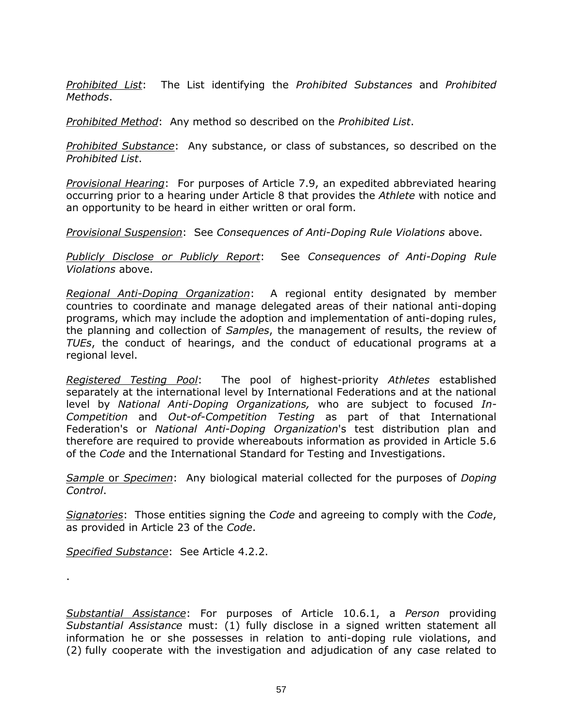*Prohibited List*: The List identifying the *Prohibited Substances* and *Prohibited Methods*.

*Prohibited Method*: Any method so described on the *Prohibited List*.

*Prohibited Substance*: Any substance, or class of substances, so described on the *Prohibited List*.

*Provisional Hearing*: For purposes of Article 7.9, an expedited abbreviated hearing occurring prior to a hearing under Article 8 that provides the *Athlete* with notice and an opportunity to be heard in either written or oral form.

*Provisional Suspension*: See *Consequences of Anti-Doping Rule Violations* above.

*Publicly Disclose or Publicly Report*: See *Consequences of Anti-Doping Rule Violations* above.

*Regional Anti-Doping Organization*: A regional entity designated by member countries to coordinate and manage delegated areas of their national anti-doping programs, which may include the adoption and implementation of anti-doping rules, the planning and collection of *Samples*, the management of results, the review of *TUEs*, the conduct of hearings, and the conduct of educational programs at a regional level.

*Registered Testing Pool*: The pool of highest-priority *Athletes* established separately at the international level by International Federations and at the national level by *National Anti-Doping Organizations,* who are subject to focused *In-Competition* and *Out-of-Competition Testing* as part of that International Federation's or *National Anti-Doping Organization*'s test distribution plan and therefore are required to provide whereabouts information as provided in Article 5.6 of the *Code* and the International Standard for Testing and Investigations.

*Sample* or *Specimen*: Any biological material collected for the purposes of *Doping Control*.

*Signatories*: Those entities signing the *Code* and agreeing to comply with the *Code*, as provided in Article 23 of the *Code*.

*Specified Substance*: See Article 4.2.2.

.

*Substantial Assistance*: For purposes of Article 10.6.1, a *Person* providing *Substantial Assistance* must: (1) fully disclose in a signed written statement all information he or she possesses in relation to anti-doping rule violations, and (2) fully cooperate with the investigation and adjudication of any case related to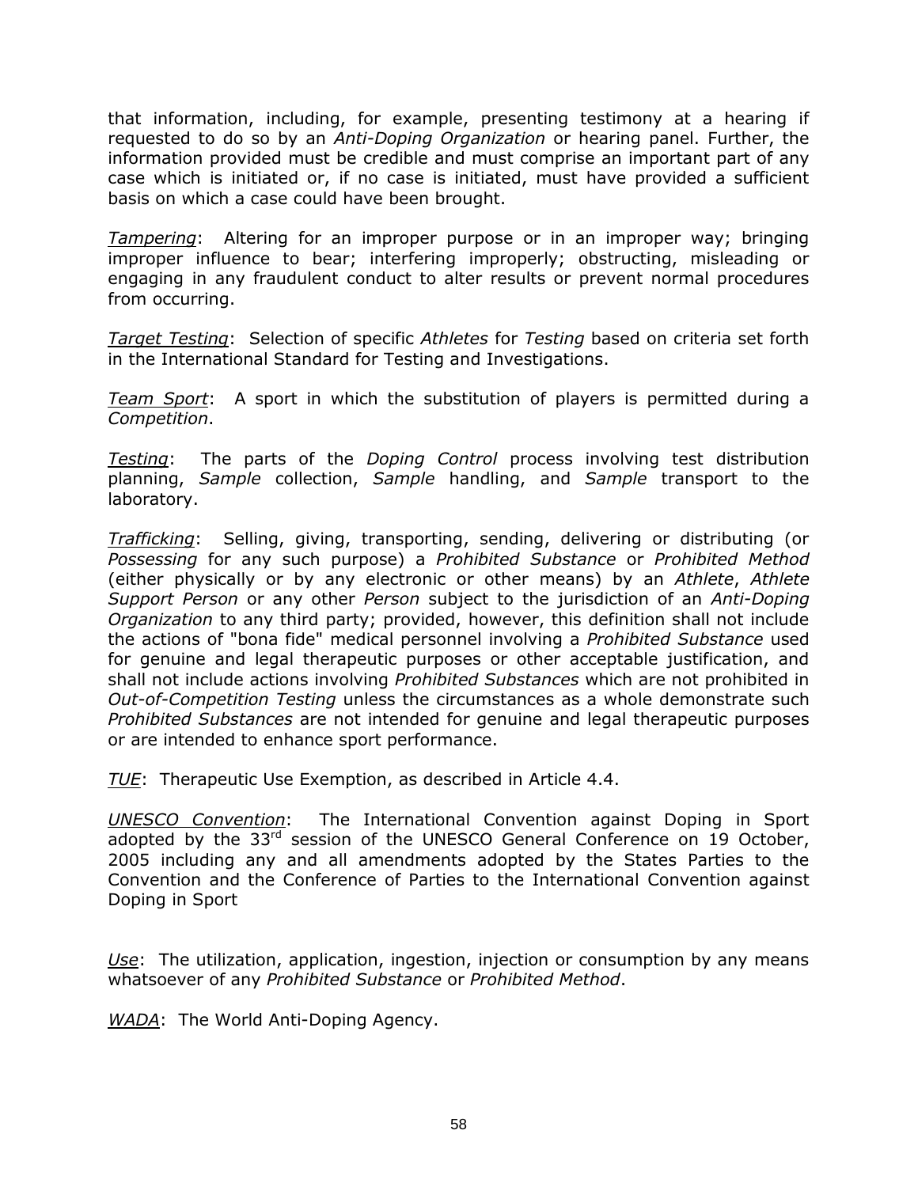that information, including, for example, presenting testimony at a hearing if requested to do so by an *Anti-Doping Organization* or hearing panel. Further, the information provided must be credible and must comprise an important part of any case which is initiated or, if no case is initiated, must have provided a sufficient basis on which a case could have been brought.

*Tampering*: Altering for an improper purpose or in an improper way; bringing improper influence to bear; interfering improperly; obstructing, misleading or engaging in any fraudulent conduct to alter results or prevent normal procedures from occurring.

*Target Testing*: Selection of specific *Athletes* for *Testing* based on criteria set forth in the International Standard for Testing and Investigations.

*Team Sport*: A sport in which the substitution of players is permitted during a *Competition*.

*Testing*: The parts of the *Doping Control* process involving test distribution planning, *Sample* collection, *Sample* handling, and *Sample* transport to the laboratory.

*Trafficking*: Selling, giving, transporting, sending, delivering or distributing (or *Possessing* for any such purpose) a *Prohibited Substance* or *Prohibited Method* (either physically or by any electronic or other means) by an *Athlete*, *Athlete Support Person* or any other *Person* subject to the jurisdiction of an *Anti-Doping Organization* to any third party; provided, however, this definition shall not include the actions of "bona fide" medical personnel involving a *Prohibited Substance* used for genuine and legal therapeutic purposes or other acceptable justification, and shall not include actions involving *Prohibited Substances* which are not prohibited in *Out-of-Competition Testing* unless the circumstances as a whole demonstrate such *Prohibited Substances* are not intended for genuine and legal therapeutic purposes or are intended to enhance sport performance.

*TUE*: Therapeutic Use Exemption, as described in Article 4.4.

*UNESCO Convention*: The International Convention against Doping in Sport adopted by the 33rd session of the UNESCO General Conference on 19 October, 2005 including any and all amendments adopted by the States Parties to the Convention and the Conference of Parties to the International Convention against Doping in Sport

*Use*: The utilization, application, ingestion, injection or consumption by any means whatsoever of any *Prohibited Substance* or *Prohibited Method*.

*WADA*: The World Anti-Doping Agency.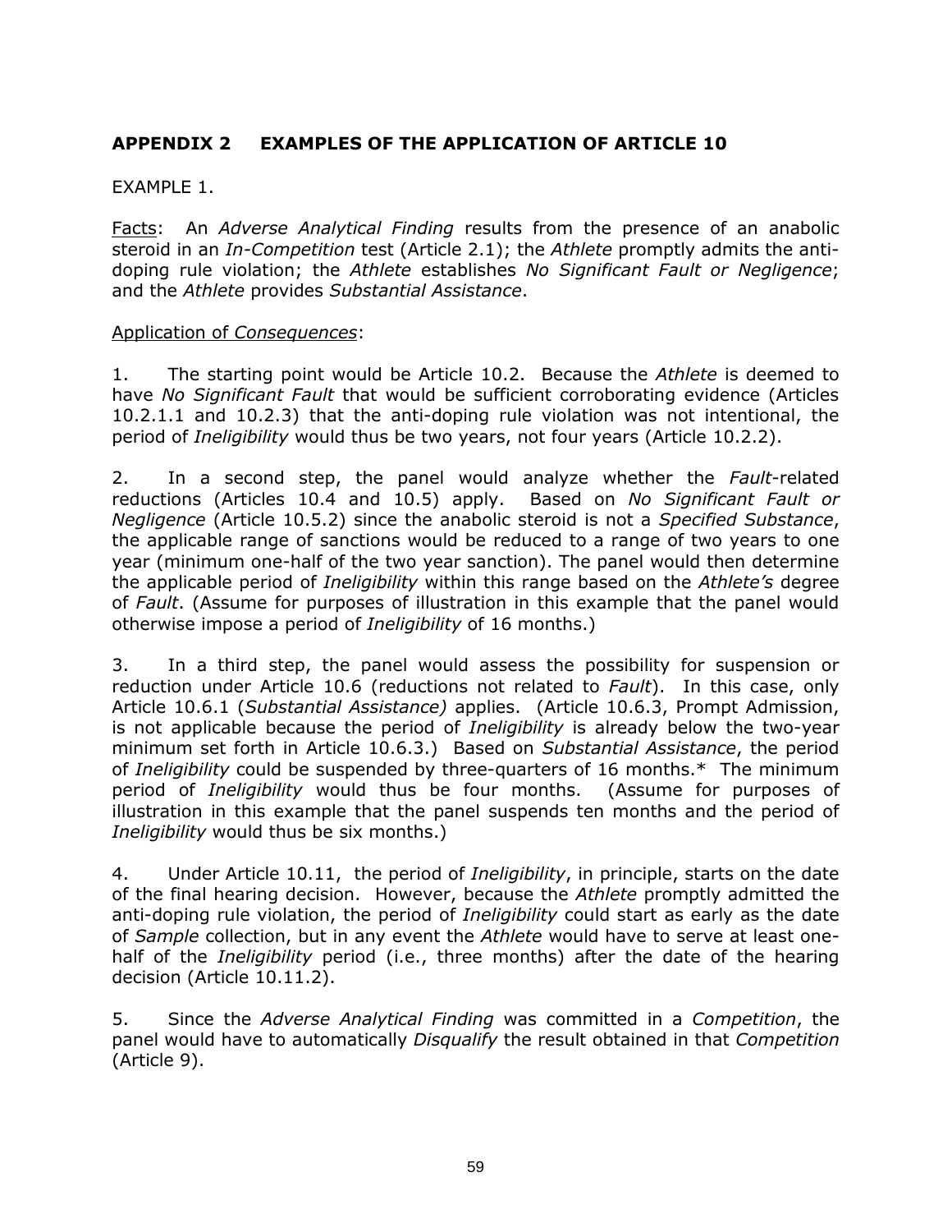## APPENDIX 2 EXAMPLES OF THE APPLICATION OF ARTICLE 10

EXAMPLE 1.

Facts: An *Adverse Analytical Finding* results from the presence of an anabolic steroid in an *In-Competition* test (Article 2.1); the *Athlete* promptly admits the anti-doping rule violation; the *Athlete* establishes *No Significant Fault or Negligence*; and the *Athlete* provides *Substantial Assistance*.

Application of *Consequences*:

1. The starting point would be Article 10.2. Because the *Athlete* is deemed to have *No Significant Fault* that would be sufficient corroborating evidence (Articles 10.2.1.1 and 10.2.3) that the anti-doping rule violation was not intentional, the period of *Ineligibility* would thus be two years, not four years (Article 10.2.2).

2. In a second step, the panel would analyze whether the *Fault*-related reductions (Articles 10.4 and 10.5) apply. Based on *No Significant Fault or Negligence* (Article 10.5.2) since the anabolic steroid is not a *Specified Substance*, the applicable range of sanctions would be reduced to a range of two years to one year (minimum one-half of the two year sanction). The panel would then determine the applicable period of *Ineligibility* within this range based on the *Athlete's* degree of *Fault*. (Assume for purposes of illustration in this example that the panel would otherwise impose a period of *Ineligibility* of 16 months.)

3. In a third step, the panel would assess the possibility for suspension or reduction under Article 10.6 (reductions not related to *Fault*). In this case, only Article 10.6.1 (*Substantial Assistance)* applies. (Article 10.6.3, Prompt Admission, is not applicable because the period of *Ineligibility* is already below the two-year minimum set forth in Article 10.6.3.) Based on *Substantial Assistance*, the period of *Ineligibility* could be suspended by three-quarters of 16 months.* The minimum period of *Ineligibility* would thus be four months. (Assume for purposes of illustration in this example that the panel suspends ten months and the period of *Ineligibility* would thus be six months.)

4. Under Article 10.11, the period of *Ineligibility*, in principle, starts on the date of the final hearing decision. However, because the *Athlete* promptly admitted the anti-doping rule violation, the period of *Ineligibility* could start as early as the date of *Sample* collection, but in any event the *Athlete* would have to serve at least one-half of the *Ineligibility* period (i.e., three months) after the date of the hearing decision (Article 10.11.2).

5. Since the *Adverse Analytical Finding* was committed in a *Competition*, the panel would have to automatically *Disqualify* the result obtained in that *Competition* (Article 9).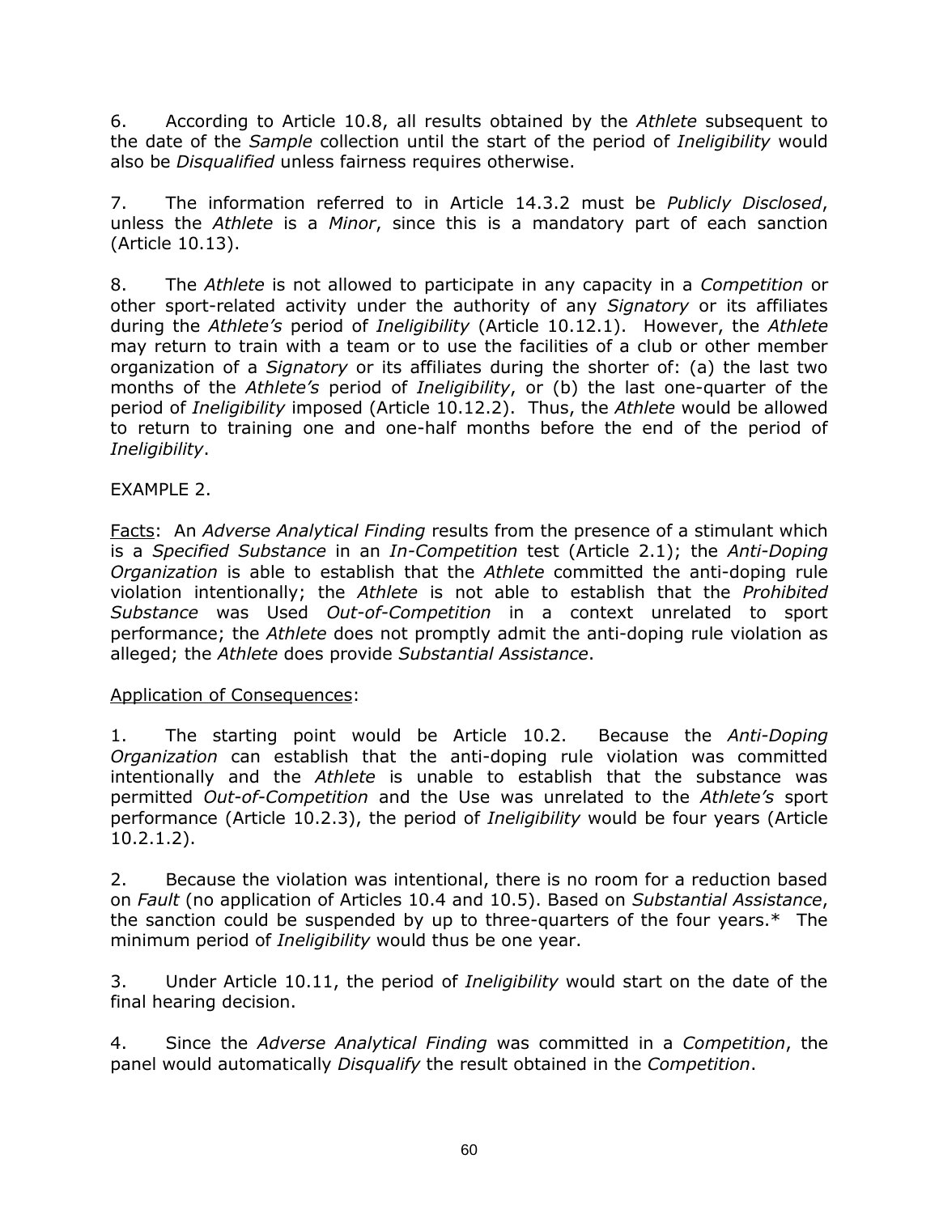6. According to Article 10.8, all results obtained by the *Athlete* subsequent to the date of the *Sample* collection until the start of the period of *Ineligibility* would also be *Disqualified* unless fairness requires otherwise.

7. The information referred to in Article 14.3.2 must be *Publicly Disclosed*, unless the *Athlete* is a *Minor*, since this is a mandatory part of each sanction (Article 10.13).

8. The *Athlete* is not allowed to participate in any capacity in a *Competition* or other sport-related activity under the authority of any *Signatory* or its affiliates during the *Athlete's* period of *Ineligibility* (Article 10.12.1). However, the *Athlete* may return to train with a team or to use the facilities of a club or other member organization of a *Signatory* or its affiliates during the shorter of: (a) the last two months of the *Athlete's* period of *Ineligibility*, or (b) the last one-quarter of the period of *Ineligibility* imposed (Article 10.12.2). Thus, the *Athlete* would be allowed to return to training one and one-half months before the end of the period of *Ineligibility*.

EXAMPLE 2.

Facts: An *Adverse Analytical Finding* results from the presence of a stimulant which is a *Specified Substance* in an *In-Competition* test (Article 2.1); the *Anti-Doping Organization* is able to establish that the *Athlete* committed the anti-doping rule violation intentionally; the *Athlete* is not able to establish that the *Prohibited Substance* was Used *Out-of-Competition* in a context unrelated to sport performance; the *Athlete* does not promptly admit the anti-doping rule violation as alleged; the *Athlete* does provide *Substantial Assistance*.

Application of Consequences:

1. The starting point would be Article 10.2. Because the *Anti-Doping Organization* can establish that the anti-doping rule violation was committed intentionally and the *Athlete* is unable to establish that the substance was permitted *Out-of-Competition* and the Use was unrelated to the *Athlete's* sport performance (Article 10.2.3), the period of *Ineligibility* would be four years (Article 10.2.1.2).

2. Because the violation was intentional, there is no room for a reduction based on *Fault* (no application of Articles 10.4 and 10.5). Based on *Substantial Assistance*, the sanction could be suspended by up to three-quarters of the four years.* The minimum period of *Ineligibility* would thus be one year.

3. Under Article 10.11, the period of *Ineligibility* would start on the date of the final hearing decision.

4. Since the *Adverse Analytical Finding* was committed in a *Competition*, the panel would automatically *Disqualify* the result obtained in the *Competition*.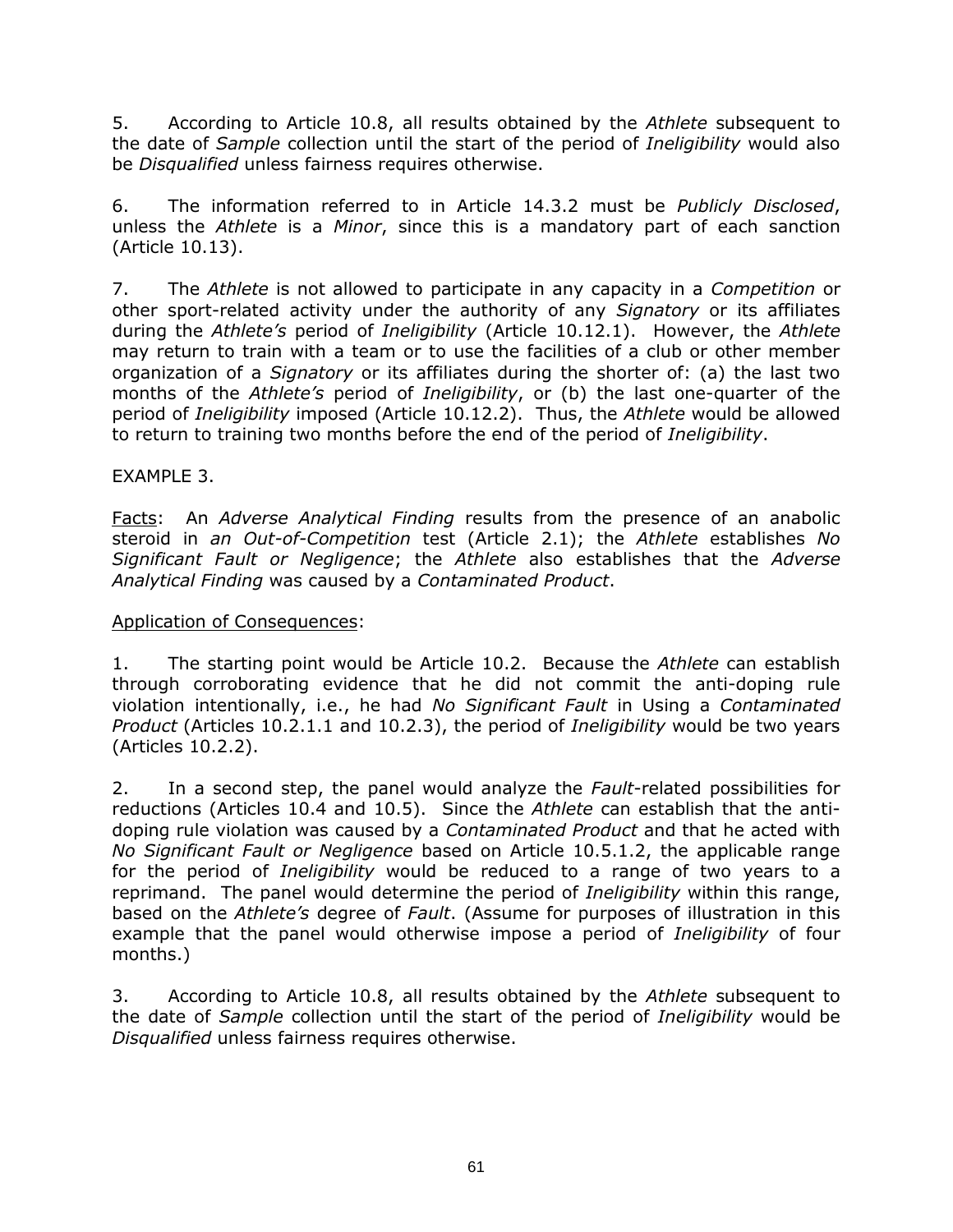5. According to Article 10.8, all results obtained by the *Athlete* subsequent to the date of *Sample* collection until the start of the period of *Ineligibility* would also be *Disqualified* unless fairness requires otherwise.

6. The information referred to in Article 14.3.2 must be *Publicly Disclosed*, unless the *Athlete* is a *Minor*, since this is a mandatory part of each sanction (Article 10.13).

7. The *Athlete* is not allowed to participate in any capacity in a *Competition* or other sport-related activity under the authority of any *Signatory* or its affiliates during the *Athlete's* period of *Ineligibility* (Article 10.12.1). However, the *Athlete* may return to train with a team or to use the facilities of a club or other member organization of a *Signatory* or its affiliates during the shorter of: (a) the last two months of the *Athlete's* period of *Ineligibility*, or (b) the last one-quarter of the period of *Ineligibility* imposed (Article 10.12.2). Thus, the *Athlete* would be allowed to return to training two months before the end of the period of *Ineligibility*.

EXAMPLE 3.

<u>Facts</u>: An *Adverse Analytical Finding* results from the presence of an anabolic steroid in *an Out-of-Competition* test (Article 2.1); the *Athlete* establishes *No Significant Fault or Negligence*; the *Athlete* also establishes that the *Adverse Analytical Finding* was caused by a *Contaminated Product*.

<u>Application of Consequences</u>:

1. The starting point would be Article 10.2. Because the *Athlete* can establish through corroborating evidence that he did not commit the anti-doping rule violation intentionally, i.e., he had *No Significant Fault* in Using a *Contaminated Product* (Articles 10.2.1.1 and 10.2.3), the period of *Ineligibility* would be two years (Articles 10.2.2).

2. In a second step, the panel would analyze the *Fault*-related possibilities for reductions (Articles 10.4 and 10.5). Since the *Athlete* can establish that the anti-doping rule violation was caused by a *Contaminated Product* and that he acted with *No Significant Fault or Negligence* based on Article 10.5.1.2, the applicable range for the period of *Ineligibility* would be reduced to a range of two years to a reprimand. The panel would determine the period of *Ineligibility* within this range, based on the *Athlete's* degree of *Fault*. (Assume for purposes of illustration in this example that the panel would otherwise impose a period of *Ineligibility* of four months.)

3. According to Article 10.8, all results obtained by the *Athlete* subsequent to the date of *Sample* collection until the start of the period of *Ineligibility* would be *Disqualified* unless fairness requires otherwise.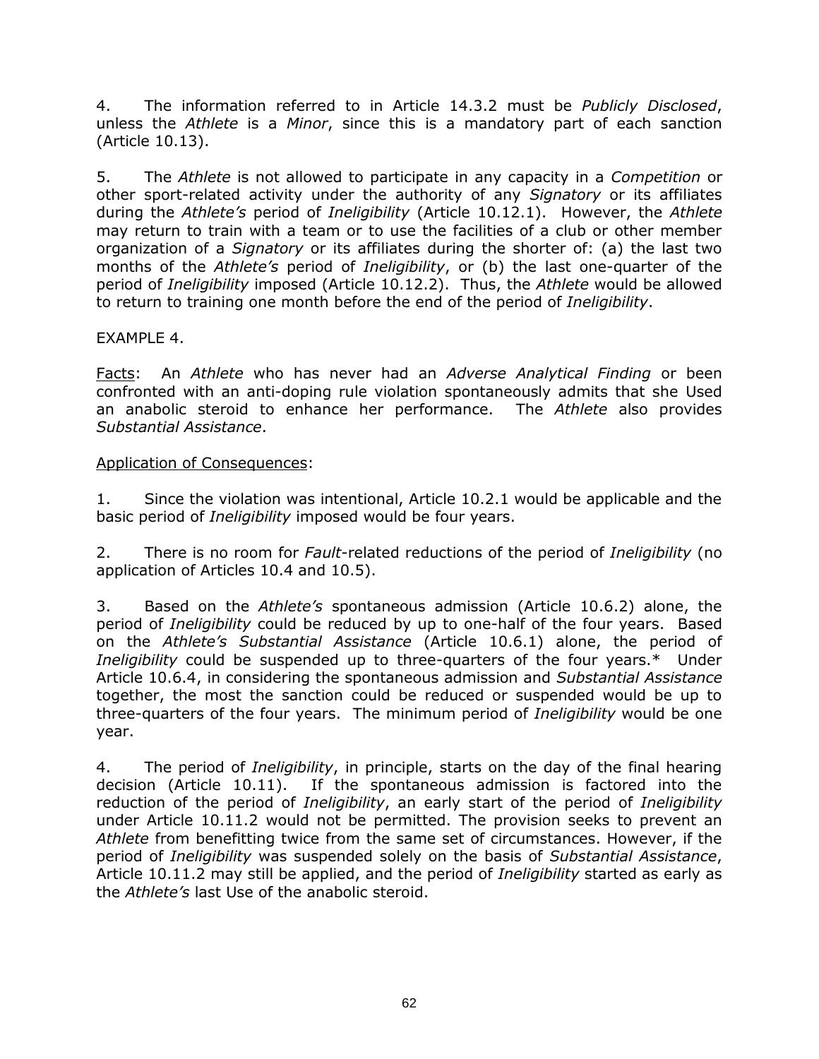4. The information referred to in Article 14.3.2 must be *Publicly Disclosed*, unless the *Athlete* is a *Minor*, since this is a mandatory part of each sanction (Article 10.13).

5. The *Athlete* is not allowed to participate in any capacity in a *Competition* or other sport-related activity under the authority of any *Signatory* or its affiliates during the *Athlete's* period of *Ineligibility* (Article 10.12.1). However, the *Athlete* may return to train with a team or to use the facilities of a club or other member organization of a *Signatory* or its affiliates during the shorter of: (a) the last two months of the *Athlete's* period of *Ineligibility*, or (b) the last one-quarter of the period of *Ineligibility* imposed (Article 10.12.2). Thus, the *Athlete* would be allowed to return to training one month before the end of the period of *Ineligibility*.

EXAMPLE 4.

<u>Facts</u>: An *Athlete* who has never had an *Adverse Analytical Finding* or been confronted with an anti-doping rule violation spontaneously admits that she Used an anabolic steroid to enhance her performance. The *Athlete* also provides *Substantial Assistance*.

<u>Application of Consequences</u>:

1. Since the violation was intentional, Article 10.2.1 would be applicable and the basic period of *Ineligibility* imposed would be four years.

2. There is no room for *Fault*-related reductions of the period of *Ineligibility* (no application of Articles 10.4 and 10.5).

3. Based on the *Athlete's* spontaneous admission (Article 10.6.2) alone, the period of *Ineligibility* could be reduced by up to one-half of the four years. Based on the *Athlete's Substantial Assistance* (Article 10.6.1) alone, the period of *Ineligibility* could be suspended up to three-quarters of the four years.* Under Article 10.6.4, in considering the spontaneous admission and *Substantial Assistance* together, the most the sanction could be reduced or suspended would be up to three-quarters of the four years. The minimum period of *Ineligibility* would be one year.

4. The period of *Ineligibility*, in principle, starts on the day of the final hearing decision (Article 10.11). If the spontaneous admission is factored into the reduction of the period of *Ineligibility*, an early start of the period of *Ineligibility* under Article 10.11.2 would not be permitted. The provision seeks to prevent an *Athlete* from benefitting twice from the same set of circumstances. However, if the period of *Ineligibility* was suspended solely on the basis of *Substantial Assistance*, Article 10.11.2 may still be applied, and the period of *Ineligibility* started as early as the *Athlete's* last Use of the anabolic steroid.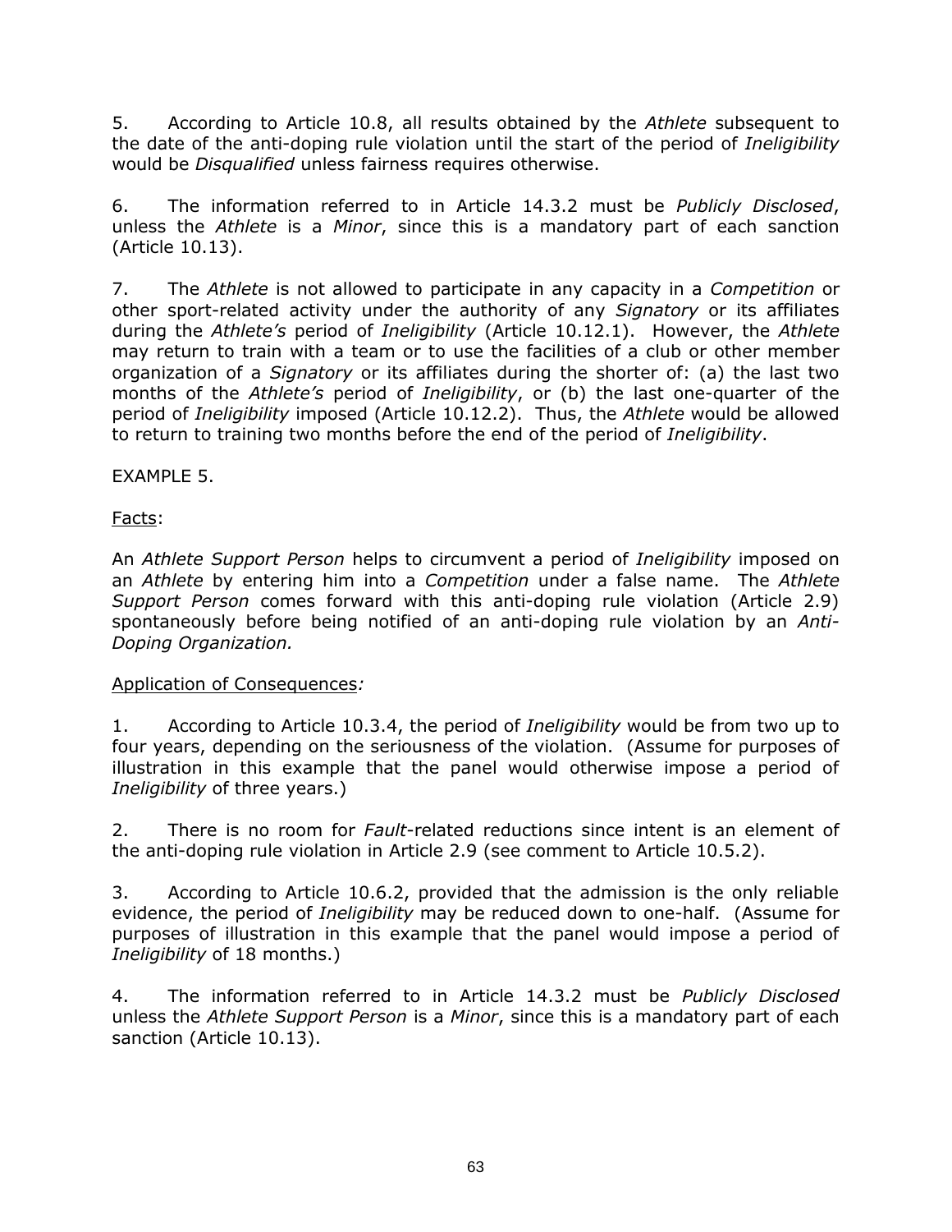5. According to Article 10.8, all results obtained by the *Athlete* subsequent to the date of the anti-doping rule violation until the start of the period of *Ineligibility* would be *Disqualified* unless fairness requires otherwise.

6. The information referred to in Article 14.3.2 must be *Publicly Disclosed*, unless the *Athlete* is a *Minor*, since this is a mandatory part of each sanction (Article 10.13).

7. The *Athlete* is not allowed to participate in any capacity in a *Competition* or other sport-related activity under the authority of any *Signatory* or its affiliates during the *Athlete's* period of *Ineligibility* (Article 10.12.1). However, the *Athlete* may return to train with a team or to use the facilities of a club or other member organization of a *Signatory* or its affiliates during the shorter of: (a) the last two months of the *Athlete's* period of *Ineligibility*, or (b) the last one-quarter of the period of *Ineligibility* imposed (Article 10.12.2). Thus, the *Athlete* would be allowed to return to training two months before the end of the period of *Ineligibility*.

EXAMPLE 5.

Facts:

An *Athlete Support Person* helps to circumvent a period of *Ineligibility* imposed on an *Athlete* by entering him into a *Competition* under a false name. The *Athlete Support Person* comes forward with this anti-doping rule violation (Article 2.9) spontaneously before being notified of an anti-doping rule violation by an *Anti-Doping Organization.*

Application of Consequences*:*

1. According to Article 10.3.4, the period of *Ineligibility* would be from two up to four years, depending on the seriousness of the violation. (Assume for purposes of illustration in this example that the panel would otherwise impose a period of *Ineligibility* of three years.)

2. There is no room for *Fault*-related reductions since intent is an element of the anti-doping rule violation in Article 2.9 (see comment to Article 10.5.2).

3. According to Article 10.6.2, provided that the admission is the only reliable evidence, the period of *Ineligibility* may be reduced down to one-half. (Assume for purposes of illustration in this example that the panel would impose a period of *Ineligibility* of 18 months.)

4. The information referred to in Article 14.3.2 must be *Publicly Disclosed* unless the *Athlete Support Person* is a *Minor*, since this is a mandatory part of each sanction (Article 10.13).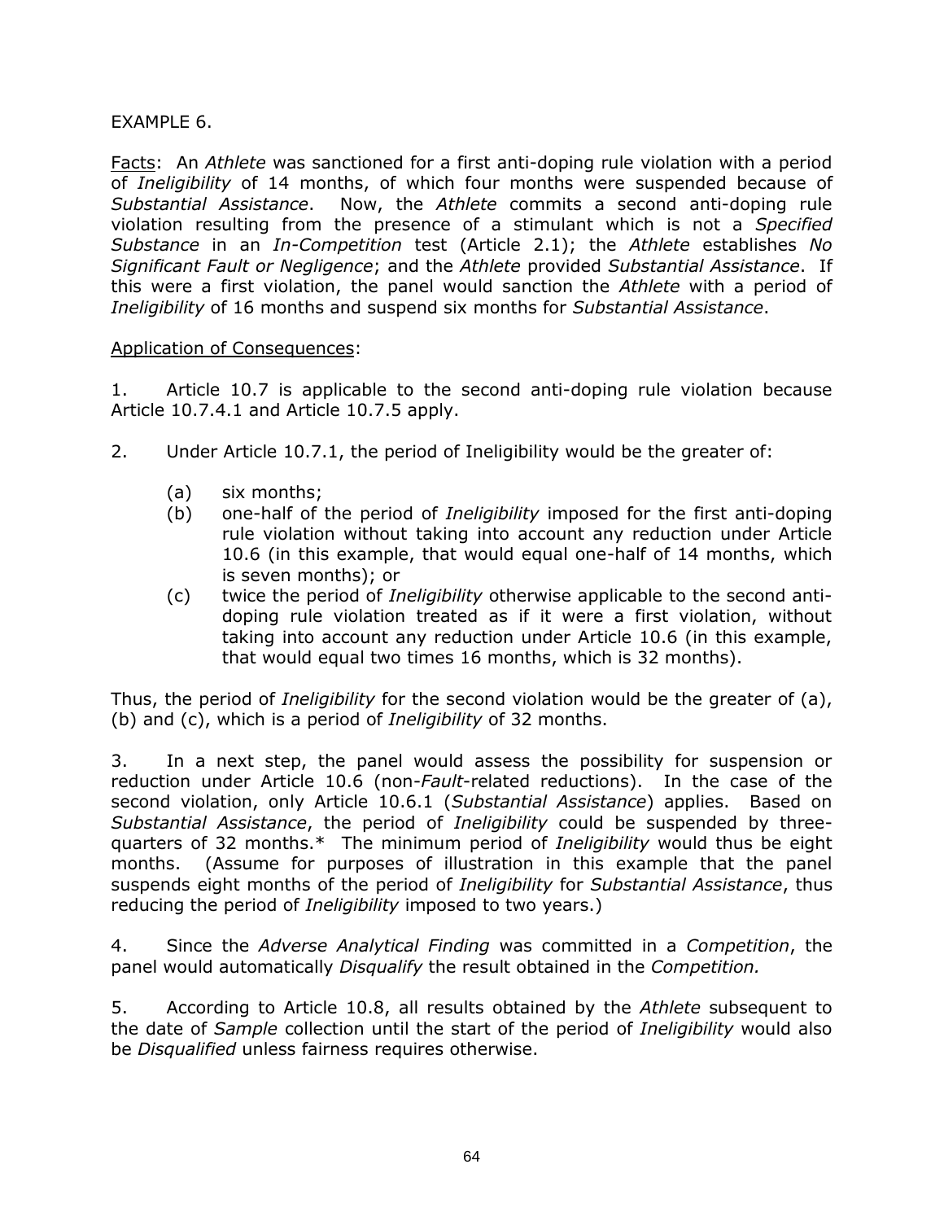EXAMPLE 6.

Facts: An *Athlete* was sanctioned for a first anti-doping rule violation with a period of *Ineligibility* of 14 months, of which four months were suspended because of *Substantial Assistance*. Now, the *Athlete* commits a second anti-doping rule violation resulting from the presence of a stimulant which is not a *Specified Substance* in an *In-Competition* test (Article 2.1); the *Athlete* establishes *No Significant Fault or Negligence*; and the *Athlete* provided *Substantial Assistance*. If this were a first violation, the panel would sanction the *Athlete* with a period of *Ineligibility* of 16 months and suspend six months for *Substantial Assistance*.

Application of Consequences:

1. Article 10.7 is applicable to the second anti-doping rule violation because Article 10.7.4.1 and Article 10.7.5 apply.

2. Under Article 10.7.1, the period of Ineligibility would be the greater of:

   (a) six months;

   (b) one-half of the period of *Ineligibility* imposed for the first anti-doping rule violation without taking into account any reduction under Article 10.6 (in this example, that would equal one-half of 14 months, which is seven months); or

   (c) twice the period of *Ineligibility* otherwise applicable to the second anti-doping rule violation treated as if it were a first violation, without taking into account any reduction under Article 10.6 (in this example, that would equal two times 16 months, which is 32 months).

Thus, the period of *Ineligibility* for the second violation would be the greater of (a), (b) and (c), which is a period of *Ineligibility* of 32 months.

3. In a next step, the panel would assess the possibility for suspension or reduction under Article 10.6 (non-*Fault*-related reductions). In the case of the second violation, only Article 10.6.1 (*Substantial Assistance*) applies. Based on *Substantial Assistance*, the period of *Ineligibility* could be suspended by three-quarters of 32 months.* The minimum period of *Ineligibility* would thus be eight months. (Assume for purposes of illustration in this example that the panel suspends eight months of the period of *Ineligibility* for *Substantial Assistance*, thus reducing the period of *Ineligibility* imposed to two years.)

4. Since the *Adverse Analytical Finding* was committed in a *Competition*, the panel would automatically *Disqualify* the result obtained in the *Competition.*

5. According to Article 10.8, all results obtained by the *Athlete* subsequent to the date of *Sample* collection until the start of the period of *Ineligibility* would also be *Disqualified* unless fairness requires otherwise.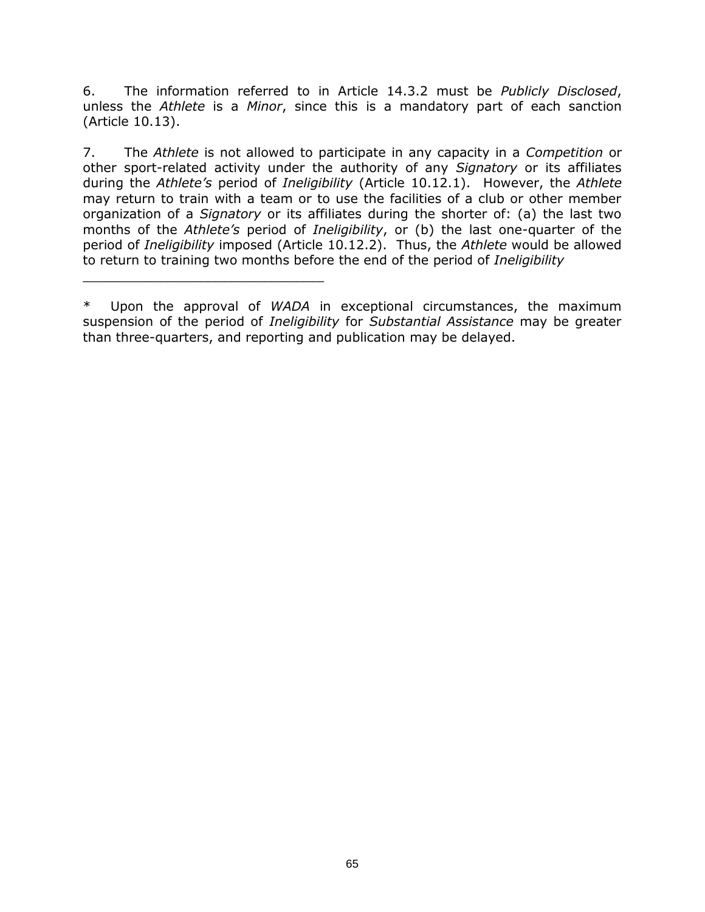6. The information referred to in Article 14.3.2 must be *Publicly Disclosed*, unless the *Athlete* is a *Minor*, since this is a mandatory part of each sanction (Article 10.13).

7. The *Athlete* is not allowed to participate in any capacity in a *Competition* or other sport-related activity under the authority of any *Signatory* or its affiliates during the *Athlete's* period of *Ineligibility* (Article 10.12.1). However, the *Athlete* may return to train with a team or to use the facilities of a club or other member organization of a *Signatory* or its affiliates during the shorter of: (a) the last two months of the *Athlete's* period of *Ineligibility*, or (b) the last one-quarter of the period of *Ineligibility* imposed (Article 10.12.2). Thus, the *Athlete* would be allowed to return to training two months before the end of the period of *Ineligibility*

______________________________

\* Upon the approval of *WADA* in exceptional circumstances, the maximum suspension of the period of *Ineligibility* for *Substantial Assistance* may be greater than three-quarters, and reporting and publication may be delayed.